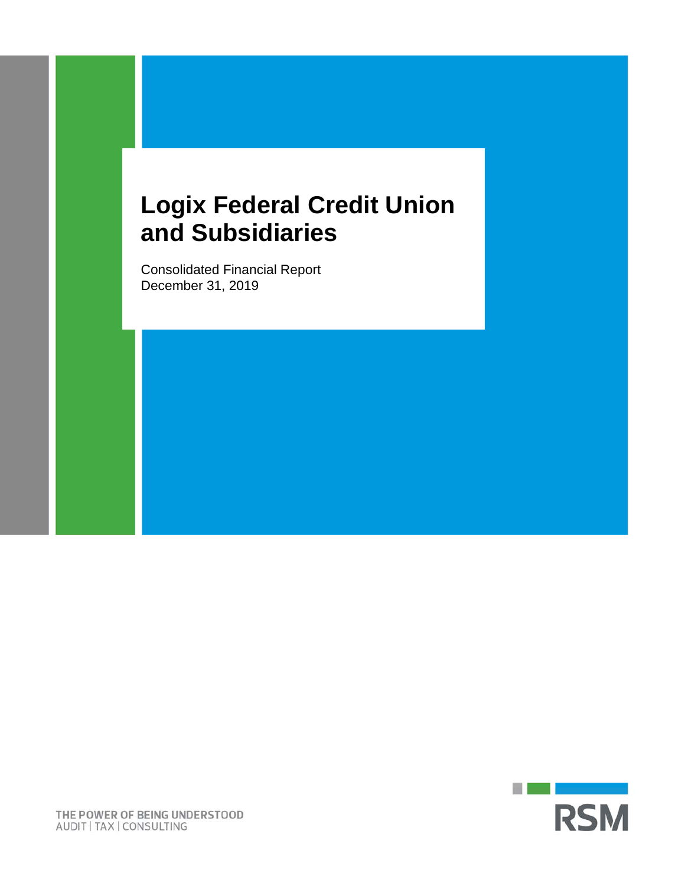# Logix Federal Credit Union and Subsidiaries

Consolidated Financial Report
December 31, 2019

THE POWER OF BEING UNDERSTOOD
AUDIT | TAX | CONSULTING

RSM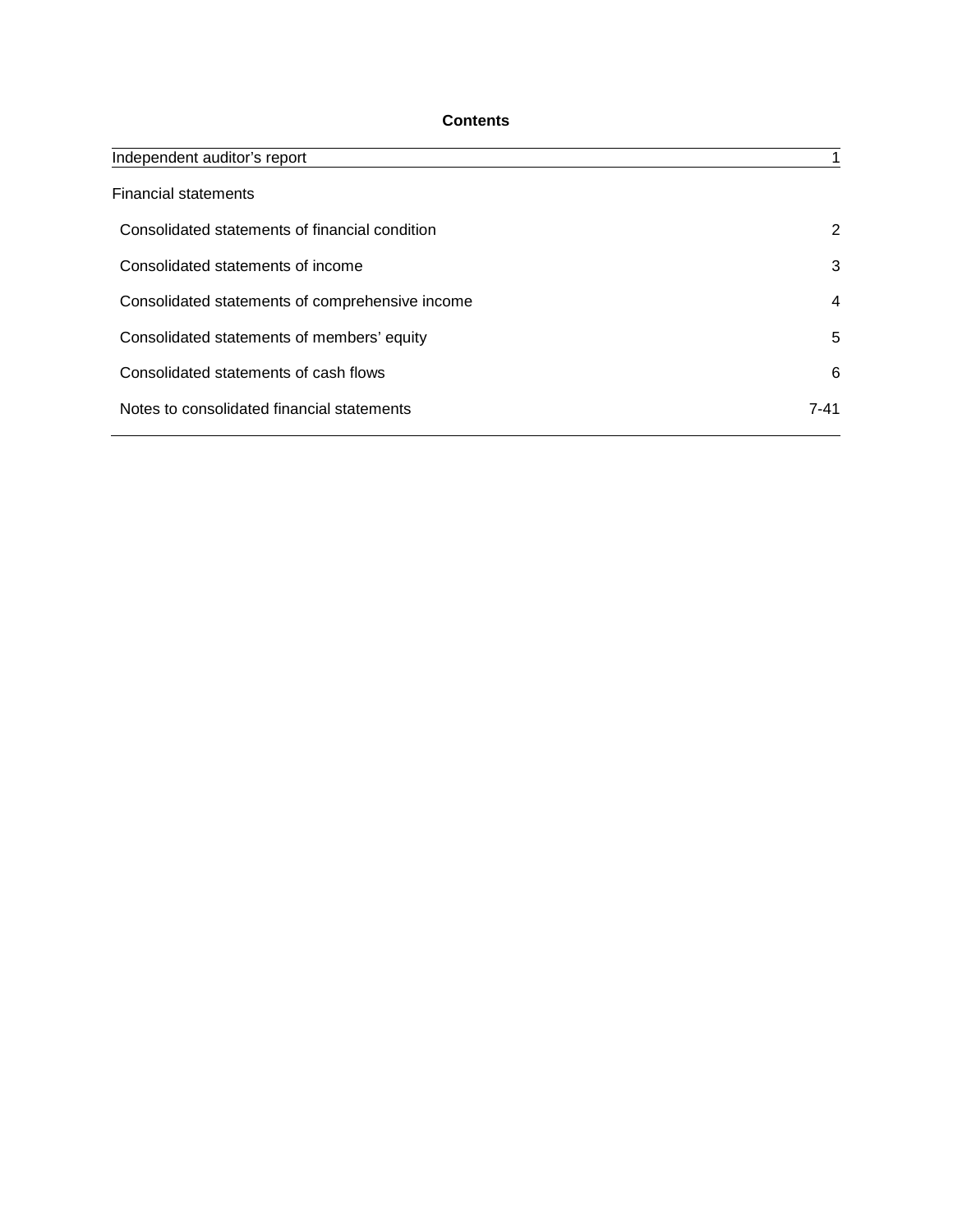# Contents

| | |
|---|---|
| Independent auditor's report | 1 |
| **Financial statements** | |
| Consolidated statements of financial condition | 2 |
| Consolidated statements of income | 3 |
| Consolidated statements of comprehensive income | 4 |
| Consolidated statements of members' equity | 5 |
| Consolidated statements of cash flows | 6 |
| Notes to consolidated financial statements | 7-41 |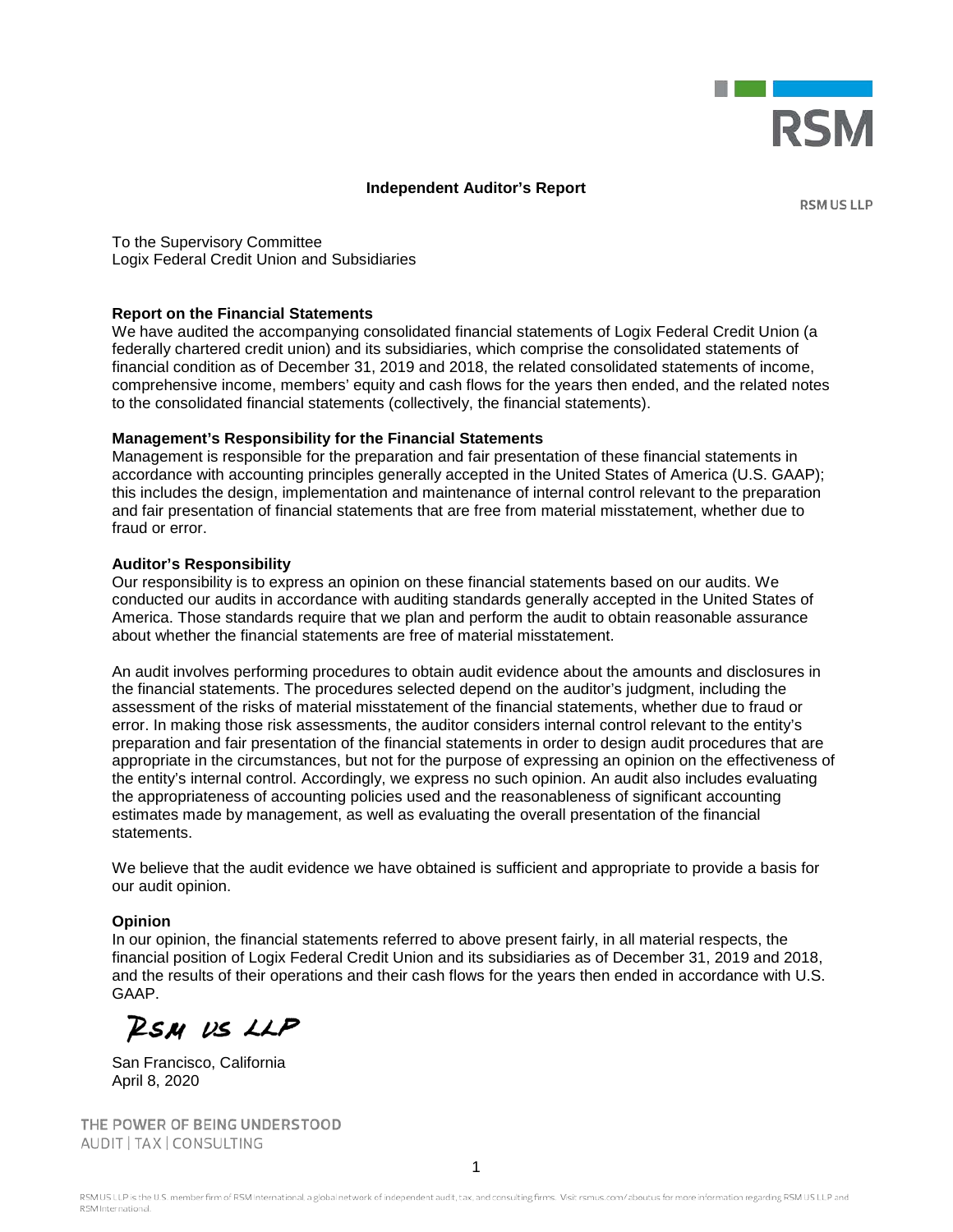RSM

# Independent Auditor's Report

RSM US LLP

To the Supervisory Committee
Logix Federal Credit Union and Subsidiaries

**Report on the Financial Statements**
We have audited the accompanying consolidated financial statements of Logix Federal Credit Union (a federally chartered credit union) and its subsidiaries, which comprise the consolidated statements of financial condition as of December 31, 2019 and 2018, the related consolidated statements of income, comprehensive income, members' equity and cash flows for the years then ended, and the related notes to the consolidated financial statements (collectively, the financial statements).

**Management's Responsibility for the Financial Statements**
Management is responsible for the preparation and fair presentation of these financial statements in accordance with accounting principles generally accepted in the United States of America (U.S. GAAP); this includes the design, implementation and maintenance of internal control relevant to the preparation and fair presentation of financial statements that are free from material misstatement, whether due to fraud or error.

**Auditor's Responsibility**
Our responsibility is to express an opinion on these financial statements based on our audits. We conducted our audits in accordance with auditing standards generally accepted in the United States of America. Those standards require that we plan and perform the audit to obtain reasonable assurance about whether the financial statements are free of material misstatement.

An audit involves performing procedures to obtain audit evidence about the amounts and disclosures in the financial statements. The procedures selected depend on the auditor's judgment, including the assessment of the risks of material misstatement of the financial statements, whether due to fraud or error. In making those risk assessments, the auditor considers internal control relevant to the entity's preparation and fair presentation of the financial statements in order to design audit procedures that are appropriate in the circumstances, but not for the purpose of expressing an opinion on the effectiveness of the entity's internal control. Accordingly, we express no such opinion. An audit also includes evaluating the appropriateness of accounting policies used and the reasonableness of significant accounting estimates made by management, as well as evaluating the overall presentation of the financial statements.

We believe that the audit evidence we have obtained is sufficient and appropriate to provide a basis for our audit opinion.

**Opinion**
In our opinion, the financial statements referred to above present fairly, in all material respects, the financial position of Logix Federal Credit Union and its subsidiaries as of December 31, 2019 and 2018, and the results of their operations and their cash flows for the years then ended in accordance with U.S. GAAP.

RSM US LLP

San Francisco, California
April 8, 2020

THE POWER OF BEING UNDERSTOOD
AUDIT | TAX | CONSULTING

RSM US LLP is the U.S. member firm of RSM International, a global network of independent audit, tax, and consulting firms. Visit rsmus.com/aboutus for more information regarding RSM US LLP and RSM International.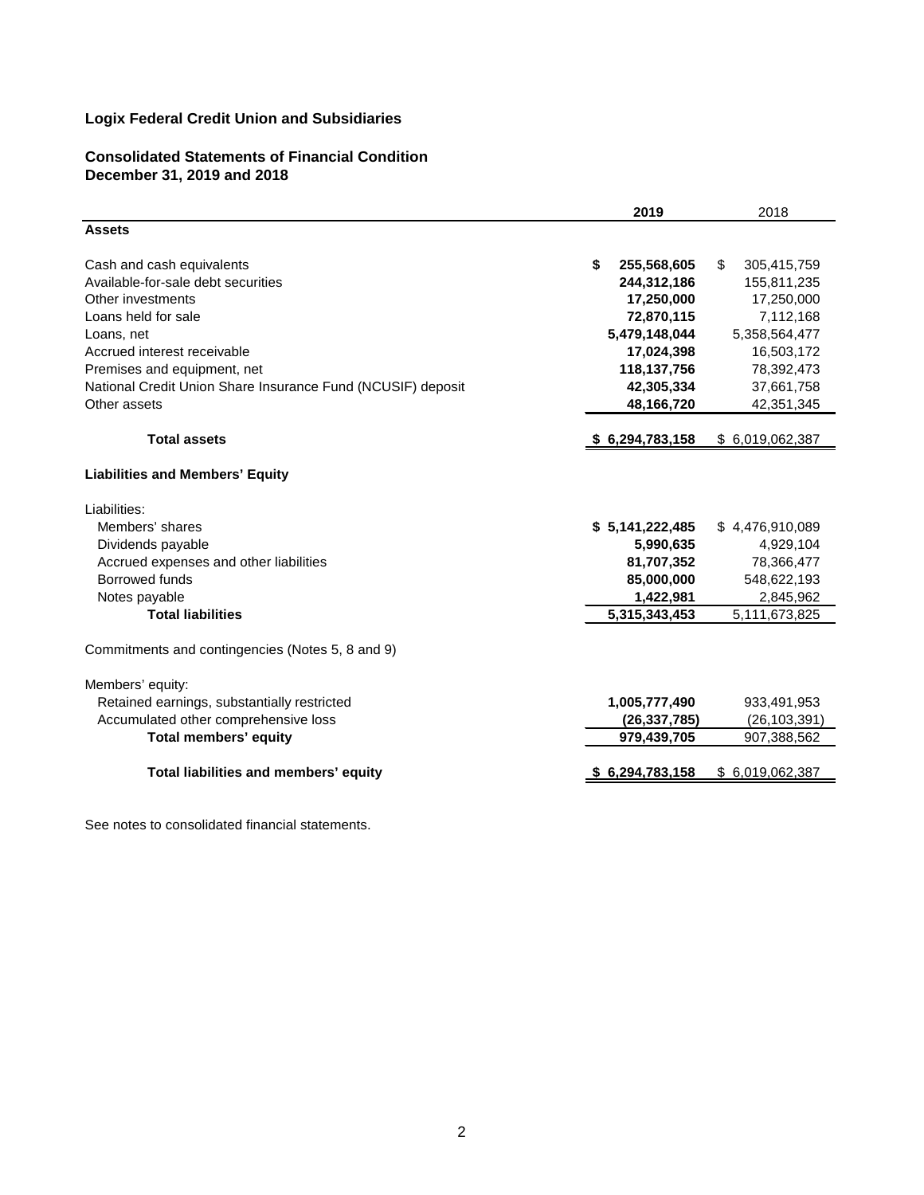**Logix Federal Credit Union and Subsidiaries**

**Consolidated Statements of Financial Condition**
**December 31, 2019 and 2018**

| | **2019** | 2018 |
|---|---|---|
| **Assets** | | |
| Cash and cash equivalents | **$ 255,568,605** | $ 305,415,759 |
| Available-for-sale debt securities | **244,312,186** | 155,811,235 |
| Other investments | **17,250,000** | 17,250,000 |
| Loans held for sale | **72,870,115** | 7,112,168 |
| Loans, net | **5,479,148,044** | 5,358,564,477 |
| Accrued interest receivable | **17,024,398** | 16,503,172 |
| Premises and equipment, net | **118,137,756** | 78,392,473 |
| National Credit Union Share Insurance Fund (NCUSIF) deposit | **42,305,334** | 37,661,758 |
| Other assets | **48,166,720** | 42,351,345 |
| **Total assets** | **$ 6,294,783,158** | $ 6,019,062,387 |
| **Liabilities and Members' Equity** | | |
| Liabilities: | | |
| Members' shares | **$ 5,141,222,485** | $ 4,476,910,089 |
| Dividends payable | **5,990,635** | 4,929,104 |
| Accrued expenses and other liabilities | **81,707,352** | 78,366,477 |
| Borrowed funds | **85,000,000** | 548,622,193 |
| Notes payable | **1,422,981** | 2,845,962 |
| **Total liabilities** | **5,315,343,453** | 5,111,673,825 |
| Commitments and contingencies (Notes 5, 8 and 9) | | |
| Members' equity: | | |
| Retained earnings, substantially restricted | **1,005,777,490** | 933,491,953 |
| Accumulated other comprehensive loss | **(26,337,785)** | (26,103,391) |
| **Total members' equity** | **979,439,705** | 907,388,562 |
| **Total liabilities and members' equity** | **$ 6,294,783,158** | $ 6,019,062,387 |

See notes to consolidated financial statements.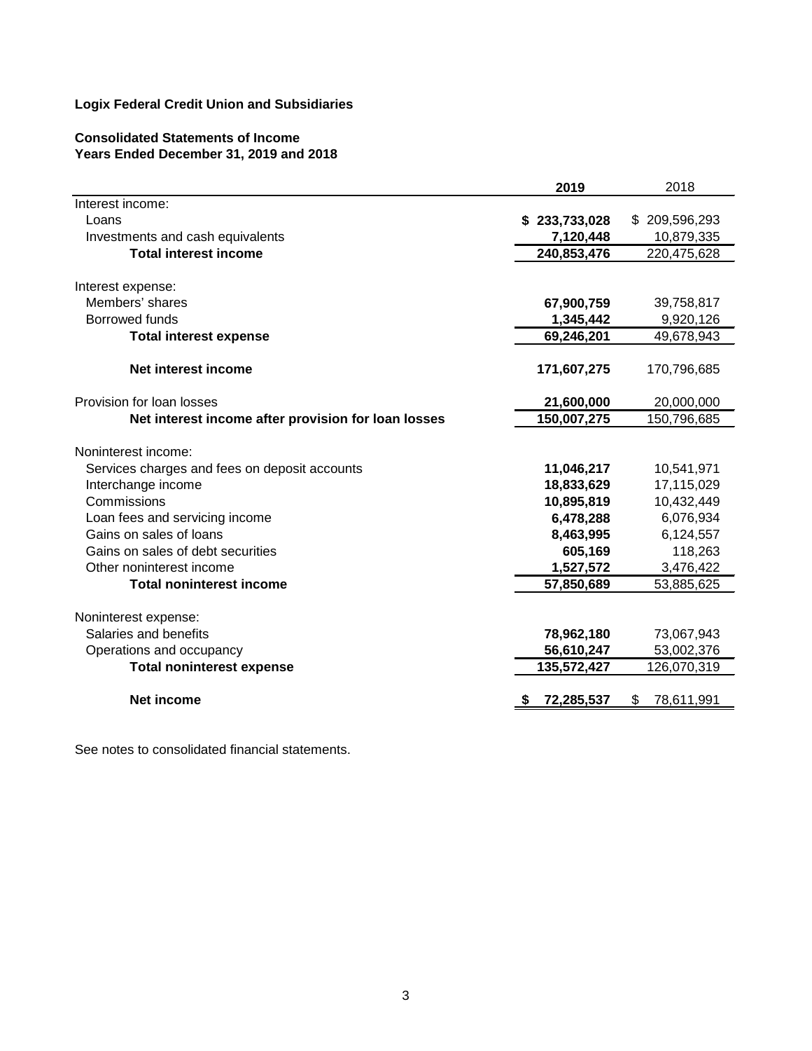**Logix Federal Credit Union and Subsidiaries**

**Consolidated Statements of Income**
**Years Ended December 31, 2019 and 2018**

| | 2019 | 2018 |
|---|---|---|
| Interest income: | | |
| Loans | **$ 233,733,028** | $ 209,596,293 |
| Investments and cash equivalents | **7,120,448** | 10,879,335 |
| **Total interest income** | **240,853,476** | 220,475,628 |
| | | |
| Interest expense: | | |
| Members' shares | **67,900,759** | 39,758,817 |
| Borrowed funds | **1,345,442** | 9,920,126 |
| **Total interest expense** | **69,246,201** | 49,678,943 |
| | | |
| **Net interest income** | **171,607,275** | 170,796,685 |
| | | |
| Provision for loan losses | **21,600,000** | 20,000,000 |
| **Net interest income after provision for loan losses** | **150,007,275** | 150,796,685 |
| | | |
| Noninterest income: | | |
| Services charges and fees on deposit accounts | **11,046,217** | 10,541,971 |
| Interchange income | **18,833,629** | 17,115,029 |
| Commissions | **10,895,819** | 10,432,449 |
| Loan fees and servicing income | **6,478,288** | 6,076,934 |
| Gains on sales of loans | **8,463,995** | 6,124,557 |
| Gains on sales of debt securities | **605,169** | 118,263 |
| Other noninterest income | **1,527,572** | 3,476,422 |
| **Total noninterest income** | **57,850,689** | 53,885,625 |
| | | |
| Noninterest expense: | | |
| Salaries and benefits | **78,962,180** | 73,067,943 |
| Operations and occupancy | **56,610,247** | 53,002,376 |
| **Total noninterest expense** | **135,572,427** | 126,070,319 |
| | | |
| **Net income** | **$ 72,285,537** | $ 78,611,991 |

See notes to consolidated financial statements.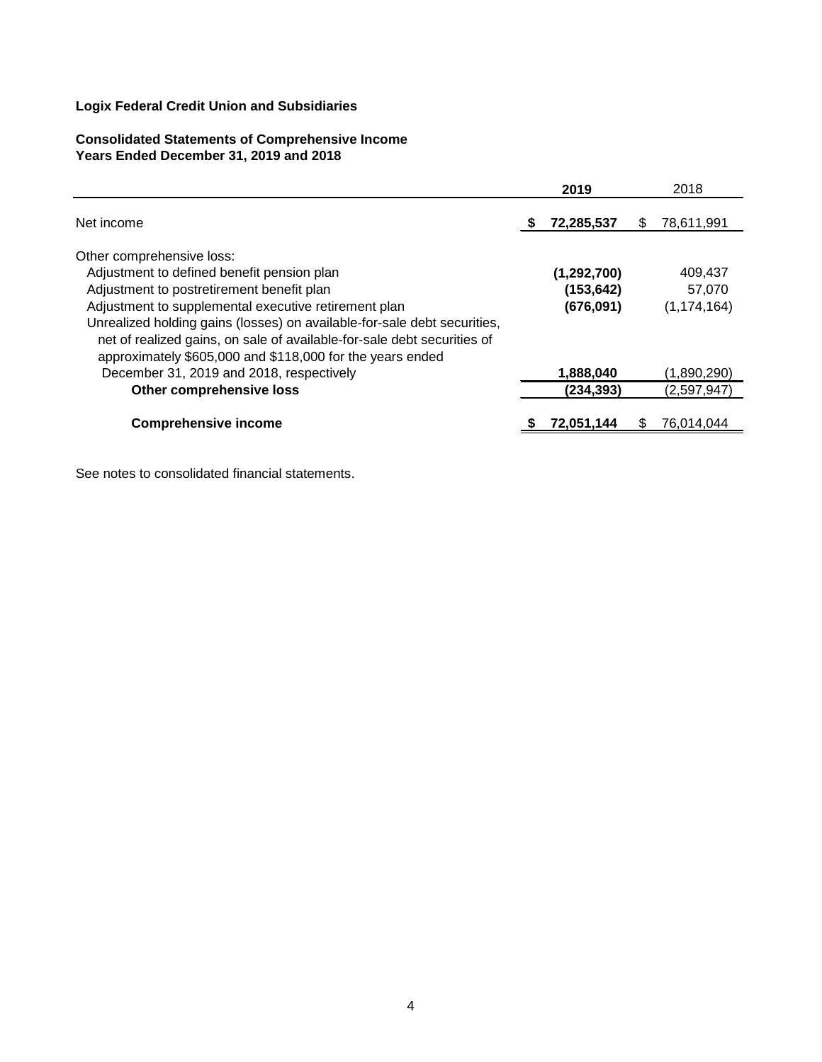**Logix Federal Credit Union and Subsidiaries**

**Consolidated Statements of Comprehensive Income**
**Years Ended December 31, 2019 and 2018**

| | **2019** | 2018 |
|---|---|---|
| Net income | **$ 72,285,537** | $ 78,611,991 |
| Other comprehensive loss: | | |
| Adjustment to defined benefit pension plan | **(1,292,700)** | 409,437 |
| Adjustment to postretirement benefit plan | **(153,642)** | 57,070 |
| Adjustment to supplemental executive retirement plan | **(676,091)** | (1,174,164) |
| Unrealized holding gains (losses) on available-for-sale debt securities, net of realized gains, on sale of available-for-sale debt securities of approximately $605,000 and $118,000 for the years ended December 31, 2019 and 2018, respectively | **1,888,040** | (1,890,290) |
| **Other comprehensive loss** | **(234,393)** | (2,597,947) |
| **Comprehensive income** | **$ 72,051,144** | $ 76,014,044 |

See notes to consolidated financial statements.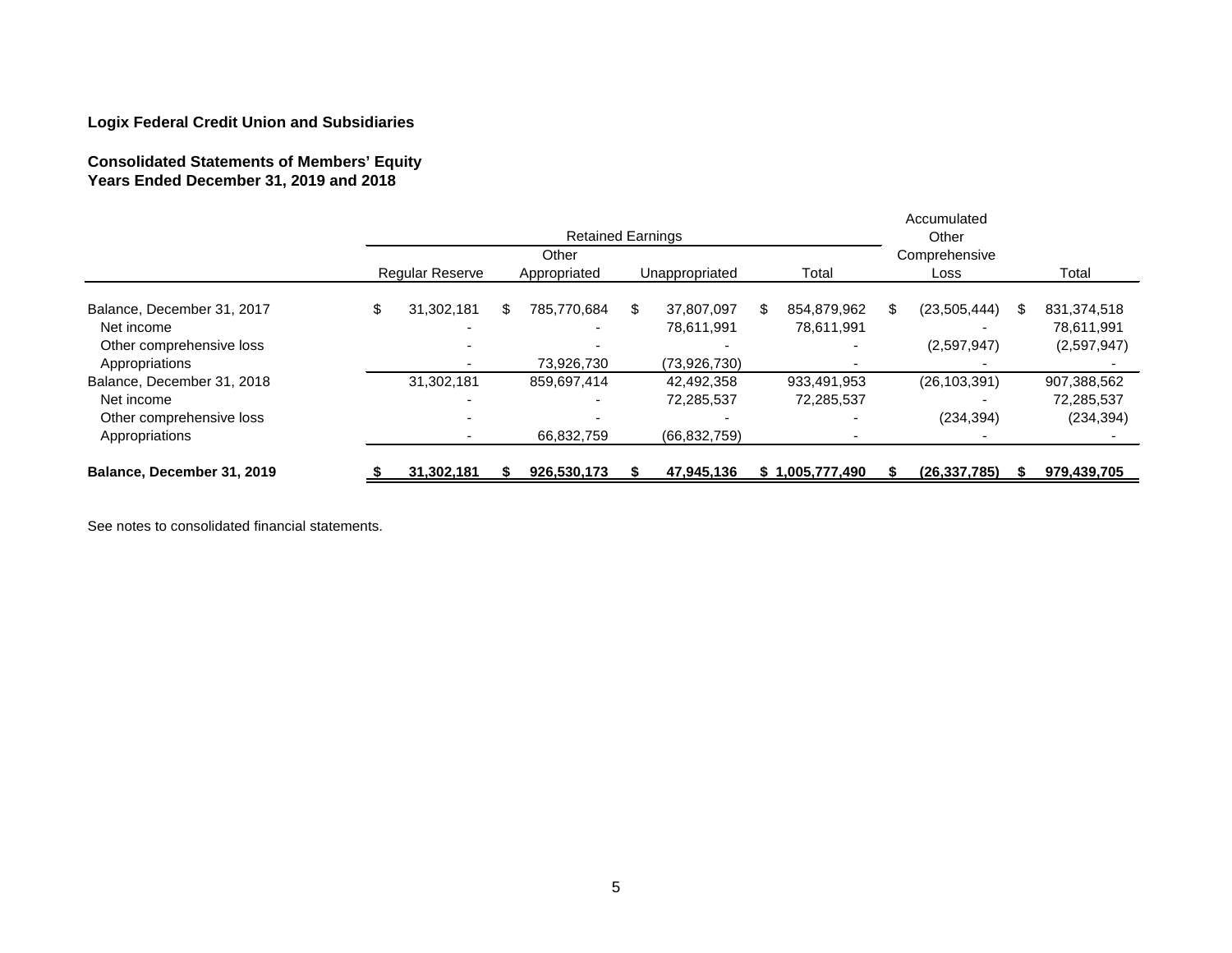**Logix Federal Credit Union and Subsidiaries**

**Consolidated Statements of Members' Equity**
**Years Ended December 31, 2019 and 2018**

| | Retained Earnings | | | | Accumulated Other Comprehensive Loss | Total |
|---|---|---|---|---|---|---|
| | Regular Reserve | Other Appropriated | Unappropriated | Total | | |
| Balance, December 31, 2017 | $ 31,302,181 | $ 785,770,684 | $ 37,807,097 | $ 854,879,962 | $ (23,505,444) | $ 831,374,518 |
| Net income | - | - | 78,611,991 | 78,611,991 | - | 78,611,991 |
| Other comprehensive loss | - | - | - | - | (2,597,947) | (2,597,947) |
| Appropriations | - | 73,926,730 | (73,926,730) | - | - | - |
| Balance, December 31, 2018 | 31,302,181 | 859,697,414 | 42,492,358 | 933,491,953 | (26,103,391) | 907,388,562 |
| Net income | - | - | 72,285,537 | 72,285,537 | - | 72,285,537 |
| Other comprehensive loss | - | - | - | - | (234,394) | (234,394) |
| Appropriations | - | 66,832,759 | (66,832,759) | - | - | - |
| **Balance, December 31, 2019** | **$ 31,302,181** | **$ 926,530,173** | **$ 47,945,136** | **$ 1,005,777,490** | **$ (26,337,785)** | **$ 979,439,705** |

See notes to consolidated financial statements.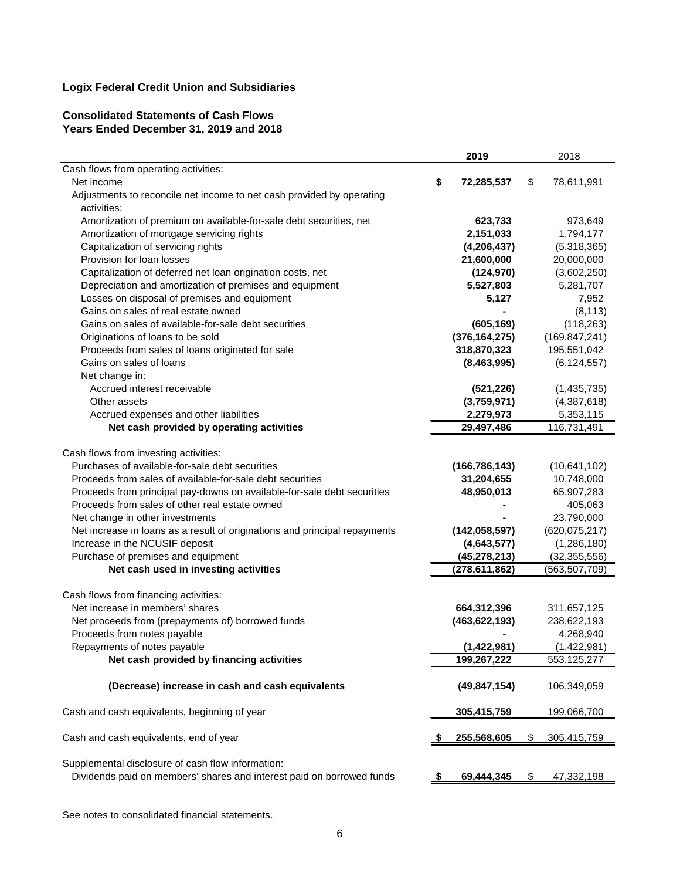**Logix Federal Credit Union and Subsidiaries**

**Consolidated Statements of Cash Flows**
**Years Ended December 31, 2019 and 2018**

| | 2019 | 2018 |
|---|---|---|
| Cash flows from operating activities: | | |
| Net income | $ 72,285,537 | $ 78,611,991 |
| Adjustments to reconcile net income to net cash provided by operating activities: | | |
| Amortization of premium on available-for-sale debt securities, net | 623,733 | 973,649 |
| Amortization of mortgage servicing rights | 2,151,033 | 1,794,177 |
| Capitalization of servicing rights | (4,206,437) | (5,318,365) |
| Provision for loan losses | 21,600,000 | 20,000,000 |
| Capitalization of deferred net loan origination costs, net | (124,970) | (3,602,250) |
| Depreciation and amortization of premises and equipment | 5,527,803 | 5,281,707 |
| Losses on disposal of premises and equipment | 5,127 | 7,952 |
| Gains on sales of real estate owned | - | (8,113) |
| Gains on sales of available-for-sale debt securities | (605,169) | (118,263) |
| Originations of loans to be sold | (376,164,275) | (169,847,241) |
| Proceeds from sales of loans originated for sale | 318,870,323 | 195,551,042 |
| Gains on sales of loans | (8,463,995) | (6,124,557) |
| Net change in: | | |
| Accrued interest receivable | (521,226) | (1,435,735) |
| Other assets | (3,759,971) | (4,387,618) |
| Accrued expenses and other liabilities | 2,279,973 | 5,353,115 |
| **Net cash provided by operating activities** | 29,497,486 | 116,731,491 |
| Cash flows from investing activities: | | |
| Purchases of available-for-sale debt securities | (166,786,143) | (10,641,102) |
| Proceeds from sales of available-for-sale debt securities | 31,204,655 | 10,748,000 |
| Proceeds from principal pay-downs on available-for-sale debt securities | 48,950,013 | 65,907,283 |
| Proceeds from sales of other real estate owned | - | 405,063 |
| Net change in other investments | - | 23,790,000 |
| Net increase in loans as a result of originations and principal repayments | (142,058,597) | (620,075,217) |
| Increase in the NCUSIF deposit | (4,643,577) | (1,286,180) |
| Purchase of premises and equipment | (45,278,213) | (32,355,556) |
| **Net cash used in investing activities** | (278,611,862) | (563,507,709) |
| Cash flows from financing activities: | | |
| Net increase in members' shares | 664,312,396 | 311,657,125 |
| Net proceeds from (prepayments of) borrowed funds | (463,622,193) | 238,622,193 |
| Proceeds from notes payable | - | 4,268,940 |
| Repayments of notes payable | (1,422,981) | (1,422,981) |
| **Net cash provided by financing activities** | 199,267,222 | 553,125,277 |
| **(Decrease) increase in cash and cash equivalents** | (49,847,154) | 106,349,059 |
| Cash and cash equivalents, beginning of year | 305,415,759 | 199,066,700 |
| Cash and cash equivalents, end of year | $ 255,568,605 | $ 305,415,759 |
| Supplemental disclosure of cash flow information: | | |
| Dividends paid on members' shares and interest paid on borrowed funds | $ 69,444,345 | $ 47,332,198 |

See notes to consolidated financial statements.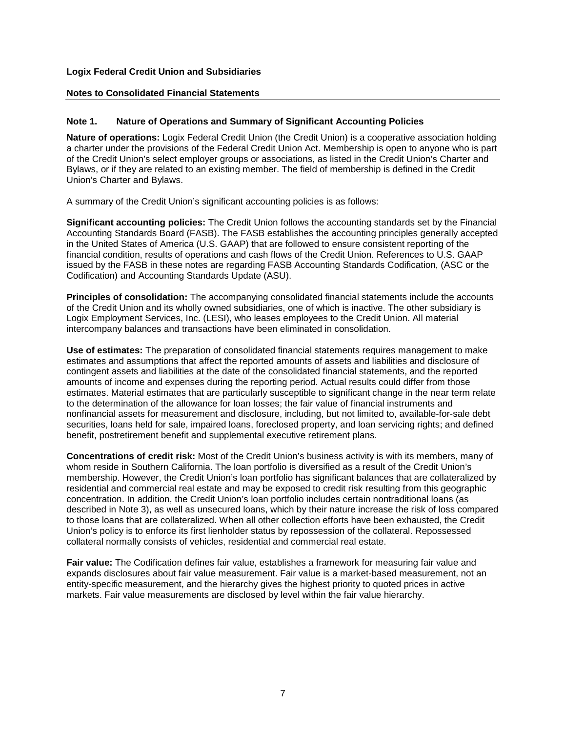**Logix Federal Credit Union and Subsidiaries**

**Notes to Consolidated Financial Statements**

## Note 1. Nature of Operations and Summary of Significant Accounting Policies

**Nature of operations:** Logix Federal Credit Union (the Credit Union) is a cooperative association holding a charter under the provisions of the Federal Credit Union Act. Membership is open to anyone who is part of the Credit Union's select employer groups or associations, as listed in the Credit Union's Charter and Bylaws, or if they are related to an existing member. The field of membership is defined in the Credit Union's Charter and Bylaws.

A summary of the Credit Union's significant accounting policies is as follows:

**Significant accounting policies:** The Credit Union follows the accounting standards set by the Financial Accounting Standards Board (FASB). The FASB establishes the accounting principles generally accepted in the United States of America (U.S. GAAP) that are followed to ensure consistent reporting of the financial condition, results of operations and cash flows of the Credit Union. References to U.S. GAAP issued by the FASB in these notes are regarding FASB Accounting Standards Codification, (ASC or the Codification) and Accounting Standards Update (ASU).

**Principles of consolidation:** The accompanying consolidated financial statements include the accounts of the Credit Union and its wholly owned subsidiaries, one of which is inactive. The other subsidiary is Logix Employment Services, Inc. (LESI), who leases employees to the Credit Union. All material intercompany balances and transactions have been eliminated in consolidation.

**Use of estimates:** The preparation of consolidated financial statements requires management to make estimates and assumptions that affect the reported amounts of assets and liabilities and disclosure of contingent assets and liabilities at the date of the consolidated financial statements, and the reported amounts of income and expenses during the reporting period. Actual results could differ from those estimates. Material estimates that are particularly susceptible to significant change in the near term relate to the determination of the allowance for loan losses; the fair value of financial instruments and nonfinancial assets for measurement and disclosure, including, but not limited to, available-for-sale debt securities, loans held for sale, impaired loans, foreclosed property, and loan servicing rights; and defined benefit, postretirement benefit and supplemental executive retirement plans.

**Concentrations of credit risk:** Most of the Credit Union's business activity is with its members, many of whom reside in Southern California. The loan portfolio is diversified as a result of the Credit Union's membership. However, the Credit Union's loan portfolio has significant balances that are collateralized by residential and commercial real estate and may be exposed to credit risk resulting from this geographic concentration. In addition, the Credit Union's loan portfolio includes certain nontraditional loans (as described in Note 3), as well as unsecured loans, which by their nature increase the risk of loss compared to those loans that are collateralized. When all other collection efforts have been exhausted, the Credit Union's policy is to enforce its first lienholder status by repossession of the collateral. Repossessed collateral normally consists of vehicles, residential and commercial real estate.

**Fair value:** The Codification defines fair value, establishes a framework for measuring fair value and expands disclosures about fair value measurement. Fair value is a market-based measurement, not an entity-specific measurement, and the hierarchy gives the highest priority to quoted prices in active markets. Fair value measurements are disclosed by level within the fair value hierarchy.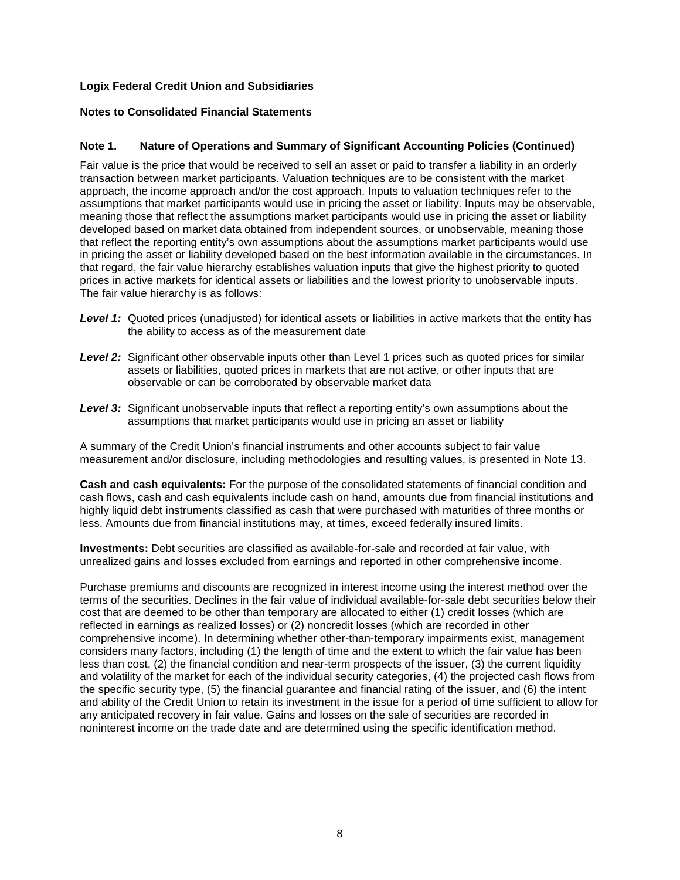**Logix Federal Credit Union and Subsidiaries**

**Notes to Consolidated Financial Statements**

## Note 1. Nature of Operations and Summary of Significant Accounting Policies (Continued)

Fair value is the price that would be received to sell an asset or paid to transfer a liability in an orderly transaction between market participants. Valuation techniques are to be consistent with the market approach, the income approach and/or the cost approach. Inputs to valuation techniques refer to the assumptions that market participants would use in pricing the asset or liability. Inputs may be observable, meaning those that reflect the assumptions market participants would use in pricing the asset or liability developed based on market data obtained from independent sources, or unobservable, meaning those that reflect the reporting entity's own assumptions about the assumptions market participants would use in pricing the asset or liability developed based on the best information available in the circumstances. In that regard, the fair value hierarchy establishes valuation inputs that give the highest priority to quoted prices in active markets for identical assets or liabilities and the lowest priority to unobservable inputs. The fair value hierarchy is as follows:

***Level 1:*** Quoted prices (unadjusted) for identical assets or liabilities in active markets that the entity has the ability to access as of the measurement date

***Level 2:*** Significant other observable inputs other than Level 1 prices such as quoted prices for similar assets or liabilities, quoted prices in markets that are not active, or other inputs that are observable or can be corroborated by observable market data

***Level 3:*** Significant unobservable inputs that reflect a reporting entity's own assumptions about the assumptions that market participants would use in pricing an asset or liability

A summary of the Credit Union's financial instruments and other accounts subject to fair value measurement and/or disclosure, including methodologies and resulting values, is presented in Note 13.

**Cash and cash equivalents:** For the purpose of the consolidated statements of financial condition and cash flows, cash and cash equivalents include cash on hand, amounts due from financial institutions and highly liquid debt instruments classified as cash that were purchased with maturities of three months or less. Amounts due from financial institutions may, at times, exceed federally insured limits.

**Investments:** Debt securities are classified as available-for-sale and recorded at fair value, with unrealized gains and losses excluded from earnings and reported in other comprehensive income.

Purchase premiums and discounts are recognized in interest income using the interest method over the terms of the securities. Declines in the fair value of individual available-for-sale debt securities below their cost that are deemed to be other than temporary are allocated to either (1) credit losses (which are reflected in earnings as realized losses) or (2) noncredit losses (which are recorded in other comprehensive income). In determining whether other-than-temporary impairments exist, management considers many factors, including (1) the length of time and the extent to which the fair value has been less than cost, (2) the financial condition and near-term prospects of the issuer, (3) the current liquidity and volatility of the market for each of the individual security categories, (4) the projected cash flows from the specific security type, (5) the financial guarantee and financial rating of the issuer, and (6) the intent and ability of the Credit Union to retain its investment in the issue for a period of time sufficient to allow for any anticipated recovery in fair value. Gains and losses on the sale of securities are recorded in noninterest income on the trade date and are determined using the specific identification method.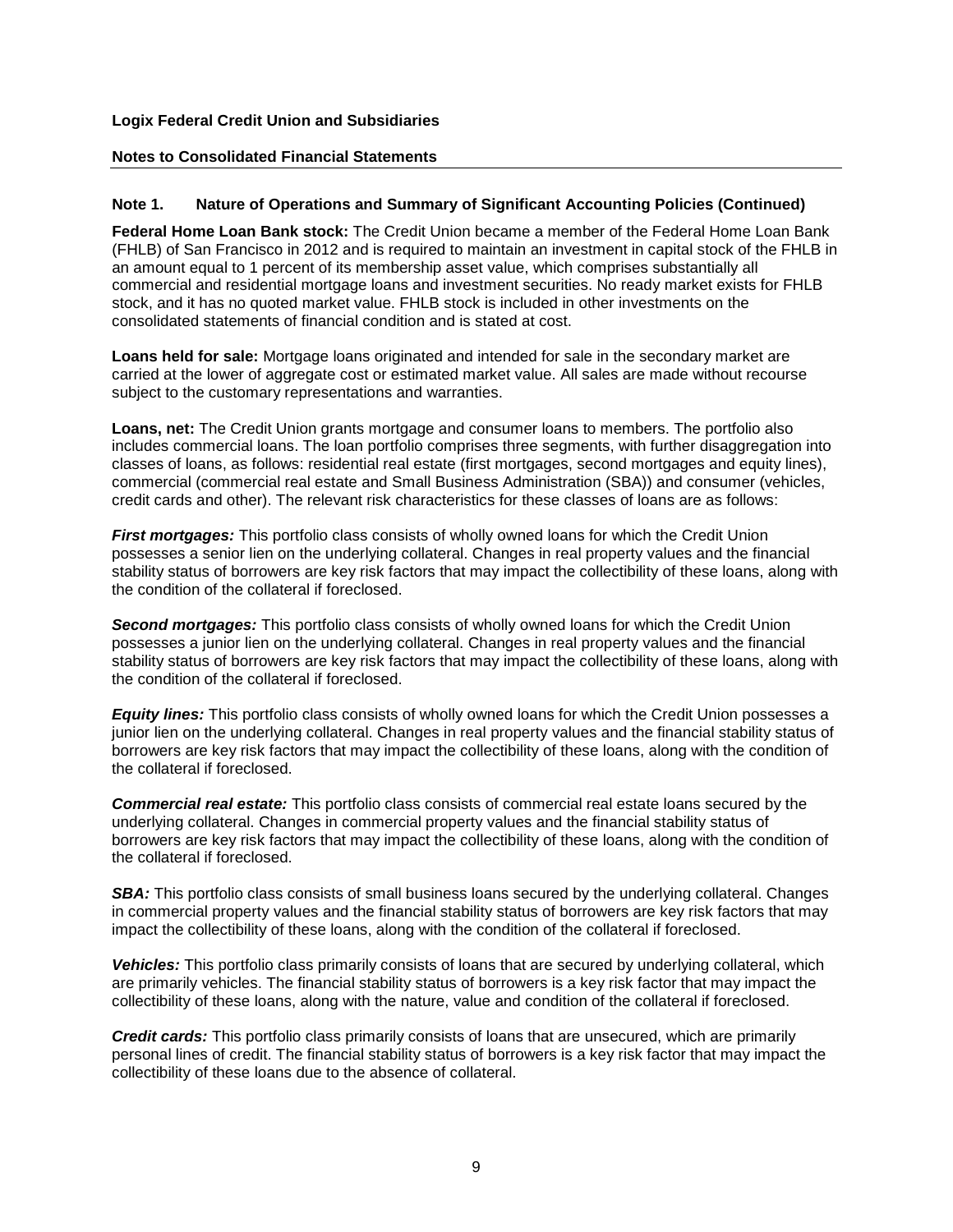**Logix Federal Credit Union and Subsidiaries**

**Notes to Consolidated Financial Statements**

**Note 1. Nature of Operations and Summary of Significant Accounting Policies (Continued)**

**Federal Home Loan Bank stock:** The Credit Union became a member of the Federal Home Loan Bank (FHLB) of San Francisco in 2012 and is required to maintain an investment in capital stock of the FHLB in an amount equal to 1 percent of its membership asset value, which comprises substantially all commercial and residential mortgage loans and investment securities. No ready market exists for FHLB stock, and it has no quoted market value. FHLB stock is included in other investments on the consolidated statements of financial condition and is stated at cost.

**Loans held for sale:** Mortgage loans originated and intended for sale in the secondary market are carried at the lower of aggregate cost or estimated market value. All sales are made without recourse subject to the customary representations and warranties.

**Loans, net:** The Credit Union grants mortgage and consumer loans to members. The portfolio also includes commercial loans. The loan portfolio comprises three segments, with further disaggregation into classes of loans, as follows: residential real estate (first mortgages, second mortgages and equity lines), commercial (commercial real estate and Small Business Administration (SBA)) and consumer (vehicles, credit cards and other). The relevant risk characteristics for these classes of loans are as follows:

***First mortgages:*** This portfolio class consists of wholly owned loans for which the Credit Union possesses a senior lien on the underlying collateral. Changes in real property values and the financial stability status of borrowers are key risk factors that may impact the collectibility of these loans, along with the condition of the collateral if foreclosed.

***Second mortgages:*** This portfolio class consists of wholly owned loans for which the Credit Union possesses a junior lien on the underlying collateral. Changes in real property values and the financial stability status of borrowers are key risk factors that may impact the collectibility of these loans, along with the condition of the collateral if foreclosed.

***Equity lines:*** This portfolio class consists of wholly owned loans for which the Credit Union possesses a junior lien on the underlying collateral. Changes in real property values and the financial stability status of borrowers are key risk factors that may impact the collectibility of these loans, along with the condition of the collateral if foreclosed.

***Commercial real estate:*** This portfolio class consists of commercial real estate loans secured by the underlying collateral. Changes in commercial property values and the financial stability status of borrowers are key risk factors that may impact the collectibility of these loans, along with the condition of the collateral if foreclosed.

***SBA:*** This portfolio class consists of small business loans secured by the underlying collateral. Changes in commercial property values and the financial stability status of borrowers are key risk factors that may impact the collectibility of these loans, along with the condition of the collateral if foreclosed.

***Vehicles:*** This portfolio class primarily consists of loans that are secured by underlying collateral, which are primarily vehicles. The financial stability status of borrowers is a key risk factor that may impact the collectibility of these loans, along with the nature, value and condition of the collateral if foreclosed.

***Credit cards:*** This portfolio class primarily consists of loans that are unsecured, which are primarily personal lines of credit. The financial stability status of borrowers is a key risk factor that may impact the collectibility of these loans due to the absence of collateral.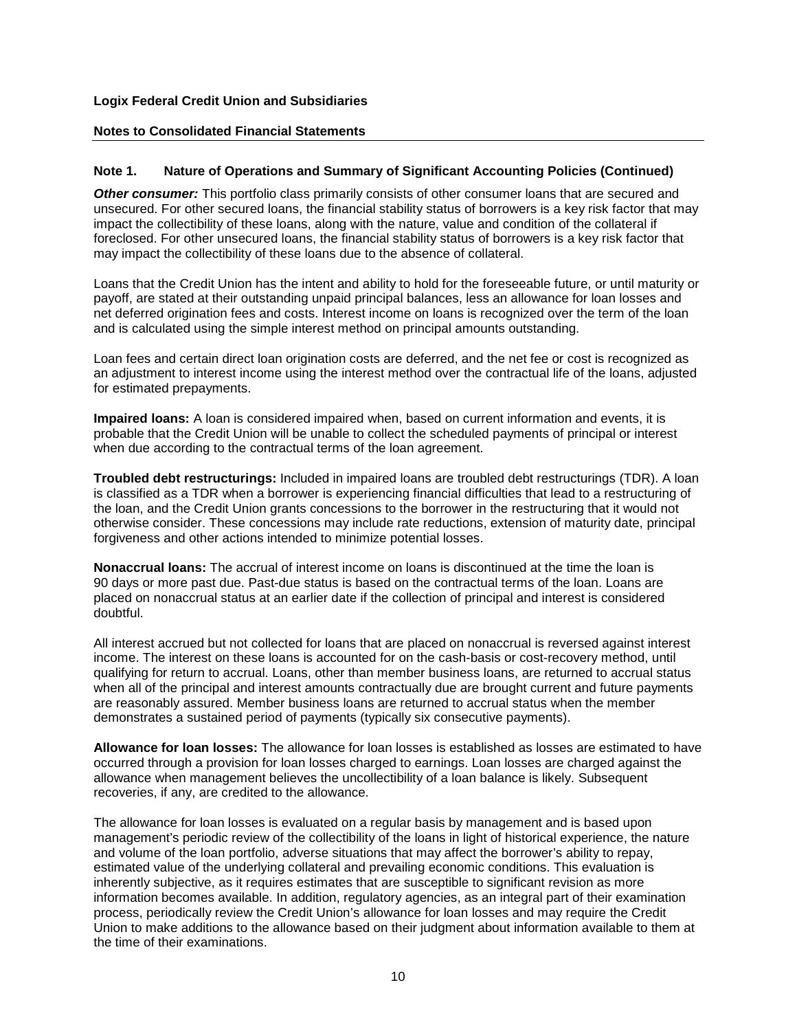**Logix Federal Credit Union and Subsidiaries**

**Notes to Consolidated Financial Statements**

**Note 1. Nature of Operations and Summary of Significant Accounting Policies (Continued)**

***Other consumer:*** This portfolio class primarily consists of other consumer loans that are secured and unsecured. For other secured loans, the financial stability status of borrowers is a key risk factor that may impact the collectibility of these loans, along with the nature, value and condition of the collateral if foreclosed. For other unsecured loans, the financial stability status of borrowers is a key risk factor that may impact the collectibility of these loans due to the absence of collateral.

Loans that the Credit Union has the intent and ability to hold for the foreseeable future, or until maturity or payoff, are stated at their outstanding unpaid principal balances, less an allowance for loan losses and net deferred origination fees and costs. Interest income on loans is recognized over the term of the loan and is calculated using the simple interest method on principal amounts outstanding.

Loan fees and certain direct loan origination costs are deferred, and the net fee or cost is recognized as an adjustment to interest income using the interest method over the contractual life of the loans, adjusted for estimated prepayments.

**Impaired loans:** A loan is considered impaired when, based on current information and events, it is probable that the Credit Union will be unable to collect the scheduled payments of principal or interest when due according to the contractual terms of the loan agreement.

**Troubled debt restructurings:** Included in impaired loans are troubled debt restructurings (TDR). A loan is classified as a TDR when a borrower is experiencing financial difficulties that lead to a restructuring of the loan, and the Credit Union grants concessions to the borrower in the restructuring that it would not otherwise consider. These concessions may include rate reductions, extension of maturity date, principal forgiveness and other actions intended to minimize potential losses.

**Nonaccrual loans:** The accrual of interest income on loans is discontinued at the time the loan is 90 days or more past due. Past-due status is based on the contractual terms of the loan. Loans are placed on nonaccrual status at an earlier date if the collection of principal and interest is considered doubtful.

All interest accrued but not collected for loans that are placed on nonaccrual is reversed against interest income. The interest on these loans is accounted for on the cash-basis or cost-recovery method, until qualifying for return to accrual. Loans, other than member business loans, are returned to accrual status when all of the principal and interest amounts contractually due are brought current and future payments are reasonably assured. Member business loans are returned to accrual status when the member demonstrates a sustained period of payments (typically six consecutive payments).

**Allowance for loan losses:** The allowance for loan losses is established as losses are estimated to have occurred through a provision for loan losses charged to earnings. Loan losses are charged against the allowance when management believes the uncollectibility of a loan balance is likely. Subsequent recoveries, if any, are credited to the allowance.

The allowance for loan losses is evaluated on a regular basis by management and is based upon management's periodic review of the collectibility of the loans in light of historical experience, the nature and volume of the loan portfolio, adverse situations that may affect the borrower's ability to repay, estimated value of the underlying collateral and prevailing economic conditions. This evaluation is inherently subjective, as it requires estimates that are susceptible to significant revision as more information becomes available. In addition, regulatory agencies, as an integral part of their examination process, periodically review the Credit Union's allowance for loan losses and may require the Credit Union to make additions to the allowance based on their judgment about information available to them at the time of their examinations.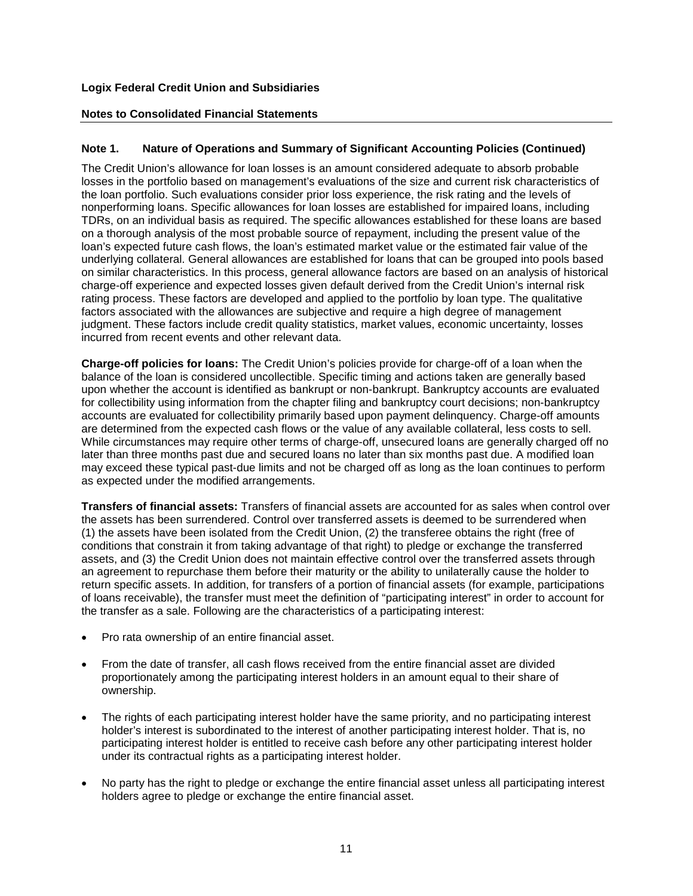**Note 1. Nature of Operations and Summary of Significant Accounting Policies (Continued)**

The Credit Union's allowance for loan losses is an amount considered adequate to absorb probable losses in the portfolio based on management's evaluations of the size and current risk characteristics of the loan portfolio. Such evaluations consider prior loss experience, the risk rating and the levels of nonperforming loans. Specific allowances for loan losses are established for impaired loans, including TDRs, on an individual basis as required. The specific allowances established for these loans are based on a thorough analysis of the most probable source of repayment, including the present value of the loan's expected future cash flows, the loan's estimated market value or the estimated fair value of the underlying collateral. General allowances are established for loans that can be grouped into pools based on similar characteristics. In this process, general allowance factors are based on an analysis of historical charge-off experience and expected losses given default derived from the Credit Union's internal risk rating process. These factors are developed and applied to the portfolio by loan type. The qualitative factors associated with the allowances are subjective and require a high degree of management judgment. These factors include credit quality statistics, market values, economic uncertainty, losses incurred from recent events and other relevant data.

**Charge-off policies for loans:** The Credit Union's policies provide for charge-off of a loan when the balance of the loan is considered uncollectible. Specific timing and actions taken are generally based upon whether the account is identified as bankrupt or non-bankrupt. Bankruptcy accounts are evaluated for collectibility using information from the chapter filing and bankruptcy court decisions; non-bankruptcy accounts are evaluated for collectibility primarily based upon payment delinquency. Charge-off amounts are determined from the expected cash flows or the value of any available collateral, less costs to sell. While circumstances may require other terms of charge-off, unsecured loans are generally charged off no later than three months past due and secured loans no later than six months past due. A modified loan may exceed these typical past-due limits and not be charged off as long as the loan continues to perform as expected under the modified arrangements.

**Transfers of financial assets:** Transfers of financial assets are accounted for as sales when control over the assets has been surrendered. Control over transferred assets is deemed to be surrendered when (1) the assets have been isolated from the Credit Union, (2) the transferee obtains the right (free of conditions that constrain it from taking advantage of that right) to pledge or exchange the transferred assets, and (3) the Credit Union does not maintain effective control over the transferred assets through an agreement to repurchase them before their maturity or the ability to unilaterally cause the holder to return specific assets. In addition, for transfers of a portion of financial assets (for example, participations of loans receivable), the transfer must meet the definition of "participating interest" in order to account for the transfer as a sale. Following are the characteristics of a participating interest:

- Pro rata ownership of an entire financial asset.
- From the date of transfer, all cash flows received from the entire financial asset are divided proportionately among the participating interest holders in an amount equal to their share of ownership.
- The rights of each participating interest holder have the same priority, and no participating interest holder's interest is subordinated to the interest of another participating interest holder. That is, no participating interest holder is entitled to receive cash before any other participating interest holder under its contractual rights as a participating interest holder.
- No party has the right to pledge or exchange the entire financial asset unless all participating interest holders agree to pledge or exchange the entire financial asset.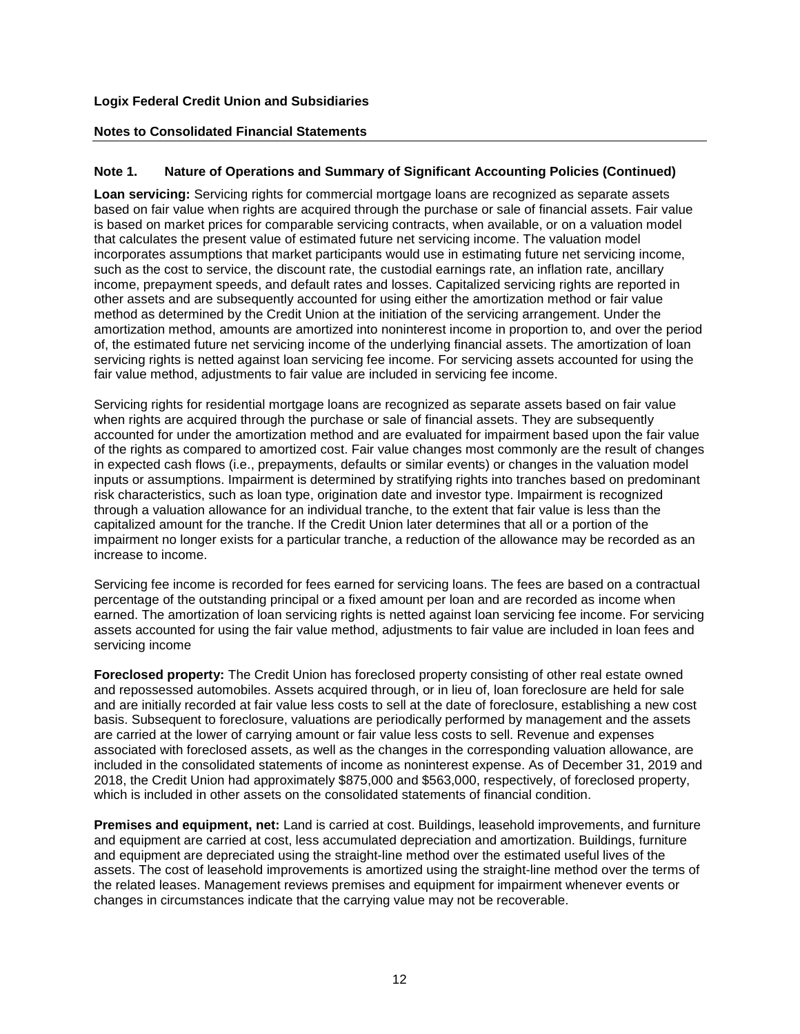**Logix Federal Credit Union and Subsidiaries**

**Notes to Consolidated Financial Statements**

**Note 1. Nature of Operations and Summary of Significant Accounting Policies (Continued)**

**Loan servicing:** Servicing rights for commercial mortgage loans are recognized as separate assets based on fair value when rights are acquired through the purchase or sale of financial assets. Fair value is based on market prices for comparable servicing contracts, when available, or on a valuation model that calculates the present value of estimated future net servicing income. The valuation model incorporates assumptions that market participants would use in estimating future net servicing income, such as the cost to service, the discount rate, the custodial earnings rate, an inflation rate, ancillary income, prepayment speeds, and default rates and losses. Capitalized servicing rights are reported in other assets and are subsequently accounted for using either the amortization method or fair value method as determined by the Credit Union at the initiation of the servicing arrangement. Under the amortization method, amounts are amortized into noninterest income in proportion to, and over the period of, the estimated future net servicing income of the underlying financial assets. The amortization of loan servicing rights is netted against loan servicing fee income. For servicing assets accounted for using the fair value method, adjustments to fair value are included in servicing fee income.

Servicing rights for residential mortgage loans are recognized as separate assets based on fair value when rights are acquired through the purchase or sale of financial assets. They are subsequently accounted for under the amortization method and are evaluated for impairment based upon the fair value of the rights as compared to amortized cost. Fair value changes most commonly are the result of changes in expected cash flows (i.e., prepayments, defaults or similar events) or changes in the valuation model inputs or assumptions. Impairment is determined by stratifying rights into tranches based on predominant risk characteristics, such as loan type, origination date and investor type. Impairment is recognized through a valuation allowance for an individual tranche, to the extent that fair value is less than the capitalized amount for the tranche. If the Credit Union later determines that all or a portion of the impairment no longer exists for a particular tranche, a reduction of the allowance may be recorded as an increase to income.

Servicing fee income is recorded for fees earned for servicing loans. The fees are based on a contractual percentage of the outstanding principal or a fixed amount per loan and are recorded as income when earned. The amortization of loan servicing rights is netted against loan servicing fee income. For servicing assets accounted for using the fair value method, adjustments to fair value are included in loan fees and servicing income

**Foreclosed property:** The Credit Union has foreclosed property consisting of other real estate owned and repossessed automobiles. Assets acquired through, or in lieu of, loan foreclosure are held for sale and are initially recorded at fair value less costs to sell at the date of foreclosure, establishing a new cost basis. Subsequent to foreclosure, valuations are periodically performed by management and the assets are carried at the lower of carrying amount or fair value less costs to sell. Revenue and expenses associated with foreclosed assets, as well as the changes in the corresponding valuation allowance, are included in the consolidated statements of income as noninterest expense. As of December 31, 2019 and 2018, the Credit Union had approximately $875,000 and $563,000, respectively, of foreclosed property, which is included in other assets on the consolidated statements of financial condition.

**Premises and equipment, net:** Land is carried at cost. Buildings, leasehold improvements, and furniture and equipment are carried at cost, less accumulated depreciation and amortization. Buildings, furniture and equipment are depreciated using the straight-line method over the estimated useful lives of the assets. The cost of leasehold improvements is amortized using the straight-line method over the terms of the related leases. Management reviews premises and equipment for impairment whenever events or changes in circumstances indicate that the carrying value may not be recoverable.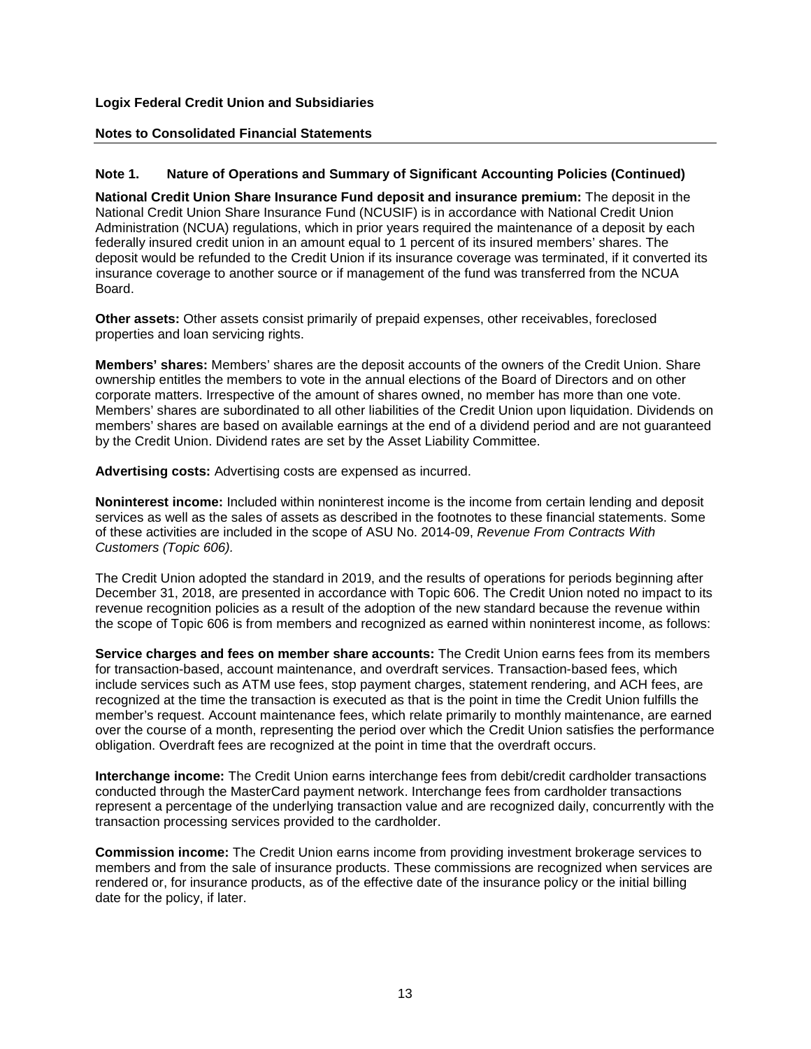**Logix Federal Credit Union and Subsidiaries**

**Notes to Consolidated Financial Statements**

## Note 1. Nature of Operations and Summary of Significant Accounting Policies (Continued)

**National Credit Union Share Insurance Fund deposit and insurance premium:** The deposit in the National Credit Union Share Insurance Fund (NCUSIF) is in accordance with National Credit Union Administration (NCUA) regulations, which in prior years required the maintenance of a deposit by each federally insured credit union in an amount equal to 1 percent of its insured members' shares. The deposit would be refunded to the Credit Union if its insurance coverage was terminated, if it converted its insurance coverage to another source or if management of the fund was transferred from the NCUA Board.

**Other assets:** Other assets consist primarily of prepaid expenses, other receivables, foreclosed properties and loan servicing rights.

**Members' shares:** Members' shares are the deposit accounts of the owners of the Credit Union. Share ownership entitles the members to vote in the annual elections of the Board of Directors and on other corporate matters. Irrespective of the amount of shares owned, no member has more than one vote. Members' shares are subordinated to all other liabilities of the Credit Union upon liquidation. Dividends on members' shares are based on available earnings at the end of a dividend period and are not guaranteed by the Credit Union. Dividend rates are set by the Asset Liability Committee.

**Advertising costs:** Advertising costs are expensed as incurred.

**Noninterest income:** Included within noninterest income is the income from certain lending and deposit services as well as the sales of assets as described in the footnotes to these financial statements. Some of these activities are included in the scope of ASU No. 2014-09, *Revenue From Contracts With Customers (Topic 606)*.

The Credit Union adopted the standard in 2019, and the results of operations for periods beginning after December 31, 2018, are presented in accordance with Topic 606. The Credit Union noted no impact to its revenue recognition policies as a result of the adoption of the new standard because the revenue within the scope of Topic 606 is from members and recognized as earned within noninterest income, as follows:

**Service charges and fees on member share accounts:** The Credit Union earns fees from its members for transaction-based, account maintenance, and overdraft services. Transaction-based fees, which include services such as ATM use fees, stop payment charges, statement rendering, and ACH fees, are recognized at the time the transaction is executed as that is the point in time the Credit Union fulfills the member's request. Account maintenance fees, which relate primarily to monthly maintenance, are earned over the course of a month, representing the period over which the Credit Union satisfies the performance obligation. Overdraft fees are recognized at the point in time that the overdraft occurs.

**Interchange income:** The Credit Union earns interchange fees from debit/credit cardholder transactions conducted through the MasterCard payment network. Interchange fees from cardholder transactions represent a percentage of the underlying transaction value and are recognized daily, concurrently with the transaction processing services provided to the cardholder.

**Commission income:** The Credit Union earns income from providing investment brokerage services to members and from the sale of insurance products. These commissions are recognized when services are rendered or, for insurance products, as of the effective date of the insurance policy or the initial billing date for the policy, if later.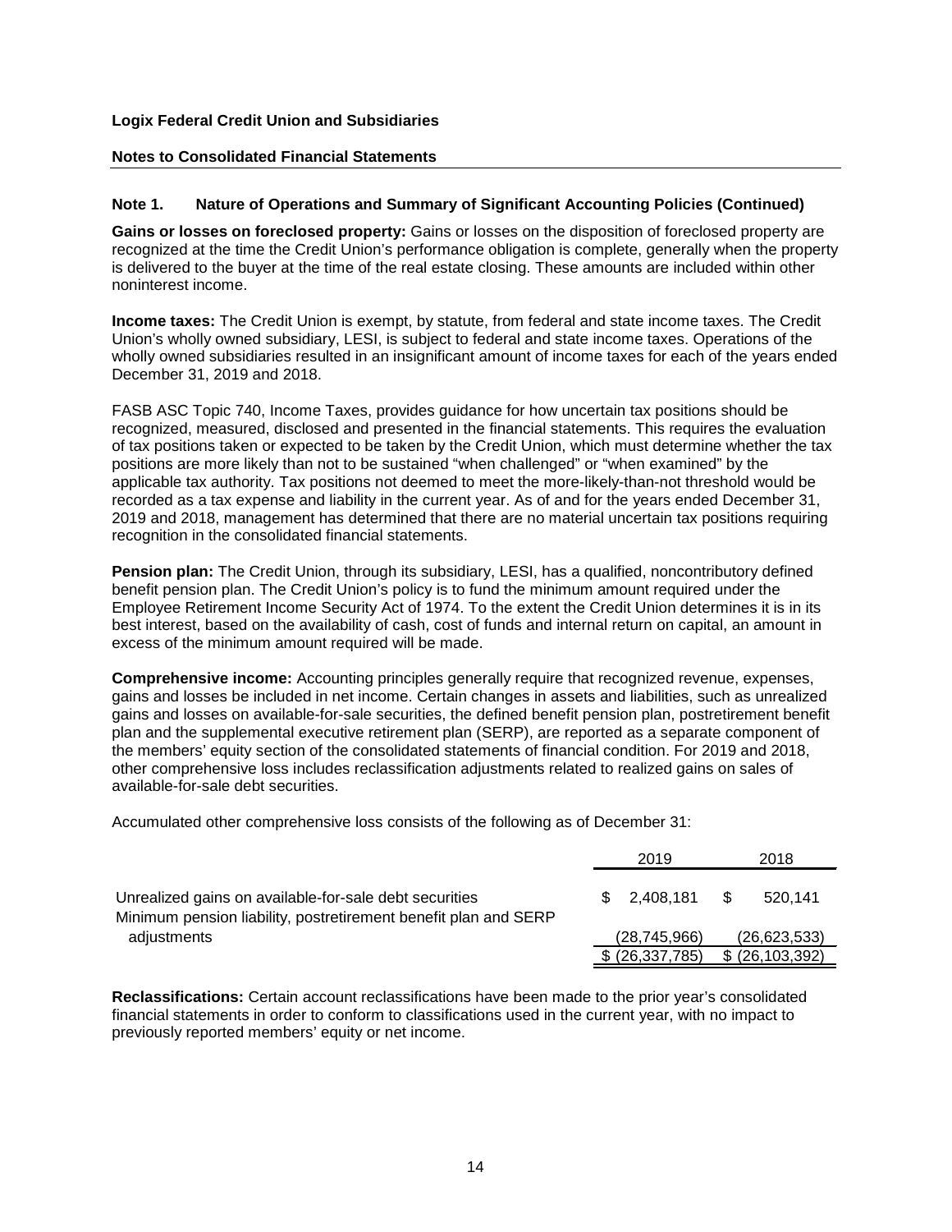**Logix Federal Credit Union and Subsidiaries**

**Notes to Consolidated Financial Statements**

## Note 1. Nature of Operations and Summary of Significant Accounting Policies (Continued)

**Gains or losses on foreclosed property:** Gains or losses on the disposition of foreclosed property are recognized at the time the Credit Union's performance obligation is complete, generally when the property is delivered to the buyer at the time of the real estate closing. These amounts are included within other noninterest income.

**Income taxes:** The Credit Union is exempt, by statute, from federal and state income taxes. The Credit Union's wholly owned subsidiary, LESI, is subject to federal and state income taxes. Operations of the wholly owned subsidiaries resulted in an insignificant amount of income taxes for each of the years ended December 31, 2019 and 2018.

FASB ASC Topic 740, Income Taxes, provides guidance for how uncertain tax positions should be recognized, measured, disclosed and presented in the financial statements. This requires the evaluation of tax positions taken or expected to be taken by the Credit Union, which must determine whether the tax positions are more likely than not to be sustained "when challenged" or "when examined" by the applicable tax authority. Tax positions not deemed to meet the more-likely-than-not threshold would be recorded as a tax expense and liability in the current year. As of and for the years ended December 31, 2019 and 2018, management has determined that there are no material uncertain tax positions requiring recognition in the consolidated financial statements.

**Pension plan:** The Credit Union, through its subsidiary, LESI, has a qualified, noncontributory defined benefit pension plan. The Credit Union's policy is to fund the minimum amount required under the Employee Retirement Income Security Act of 1974. To the extent the Credit Union determines it is in its best interest, based on the availability of cash, cost of funds and internal return on capital, an amount in excess of the minimum amount required will be made.

**Comprehensive income:** Accounting principles generally require that recognized revenue, expenses, gains and losses be included in net income. Certain changes in assets and liabilities, such as unrealized gains and losses on available-for-sale securities, the defined benefit pension plan, postretirement benefit plan and the supplemental executive retirement plan (SERP), are reported as a separate component of the members' equity section of the consolidated statements of financial condition. For 2019 and 2018, other comprehensive loss includes reclassification adjustments related to realized gains on sales of available-for-sale debt securities.

Accumulated other comprehensive loss consists of the following as of December 31:

| | 2019 | 2018 |
|---|---|---|
| Unrealized gains on available-for-sale debt securities | $ 2,408,181 | $ 520,141 |
| Minimum pension liability, postretirement benefit plan and SERP adjustments | (28,745,966) | (26,623,533) |
| | $ (26,337,785) | $ (26,103,392) |

**Reclassifications:** Certain account reclassifications have been made to the prior year's consolidated financial statements in order to conform to classifications used in the current year, with no impact to previously reported members' equity or net income.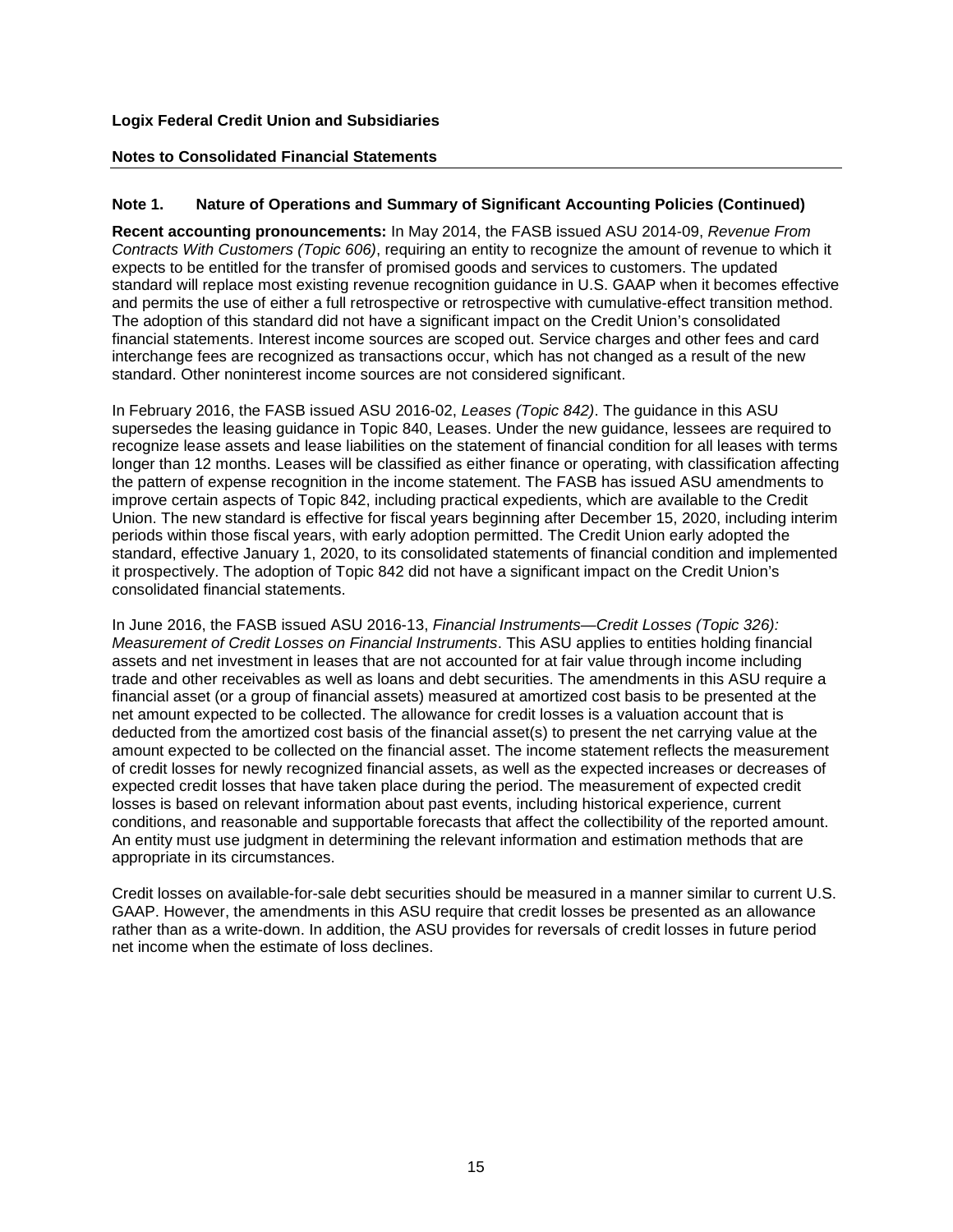**Logix Federal Credit Union and Subsidiaries**

**Notes to Consolidated Financial Statements**

## Note 1. Nature of Operations and Summary of Significant Accounting Policies (Continued)

**Recent accounting pronouncements:** In May 2014, the FASB issued ASU 2014-09, *Revenue From Contracts With Customers (Topic 606)*, requiring an entity to recognize the amount of revenue to which it expects to be entitled for the transfer of promised goods and services to customers. The updated standard will replace most existing revenue recognition guidance in U.S. GAAP when it becomes effective and permits the use of either a full retrospective or retrospective with cumulative-effect transition method. The adoption of this standard did not have a significant impact on the Credit Union's consolidated financial statements. Interest income sources are scoped out. Service charges and other fees and card interchange fees are recognized as transactions occur, which has not changed as a result of the new standard. Other noninterest income sources are not considered significant.

In February 2016, the FASB issued ASU 2016-02, *Leases (Topic 842)*. The guidance in this ASU supersedes the leasing guidance in Topic 840, Leases. Under the new guidance, lessees are required to recognize lease assets and lease liabilities on the statement of financial condition for all leases with terms longer than 12 months. Leases will be classified as either finance or operating, with classification affecting the pattern of expense recognition in the income statement. The FASB has issued ASU amendments to improve certain aspects of Topic 842, including practical expedients, which are available to the Credit Union. The new standard is effective for fiscal years beginning after December 15, 2020, including interim periods within those fiscal years, with early adoption permitted. The Credit Union early adopted the standard, effective January 1, 2020, to its consolidated statements of financial condition and implemented it prospectively. The adoption of Topic 842 did not have a significant impact on the Credit Union's consolidated financial statements.

In June 2016, the FASB issued ASU 2016-13, *Financial Instruments—Credit Losses (Topic 326): Measurement of Credit Losses on Financial Instruments*. This ASU applies to entities holding financial assets and net investment in leases that are not accounted for at fair value through income including trade and other receivables as well as loans and debt securities. The amendments in this ASU require a financial asset (or a group of financial assets) measured at amortized cost basis to be presented at the net amount expected to be collected. The allowance for credit losses is a valuation account that is deducted from the amortized cost basis of the financial asset(s) to present the net carrying value at the amount expected to be collected on the financial asset. The income statement reflects the measurement of credit losses for newly recognized financial assets, as well as the expected increases or decreases of expected credit losses that have taken place during the period. The measurement of expected credit losses is based on relevant information about past events, including historical experience, current conditions, and reasonable and supportable forecasts that affect the collectibility of the reported amount. An entity must use judgment in determining the relevant information and estimation methods that are appropriate in its circumstances.

Credit losses on available-for-sale debt securities should be measured in a manner similar to current U.S. GAAP. However, the amendments in this ASU require that credit losses be presented as an allowance rather than as a write-down. In addition, the ASU provides for reversals of credit losses in future period net income when the estimate of loss declines.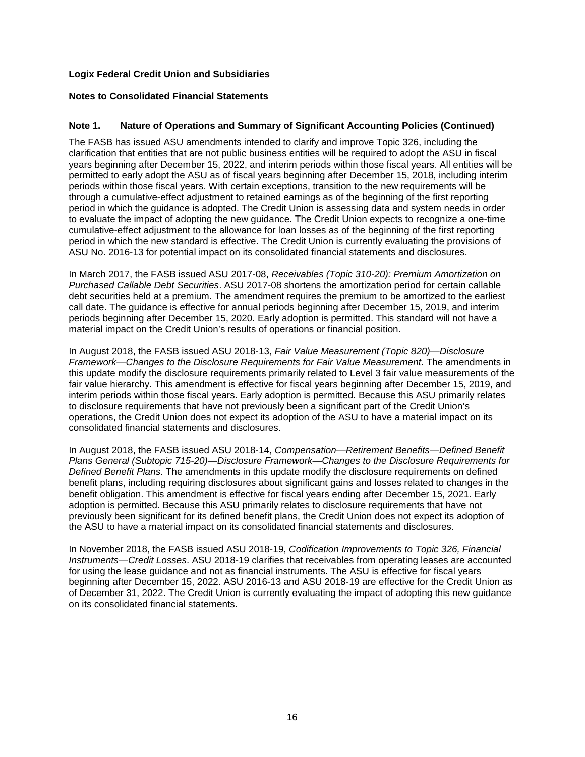## Note 1. Nature of Operations and Summary of Significant Accounting Policies (Continued)

The FASB has issued ASU amendments intended to clarify and improve Topic 326, including the clarification that entities that are not public business entities will be required to adopt the ASU in fiscal years beginning after December 15, 2022, and interim periods within those fiscal years. All entities will be permitted to early adopt the ASU as of fiscal years beginning after December 15, 2018, including interim periods within those fiscal years. With certain exceptions, transition to the new requirements will be through a cumulative-effect adjustment to retained earnings as of the beginning of the first reporting period in which the guidance is adopted. The Credit Union is assessing data and system needs in order to evaluate the impact of adopting the new guidance. The Credit Union expects to recognize a one-time cumulative-effect adjustment to the allowance for loan losses as of the beginning of the first reporting period in which the new standard is effective. The Credit Union is currently evaluating the provisions of ASU No. 2016-13 for potential impact on its consolidated financial statements and disclosures.

In March 2017, the FASB issued ASU 2017-08, *Receivables (Topic 310-20): Premium Amortization on Purchased Callable Debt Securities*. ASU 2017-08 shortens the amortization period for certain callable debt securities held at a premium. The amendment requires the premium to be amortized to the earliest call date. The guidance is effective for annual periods beginning after December 15, 2019, and interim periods beginning after December 15, 2020. Early adoption is permitted. This standard will not have a material impact on the Credit Union's results of operations or financial position.

In August 2018, the FASB issued ASU 2018-13, *Fair Value Measurement (Topic 820)—Disclosure Framework—Changes to the Disclosure Requirements for Fair Value Measurement*. The amendments in this update modify the disclosure requirements primarily related to Level 3 fair value measurements of the fair value hierarchy. This amendment is effective for fiscal years beginning after December 15, 2019, and interim periods within those fiscal years. Early adoption is permitted. Because this ASU primarily relates to disclosure requirements that have not previously been a significant part of the Credit Union's operations, the Credit Union does not expect its adoption of the ASU to have a material impact on its consolidated financial statements and disclosures.

In August 2018, the FASB issued ASU 2018-14, *Compensation—Retirement Benefits—Defined Benefit Plans General (Subtopic 715-20)—Disclosure Framework—Changes to the Disclosure Requirements for Defined Benefit Plans*. The amendments in this update modify the disclosure requirements on defined benefit plans, including requiring disclosures about significant gains and losses related to changes in the benefit obligation. This amendment is effective for fiscal years ending after December 15, 2021. Early adoption is permitted. Because this ASU primarily relates to disclosure requirements that have not previously been significant for its defined benefit plans, the Credit Union does not expect its adoption of the ASU to have a material impact on its consolidated financial statements and disclosures.

In November 2018, the FASB issued ASU 2018-19, *Codification Improvements to Topic 326, Financial Instruments—Credit Losses*. ASU 2018-19 clarifies that receivables from operating leases are accounted for using the lease guidance and not as financial instruments. The ASU is effective for fiscal years beginning after December 15, 2022. ASU 2016-13 and ASU 2018-19 are effective for the Credit Union as of December 31, 2022. The Credit Union is currently evaluating the impact of adopting this new guidance on its consolidated financial statements.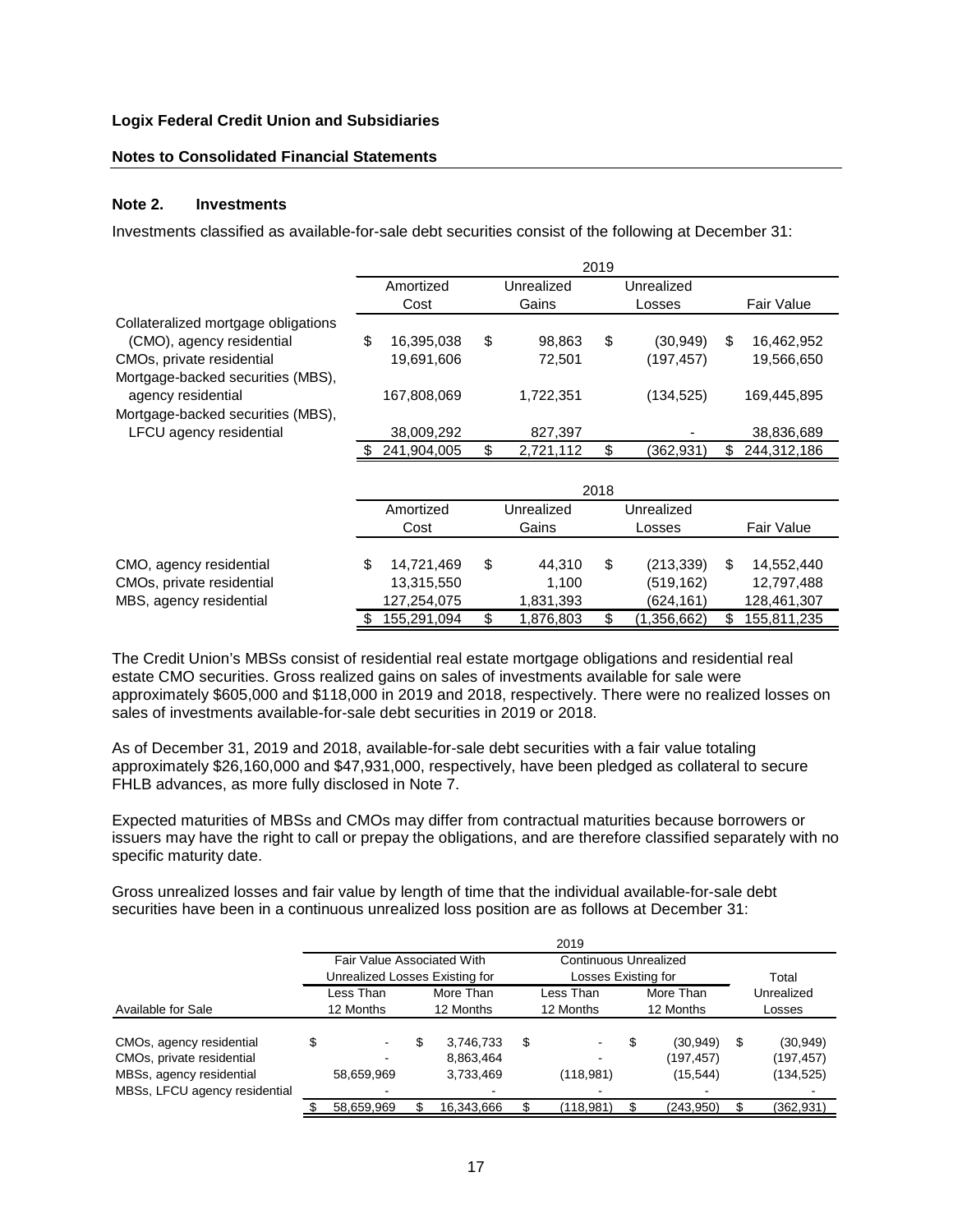**Logix Federal Credit Union and Subsidiaries**

**Notes to Consolidated Financial Statements**

## Note 2. Investments

Investments classified as available-for-sale debt securities consist of the following at December 31:

| | 2019 | | | |
|---|---|---|---|---|
| | Amortized Cost | Unrealized Gains | Unrealized Losses | Fair Value |
| Collateralized mortgage obligations (CMO), agency residential | $ 16,395,038 | $ 98,863 | $ (30,949) | $ 16,462,952 |
| CMOs, private residential | 19,691,606 | 72,501 | (197,457) | 19,566,650 |
| Mortgage-backed securities (MBS), agency residential | 167,808,069 | 1,722,351 | (134,525) | 169,445,895 |
| Mortgage-backed securities (MBS), LFCU agency residential | 38,009,292 | 827,397 | - | 38,836,689 |
| | $ 241,904,005 | $ 2,721,112 | $ (362,931) | $ 244,312,186 |

| | 2018 | | | |
|---|---|---|---|---|
| | Amortized Cost | Unrealized Gains | Unrealized Losses | Fair Value |
| CMO, agency residential | $ 14,721,469 | $ 44,310 | $ (213,339) | $ 14,552,440 |
| CMOs, private residential | 13,315,550 | 1,100 | (519,162) | 12,797,488 |
| MBS, agency residential | 127,254,075 | 1,831,393 | (624,161) | 128,461,307 |
| | $ 155,291,094 | $ 1,876,803 | $ (1,356,662) | $ 155,811,235 |

The Credit Union's MBSs consist of residential real estate mortgage obligations and residential real estate CMO securities. Gross realized gains on sales of investments available for sale were approximately $605,000 and $118,000 in 2019 and 2018, respectively. There were no realized losses on sales of investments available-for-sale debt securities in 2019 or 2018.

As of December 31, 2019 and 2018, available-for-sale debt securities with a fair value totaling approximately $26,160,000 and $47,931,000, respectively, have been pledged as collateral to secure FHLB advances, as more fully disclosed in Note 7.

Expected maturities of MBSs and CMOs may differ from contractual maturities because borrowers or issuers may have the right to call or prepay the obligations, and are therefore classified separately with no specific maturity date.

Gross unrealized losses and fair value by length of time that the individual available-for-sale debt securities have been in a continuous unrealized loss position are as follows at December 31:

| | 2019 | | | | |
|---|---|---|---|---|---|
| | Fair Value Associated With Unrealized Losses Existing for | | Continuous Unrealized Losses Existing for | | Total |
| Available for Sale | Less Than 12 Months | More Than 12 Months | Less Than 12 Months | More Than 12 Months | Unrealized Losses |
| CMOs, agency residential | $ - | $ 3,746,733 | $ - | $ (30,949) | $ (30,949) |
| CMOs, private residential | - | 8,863,464 | - | (197,457) | (197,457) |
| MBSs, agency residential | 58,659,969 | 3,733,469 | (118,981) | (15,544) | (134,525) |
| MBSs, LFCU agency residential | - | - | - | - | - |
| | $ 58,659,969 | $ 16,343,666 | $ (118,981) | $ (243,950) | $ (362,931) |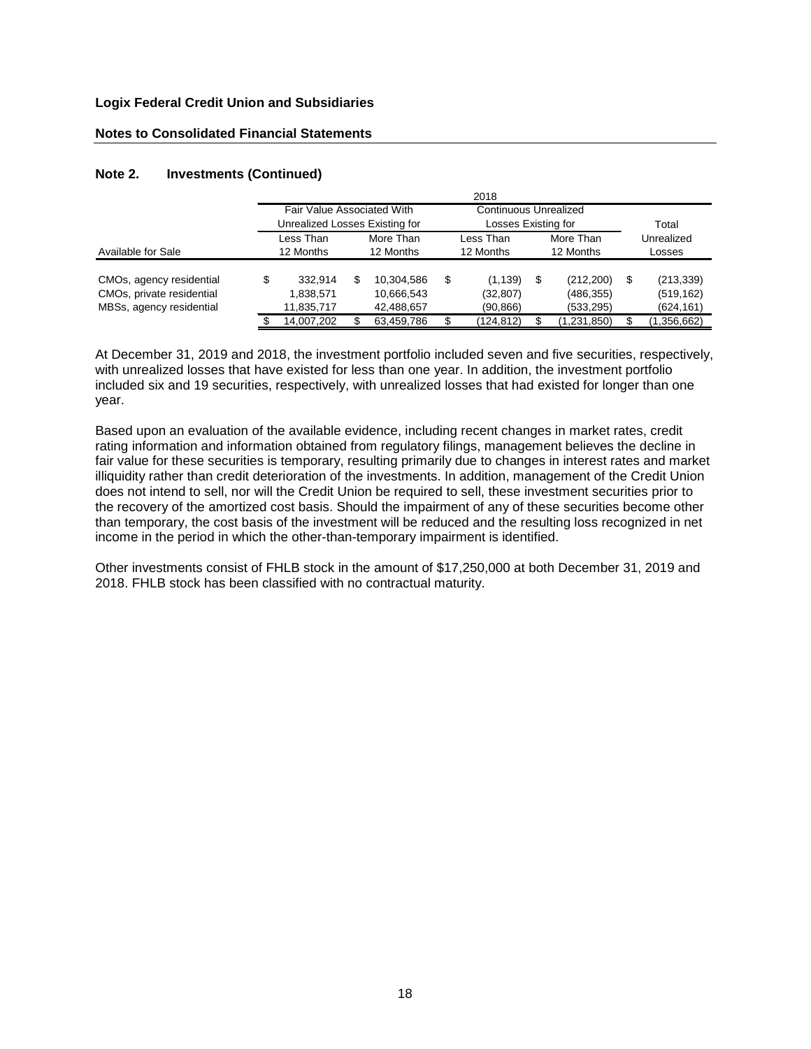**Logix Federal Credit Union and Subsidiaries**

**Notes to Consolidated Financial Statements**

### Note 2. Investments (Continued)

| | 2018 | | | | |
|---|---|---|---|---|---|
| | Fair Value Associated With Unrealized Losses Existing for | | Continuous Unrealized Losses Existing for | | Total |
| Available for Sale | Less Than 12 Months | More Than 12 Months | Less Than 12 Months | More Than 12 Months | Unrealized Losses |
| CMOs, agency residential | $ 332,914 | $ 10,304,586 | $ (1,139) | $ (212,200) | $ (213,339) |
| CMOs, private residential | 1,838,571 | 10,666,543 | (32,807) | (486,355) | (519,162) |
| MBSs, agency residential | 11,835,717 | 42,488,657 | (90,866) | (533,295) | (624,161) |
| | $ 14,007,202 | $ 63,459,786 | $ (124,812) | $ (1,231,850) | $ (1,356,662) |

At December 31, 2019 and 2018, the investment portfolio included seven and five securities, respectively, with unrealized losses that have existed for less than one year. In addition, the investment portfolio included six and 19 securities, respectively, with unrealized losses that had existed for longer than one year.

Based upon an evaluation of the available evidence, including recent changes in market rates, credit rating information and information obtained from regulatory filings, management believes the decline in fair value for these securities is temporary, resulting primarily due to changes in interest rates and market illiquidity rather than credit deterioration of the investments. In addition, management of the Credit Union does not intend to sell, nor will the Credit Union be required to sell, these investment securities prior to the recovery of the amortized cost basis. Should the impairment of any of these securities become other than temporary, the cost basis of the investment will be reduced and the resulting loss recognized in net income in the period in which the other-than-temporary impairment is identified.

Other investments consist of FHLB stock in the amount of $17,250,000 at both December 31, 2019 and 2018. FHLB stock has been classified with no contractual maturity.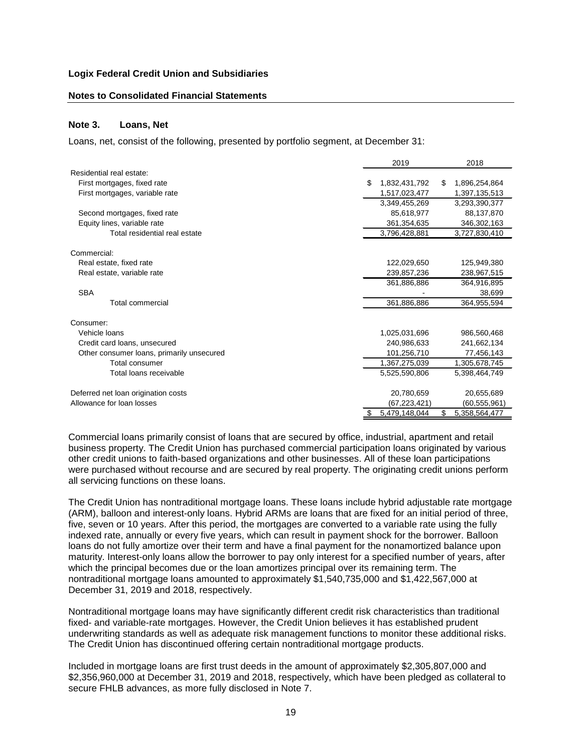**Logix Federal Credit Union and Subsidiaries**

**Notes to Consolidated Financial Statements**

### Note 3. Loans, Net

Loans, net, consist of the following, presented by portfolio segment, at December 31:

| | 2019 | 2018 |
|---|---|---|
| Residential real estate: | | |
| First mortgages, fixed rate | $ 1,832,431,792 | $ 1,896,254,864 |
| First mortgages, variable rate | 1,517,023,477 | 1,397,135,513 |
| | 3,349,455,269 | 3,293,390,377 |
| Second mortgages, fixed rate | 85,618,977 | 88,137,870 |
| Equity lines, variable rate | 361,354,635 | 346,302,163 |
| Total residential real estate | 3,796,428,881 | 3,727,830,410 |
| Commercial: | | |
| Real estate, fixed rate | 122,029,650 | 125,949,380 |
| Real estate, variable rate | 239,857,236 | 238,967,515 |
| | 361,886,886 | 364,916,895 |
| SBA | - | 38,699 |
| Total commercial | 361,886,886 | 364,955,594 |
| Consumer: | | |
| Vehicle loans | 1,025,031,696 | 986,560,468 |
| Credit card loans, unsecured | 240,986,633 | 241,662,134 |
| Other consumer loans, primarily unsecured | 101,256,710 | 77,456,143 |
| Total consumer | 1,367,275,039 | 1,305,678,745 |
| Total loans receivable | 5,525,590,806 | 5,398,464,749 |
| Deferred net loan origination costs | 20,780,659 | 20,655,689 |
| Allowance for loan losses | (67,223,421) | (60,555,961) |
| | $ 5,479,148,044 | $ 5,358,564,477 |

Commercial loans primarily consist of loans that are secured by office, industrial, apartment and retail business property. The Credit Union has purchased commercial participation loans originated by various other credit unions to faith-based organizations and other businesses. All of these loan participations were purchased without recourse and are secured by real property. The originating credit unions perform all servicing functions on these loans.

The Credit Union has nontraditional mortgage loans. These loans include hybrid adjustable rate mortgage (ARM), balloon and interest-only loans. Hybrid ARMs are loans that are fixed for an initial period of three, five, seven or 10 years. After this period, the mortgages are converted to a variable rate using the fully indexed rate, annually or every five years, which can result in payment shock for the borrower. Balloon loans do not fully amortize over their term and have a final payment for the nonamortized balance upon maturity. Interest-only loans allow the borrower to pay only interest for a specified number of years, after which the principal becomes due or the loan amortizes principal over its remaining term. The nontraditional mortgage loans amounted to approximately $1,540,735,000 and $1,422,567,000 at December 31, 2019 and 2018, respectively.

Nontraditional mortgage loans may have significantly different credit risk characteristics than traditional fixed- and variable-rate mortgages. However, the Credit Union believes it has established prudent underwriting standards as well as adequate risk management functions to monitor these additional risks. The Credit Union has discontinued offering certain nontraditional mortgage products.

Included in mortgage loans are first trust deeds in the amount of approximately $2,305,807,000 and $2,356,960,000 at December 31, 2019 and 2018, respectively, which have been pledged as collateral to secure FHLB advances, as more fully disclosed in Note 7.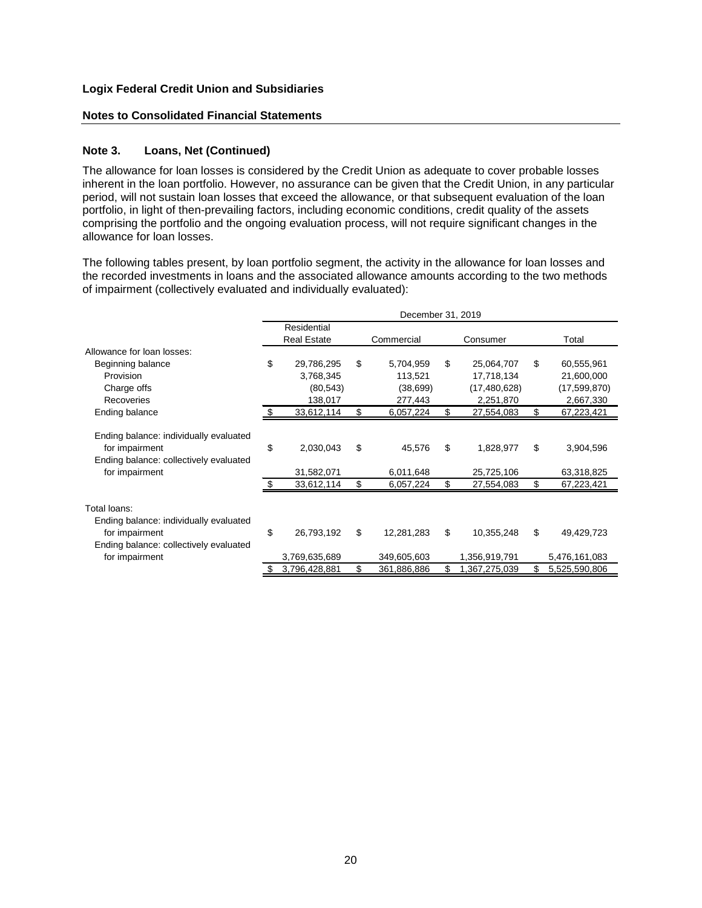**Logix Federal Credit Union and Subsidiaries**

**Notes to Consolidated Financial Statements**

### Note 3. Loans, Net (Continued)

The allowance for loan losses is considered by the Credit Union as adequate to cover probable losses inherent in the loan portfolio. However, no assurance can be given that the Credit Union, in any particular period, will not sustain loan losses that exceed the allowance, or that subsequent evaluation of the loan portfolio, in light of then-prevailing factors, including economic conditions, credit quality of the assets comprising the portfolio and the ongoing evaluation process, will not require significant changes in the allowance for loan losses.

The following tables present, by loan portfolio segment, the activity in the allowance for loan losses and the recorded investments in loans and the associated allowance amounts according to the two methods of impairment (collectively evaluated and individually evaluated):

| | December 31, 2019 | | | |
|---|---|---|---|---|
| | Residential Real Estate | Commercial | Consumer | Total |
| Allowance for loan losses: | | | | |
| Beginning balance | $ 29,786,295 | $ 5,704,959 | $ 25,064,707 | $ 60,555,961 |
| Provision | 3,768,345 | 113,521 | 17,718,134 | 21,600,000 |
| Charge offs | (80,543) | (38,699) | (17,480,628) | (17,599,870) |
| Recoveries | 138,017 | 277,443 | 2,251,870 | 2,667,330 |
| Ending balance | $ 33,612,114 | $ 6,057,224 | $ 27,554,083 | $ 67,223,421 |
| Ending balance: individually evaluated for impairment | $ 2,030,043 | $ 45,576 | $ 1,828,977 | $ 3,904,596 |
| Ending balance: collectively evaluated for impairment | 31,582,071 | 6,011,648 | 25,725,106 | 63,318,825 |
| | $ 33,612,114 | $ 6,057,224 | $ 27,554,083 | $ 67,223,421 |
| Total loans: | | | | |
| Ending balance: individually evaluated for impairment | $ 26,793,192 | $ 12,281,283 | $ 10,355,248 | $ 49,429,723 |
| Ending balance: collectively evaluated for impairment | 3,769,635,689 | 349,605,603 | 1,356,919,791 | 5,476,161,083 |
| | $ 3,796,428,881 | $ 361,886,886 | $ 1,367,275,039 | $ 5,525,590,806 |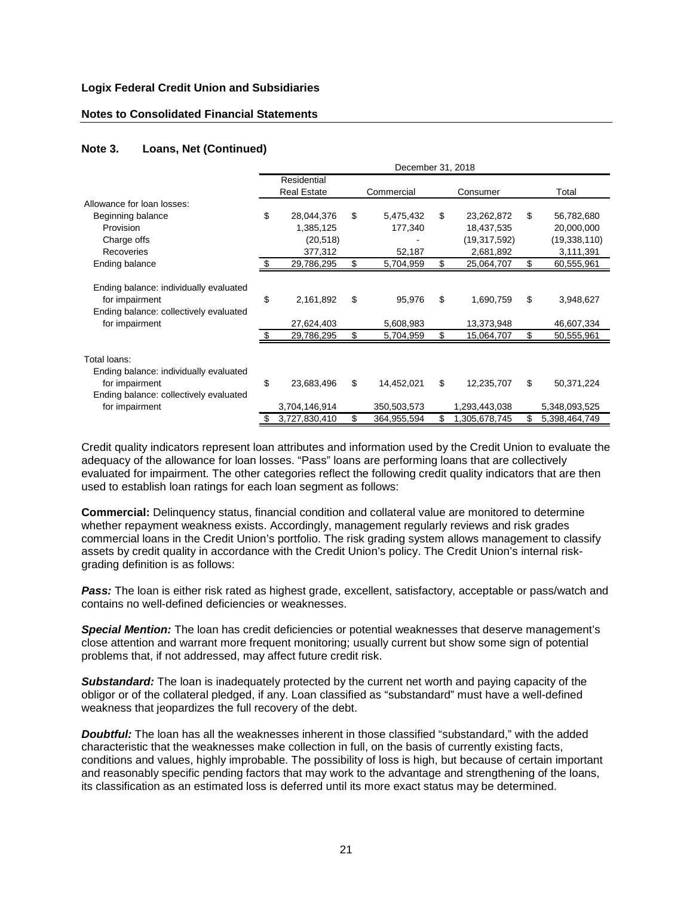**Logix Federal Credit Union and Subsidiaries**

**Notes to Consolidated Financial Statements**

## Note 3. Loans, Net (Continued)

| | December 31, 2018 | | | |
|---|---|---|---|---|
| | Residential Real Estate | Commercial | Consumer | Total |
| Allowance for loan losses: | | | | |
| Beginning balance | $ 28,044,376 | $ 5,475,432 | $ 23,262,872 | $ 56,782,680 |
| Provision | 1,385,125 | 177,340 | 18,437,535 | 20,000,000 |
| Charge offs | (20,518) | - | (19,317,592) | (19,338,110) |
| Recoveries | 377,312 | 52,187 | 2,681,892 | 3,111,391 |
| Ending balance | $ 29,786,295 | $ 5,704,959 | $ 25,064,707 | $ 60,555,961 |
| | | | | |
| Ending balance: individually evaluated for impairment | $ 2,161,892 | $ 95,976 | $ 1,690,759 | $ 3,948,627 |
| Ending balance: collectively evaluated for impairment | 27,624,403 | 5,608,983 | 13,373,948 | 46,607,334 |
| | $ 29,786,295 | $ 5,704,959 | $ 15,064,707 | $ 50,555,961 |
| | | | | |
| Total loans: | | | | |
| Ending balance: individually evaluated for impairment | $ 23,683,496 | $ 14,452,021 | $ 12,235,707 | $ 50,371,224 |
| Ending balance: collectively evaluated for impairment | 3,704,146,914 | 350,503,573 | 1,293,443,038 | 5,348,093,525 |
| | $ 3,727,830,410 | $ 364,955,594 | $ 1,305,678,745 | $ 5,398,464,749 |

Credit quality indicators represent loan attributes and information used by the Credit Union to evaluate the adequacy of the allowance for loan losses. "Pass" loans are performing loans that are collectively evaluated for impairment. The other categories reflect the following credit quality indicators that are then used to establish loan ratings for each loan segment as follows:

**Commercial:** Delinquency status, financial condition and collateral value are monitored to determine whether repayment weakness exists. Accordingly, management regularly reviews and risk grades commercial loans in the Credit Union's portfolio. The risk grading system allows management to classify assets by credit quality in accordance with the Credit Union's policy. The Credit Union's internal risk-grading definition is as follows:

***Pass:*** The loan is either risk rated as highest grade, excellent, satisfactory, acceptable or pass/watch and contains no well-defined deficiencies or weaknesses.

***Special Mention:*** The loan has credit deficiencies or potential weaknesses that deserve management's close attention and warrant more frequent monitoring; usually current but show some sign of potential problems that, if not addressed, may affect future credit risk.

***Substandard:*** The loan is inadequately protected by the current net worth and paying capacity of the obligor or of the collateral pledged, if any. Loan classified as "substandard" must have a well-defined weakness that jeopardizes the full recovery of the debt.

***Doubtful:*** The loan has all the weaknesses inherent in those classified "substandard," with the added characteristic that the weaknesses make collection in full, on the basis of currently existing facts, conditions and values, highly improbable. The possibility of loss is high, but because of certain important and reasonably specific pending factors that may work to the advantage and strengthening of the loans, its classification as an estimated loss is deferred until its more exact status may be determined.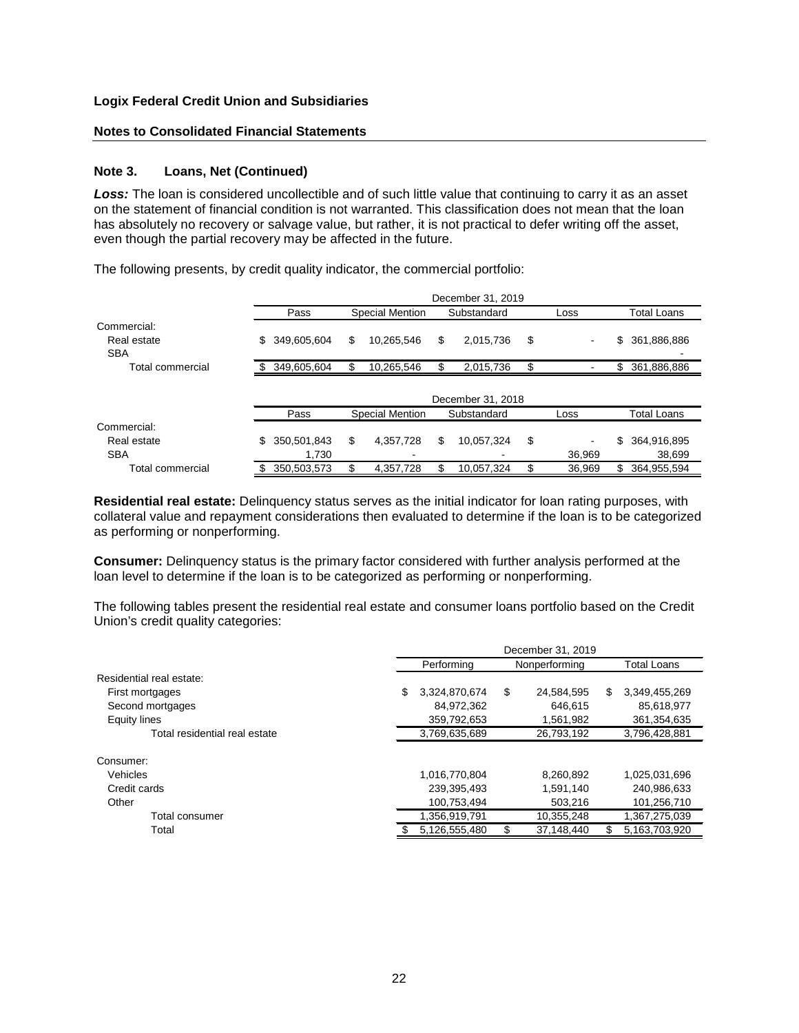**Logix Federal Credit Union and Subsidiaries**

**Notes to Consolidated Financial Statements**

## Note 3. Loans, Net (Continued)

***Loss:*** The loan is considered uncollectible and of such little value that continuing to carry it as an asset on the statement of financial condition is not warranted. This classification does not mean that the loan has absolutely no recovery or salvage value, but rather, it is not practical to defer writing off the asset, even though the partial recovery may be affected in the future.

The following presents, by credit quality indicator, the commercial portfolio:

| | December 31, 2019 | | | | |
|---|---|---|---|---|---|
| | Pass | Special Mention | Substandard | Loss | Total Loans |
| Commercial: | | | | | |
| Real estate | $ 349,605,604 | $ 10,265,546 | $ 2,015,736 | $ - | $ 361,886,886 |
| SBA | | | | | - |
| Total commercial | $ 349,605,604 | $ 10,265,546 | $ 2,015,736 | $ - | $ 361,886,886 |

| | December 31, 2018 | | | | |
|---|---|---|---|---|---|
| | Pass | Special Mention | Substandard | Loss | Total Loans |
| Commercial: | | | | | |
| Real estate | $ 350,501,843 | $ 4,357,728 | $ 10,057,324 | $ - | $ 364,916,895 |
| SBA | 1,730 | - | - | 36,969 | 38,699 |
| Total commercial | $ 350,503,573 | $ 4,357,728 | $ 10,057,324 | $ 36,969 | $ 364,955,594 |

**Residential real estate:** Delinquency status serves as the initial indicator for loan rating purposes, with collateral value and repayment considerations then evaluated to determine if the loan is to be categorized as performing or nonperforming.

**Consumer:** Delinquency status is the primary factor considered with further analysis performed at the loan level to determine if the loan is to be categorized as performing or nonperforming.

The following tables present the residential real estate and consumer loans portfolio based on the Credit Union's credit quality categories:

| | December 31, 2019 | | |
|---|---|---|---|
| | Performing | Nonperforming | Total Loans |
| Residential real estate: | | | |
| First mortgages | $ 3,324,870,674 | $ 24,584,595 | $ 3,349,455,269 |
| Second mortgages | 84,972,362 | 646,615 | 85,618,977 |
| Equity lines | 359,792,653 | 1,561,982 | 361,354,635 |
| Total residential real estate | 3,769,635,689 | 26,793,192 | 3,796,428,881 |
| Consumer: | | | |
| Vehicles | 1,016,770,804 | 8,260,892 | 1,025,031,696 |
| Credit cards | 239,395,493 | 1,591,140 | 240,986,633 |
| Other | 100,753,494 | 503,216 | 101,256,710 |
| Total consumer | 1,356,919,791 | 10,355,248 | 1,367,275,039 |
| Total | $ 5,126,555,480 | $ 37,148,440 | $ 5,163,703,920 |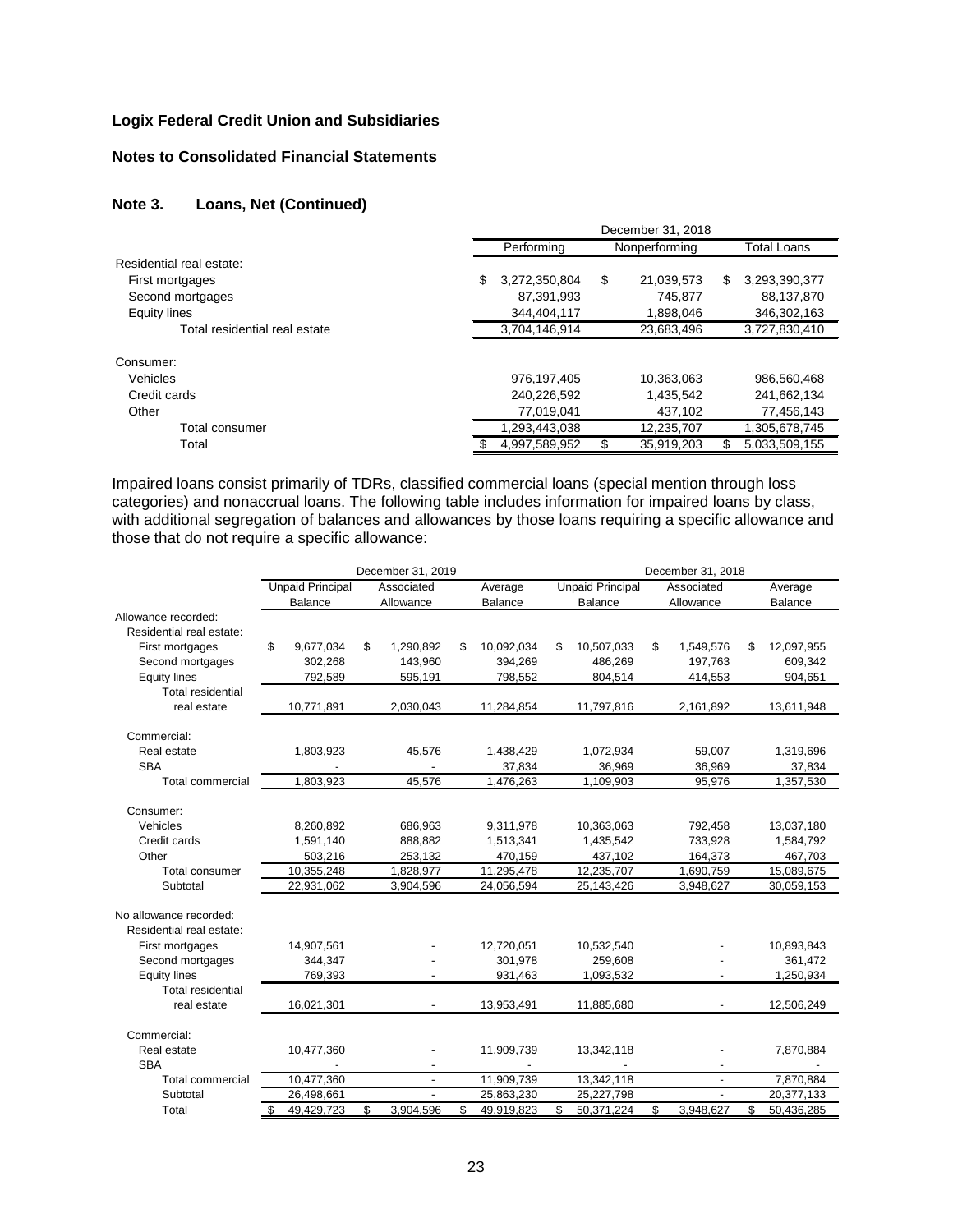**Logix Federal Credit Union and Subsidiaries**

**Notes to Consolidated Financial Statements**

## Note 3. Loans, Net (Continued)

| | December 31, 2018 | | |
|---|---|---|---|
| | Performing | Nonperforming | Total Loans |
| Residential real estate: | | | |
| First mortgages | $ 3,272,350,804 | $ 21,039,573 | $ 3,293,390,377 |
| Second mortgages | 87,391,993 | 745,877 | 88,137,870 |
| Equity lines | 344,404,117 | 1,898,046 | 346,302,163 |
| Total residential real estate | 3,704,146,914 | 23,683,496 | 3,727,830,410 |
| Consumer: | | | |
| Vehicles | 976,197,405 | 10,363,063 | 986,560,468 |
| Credit cards | 240,226,592 | 1,435,542 | 241,662,134 |
| Other | 77,019,041 | 437,102 | 77,456,143 |
| Total consumer | 1,293,443,038 | 12,235,707 | 1,305,678,745 |
| Total | $ 4,997,589,952 | $ 35,919,203 | $ 5,033,509,155 |

Impaired loans consist primarily of TDRs, classified commercial loans (special mention through loss categories) and nonaccrual loans. The following table includes information for impaired loans by class, with additional segregation of balances and allowances by those loans requiring a specific allowance and those that do not require a specific allowance:

| | December 31, 2019 | | | December 31, 2018 | | |
|---|---|---|---|---|---|---|
| | Unpaid Principal Balance | Associated Allowance | Average Balance | Unpaid Principal Balance | Associated Allowance | Average Balance |
| Allowance recorded: | | | | | | |
| Residential real estate: | | | | | | |
| First mortgages | $ 9,677,034 | $ 1,290,892 | $ 10,092,034 | $ 10,507,033 | $ 1,549,576 | $ 12,097,955 |
| Second mortgages | 302,268 | 143,960 | 394,269 | 486,269 | 197,763 | 609,342 |
| Equity lines | 792,589 | 595,191 | 798,552 | 804,514 | 414,553 | 904,651 |
| Total residential real estate | 10,771,891 | 2,030,043 | 11,284,854 | 11,797,816 | 2,161,892 | 13,611,948 |
| Commercial: | | | | | | |
| Real estate | 1,803,923 | 45,576 | 1,438,429 | 1,072,934 | 59,007 | 1,319,696 |
| SBA | - | - | 37,834 | 36,969 | 36,969 | 37,834 |
| Total commercial | 1,803,923 | 45,576 | 1,476,263 | 1,109,903 | 95,976 | 1,357,530 |
| Consumer: | | | | | | |
| Vehicles | 8,260,892 | 686,963 | 9,311,978 | 10,363,063 | 792,458 | 13,037,180 |
| Credit cards | 1,591,140 | 888,882 | 1,513,341 | 1,435,542 | 733,928 | 1,584,792 |
| Other | 503,216 | 253,132 | 470,159 | 437,102 | 164,373 | 467,703 |
| Total consumer | 10,355,248 | 1,828,977 | 11,295,478 | 12,235,707 | 1,690,759 | 15,089,675 |
| Subtotal | 22,931,062 | 3,904,596 | 24,056,594 | 25,143,426 | 3,948,627 | 30,059,153 |
| No allowance recorded: | | | | | | |
| Residential real estate: | | | | | | |
| First mortgages | 14,907,561 | - | 12,720,051 | 10,532,540 | - | 10,893,843 |
| Second mortgages | 344,347 | - | 301,978 | 259,608 | - | 361,472 |
| Equity lines | 769,393 | - | 931,463 | 1,093,532 | - | 1,250,934 |
| Total residential real estate | 16,021,301 | - | 13,953,491 | 11,885,680 | - | 12,506,249 |
| Commercial: | | | | | | |
| Real estate | 10,477,360 | - | 11,909,739 | 13,342,118 | - | 7,870,884 |
| SBA | - | - | - | - | - | - |
| Total commercial | 10,477,360 | - | 11,909,739 | 13,342,118 | - | 7,870,884 |
| Subtotal | 26,498,661 | - | 25,863,230 | 25,227,798 | - | 20,377,133 |
| Total | $ 49,429,723 | $ 3,904,596 | $ 49,919,823 | $ 50,371,224 | $ 3,948,627 | $ 50,436,285 |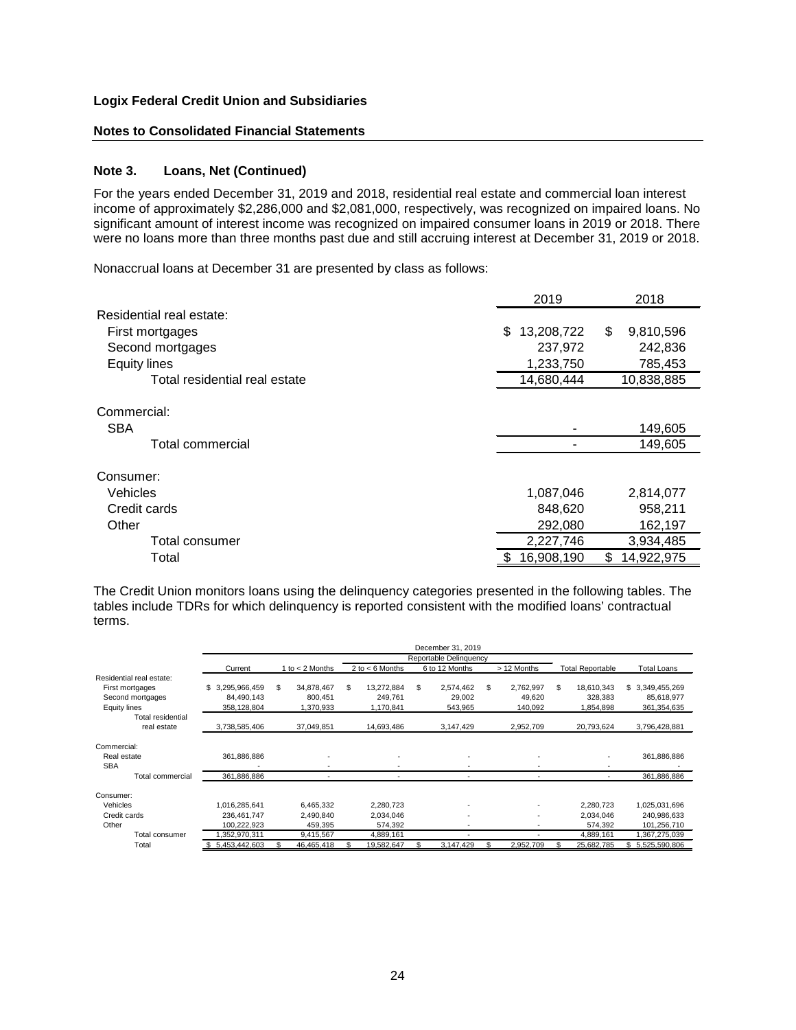**Logix Federal Credit Union and Subsidiaries**

**Notes to Consolidated Financial Statements**

### Note 3. Loans, Net (Continued)

For the years ended December 31, 2019 and 2018, residential real estate and commercial loan interest income of approximately \$2,286,000 and \$2,081,000, respectively, was recognized on impaired loans. No significant amount of interest income was recognized on impaired consumer loans in 2019 or 2018. There were no loans more than three months past due and still accruing interest at December 31, 2019 or 2018.

Nonaccrual loans at December 31 are presented by class as follows:

| | 2019 | 2018 |
|---|---|---|
| Residential real estate: | | |
| First mortgages | $ 13,208,722 | $ 9,810,596 |
| Second mortgages | 237,972 | 242,836 |
| Equity lines | 1,233,750 | 785,453 |
| Total residential real estate | 14,680,444 | 10,838,885 |
| Commercial: | | |
| SBA | - | 149,605 |
| Total commercial | - | 149,605 |
| Consumer: | | |
| Vehicles | 1,087,046 | 2,814,077 |
| Credit cards | 848,620 | 958,211 |
| Other | 292,080 | 162,197 |
| Total consumer | 2,227,746 | 3,934,485 |
| Total | $ 16,908,190 | $ 14,922,975 |

The Credit Union monitors loans using the delinquency categories presented in the following tables. The tables include TDRs for which delinquency is reported consistent with the modified loans' contractual terms.

| | December 31, 2019 | | | | | | |
|---|---|---|---|---|---|---|---|
| | | Reportable Delinquency | | | | | |
| | Current | 1 to < 2 Months | 2 to < 6 Months | 6 to 12 Months | > 12 Months | Total Reportable | Total Loans |
| Residential real estate: | | | | | | | |
| First mortgages | $ 3,295,966,459 | $ 34,878,467 | $ 13,272,884 | $ 2,574,462 | $ 2,762,997 | $ 18,610,343 | $ 3,349,455,269 |
| Second mortgages | 84,490,143 | 800,451 | 249,761 | 29,002 | 49,620 | 328,383 | 85,618,977 |
| Equity lines | 358,128,804 | 1,370,933 | 1,170,841 | 543,965 | 140,092 | 1,854,898 | 361,354,635 |
| Total residential real estate | 3,738,585,406 | 37,049,851 | 14,693,486 | 3,147,429 | 2,952,709 | 20,793,624 | 3,796,428,881 |
| Commercial: | | | | | | | |
| Real estate | 361,886,886 | - | - | - | - | - | 361,886,886 |
| SBA | - | - | - | - | - | - | - |
| Total commercial | 361,886,886 | - | - | - | - | - | 361,886,886 |
| Consumer: | | | | | | | |
| Vehicles | 1,016,285,641 | 6,465,332 | 2,280,723 | - | - | 2,280,723 | 1,025,031,696 |
| Credit cards | 236,461,747 | 2,490,840 | 2,034,046 | - | - | 2,034,046 | 240,986,633 |
| Other | 100,222,923 | 459,395 | 574,392 | - | - | 574,392 | 101,256,710 |
| Total consumer | 1,352,970,311 | 9,415,567 | 4,889,161 | - | - | 4,889,161 | 1,367,275,039 |
| Total | $ 5,453,442,603 | $ 46,465,418 | $ 19,582,647 | $ 3,147,429 | $ 2,952,709 | $ 25,682,785 | $ 5,525,590,806 |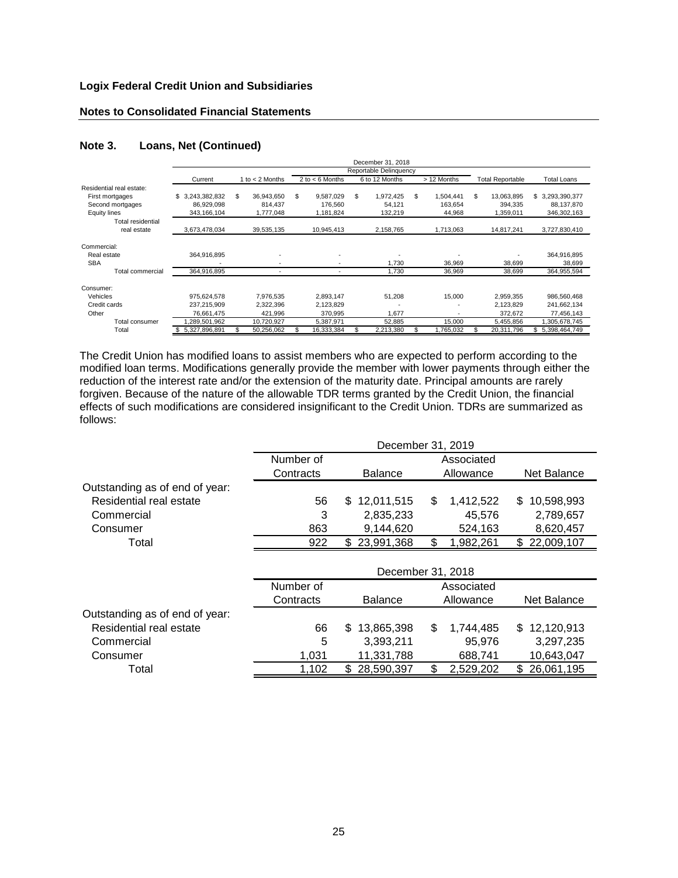**Logix Federal Credit Union and Subsidiaries**

**Notes to Consolidated Financial Statements**

## Note 3. Loans, Net (Continued)

| | December 31, 2018 | | | | | | |
|---|---|---|---|---|---|---|---|
| | | Reportable Delinquency | | | | | |
| | Current | 1 to < 2 Months | 2 to < 6 Months | 6 to 12 Months | > 12 Months | Total Reportable | Total Loans |
| Residential real estate: | | | | | | | |
| First mortgages | $ 3,243,382,832 | $ 36,943,650 | $ 9,587,029 | $ 1,972,425 | $ 1,504,441 | $ 13,063,895 | $ 3,293,390,377 |
| Second mortgages | 86,929,098 | 814,437 | 176,560 | 54,121 | 163,654 | 394,335 | 88,137,870 |
| Equity lines | 343,166,104 | 1,777,048 | 1,181,824 | 132,219 | 44,968 | 1,359,011 | 346,302,163 |
| Total residential real estate | 3,673,478,034 | 39,535,135 | 10,945,413 | 2,158,765 | 1,713,063 | 14,817,241 | 3,727,830,410 |
| Commercial: | | | | | | | |
| Real estate | 364,916,895 | - | - | - | - | - | 364,916,895 |
| SBA | - | - | - | 1,730 | 36,969 | 38,699 | 38,699 |
| Total commercial | 364,916,895 | - | - | 1,730 | 36,969 | 38,699 | 364,955,594 |
| Consumer: | | | | | | | |
| Vehicles | 975,624,578 | 7,976,535 | 2,893,147 | 51,208 | 15,000 | 2,959,355 | 986,560,468 |
| Credit cards | 237,215,909 | 2,322,396 | 2,123,829 | - | - | 2,123,829 | 241,662,134 |
| Other | 76,661,475 | 421,996 | 370,995 | 1,677 | - | 372,672 | 77,456,143 |
| Total consumer | 1,289,501,962 | 10,720,927 | 5,387,971 | 52,885 | 15,000 | 5,455,856 | 1,305,678,745 |
| Total | $ 5,327,896,891 | $ 50,256,062 | $ 16,333,384 | $ 2,213,380 | $ 1,765,032 | $ 20,311,796 | $ 5,398,464,749 |

The Credit Union has modified loans to assist members who are expected to perform according to the modified loan terms. Modifications generally provide the member with lower payments through either the reduction of the interest rate and/or the extension of the maturity date. Principal amounts are rarely forgiven. Because of the nature of the allowable TDR terms granted by the Credit Union, the financial effects of such modifications are considered insignificant to the Credit Union. TDRs are summarized as follows:

| | December 31, 2019 | | | |
|---|---|---|---|---|
| | Number of Contracts | Balance | Associated Allowance | Net Balance |
| Outstanding as of end of year: | | | | |
| Residential real estate | 56 | $ 12,011,515 | $ 1,412,522 | $ 10,598,993 |
| Commercial | 3 | 2,835,233 | 45,576 | 2,789,657 |
| Consumer | 863 | 9,144,620 | 524,163 | 8,620,457 |
| Total | 922 | $ 23,991,368 | $ 1,982,261 | $ 22,009,107 |

| | December 31, 2018 | | | |
|---|---|---|---|---|
| | Number of Contracts | Balance | Associated Allowance | Net Balance |
| Outstanding as of end of year: | | | | |
| Residential real estate | 66 | $ 13,865,398 | $ 1,744,485 | $ 12,120,913 |
| Commercial | 5 | 3,393,211 | 95,976 | 3,297,235 |
| Consumer | 1,031 | 11,331,788 | 688,741 | 10,643,047 |
| Total | 1,102 | $ 28,590,397 | $ 2,529,202 | $ 26,061,195 |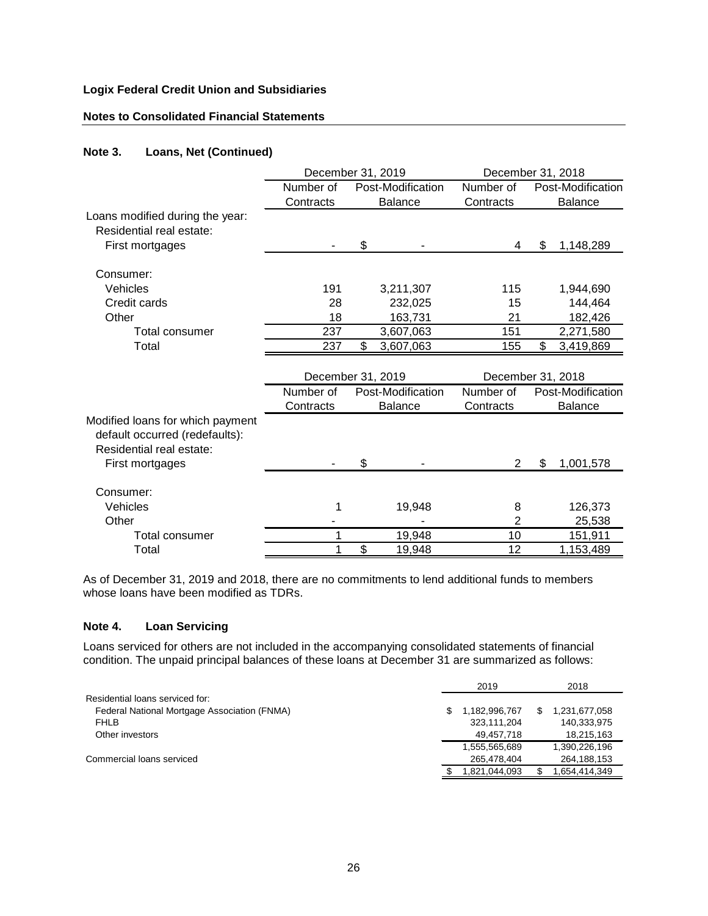**Logix Federal Credit Union and Subsidiaries**

**Notes to Consolidated Financial Statements**

## Note 3. Loans, Net (Continued)

| | December 31, 2019 | | December 31, 2018 | |
|---|---|---|---|---|
| | Number of Contracts | Post-Modification Balance | Number of Contracts | Post-Modification Balance |
| Loans modified during the year: | | | | |
| Residential real estate: | | | | |
| First mortgages | - | $ - | 4 | $ 1,148,289 |
| Consumer: | | | | |
| Vehicles | 191 | 3,211,307 | 115 | 1,944,690 |
| Credit cards | 28 | 232,025 | 15 | 144,464 |
| Other | 18 | 163,731 | 21 | 182,426 |
| Total consumer | 237 | 3,607,063 | 151 | 2,271,580 |
| Total | 237 | $ 3,607,063 | 155 | $ 3,419,869 |

| | December 31, 2019 | | December 31, 2018 | |
|---|---|---|---|---|
| | Number of Contracts | Post-Modification Balance | Number of Contracts | Post-Modification Balance |
| Modified loans for which payment default occurred (redefaults): | | | | |
| Residential real estate: | | | | |
| First mortgages | - | $ - | 2 | $ 1,001,578 |
| Consumer: | | | | |
| Vehicles | 1 | 19,948 | 8 | 126,373 |
| Other | - | - | 2 | 25,538 |
| Total consumer | 1 | 19,948 | 10 | 151,911 |
| Total | 1 | $ 19,948 | 12 | 1,153,489 |

As of December 31, 2019 and 2018, there are no commitments to lend additional funds to members whose loans have been modified as TDRs.

## Note 4. Loan Servicing

Loans serviced for others are not included in the accompanying consolidated statements of financial condition. The unpaid principal balances of these loans at December 31 are summarized as follows:

| | 2019 | 2018 |
|---|---|---|
| Residential loans serviced for: | | |
| Federal National Mortgage Association (FNMA) | $ 1,182,996,767 | $ 1,231,677,058 |
| FHLB | 323,111,204 | 140,333,975 |
| Other investors | 49,457,718 | 18,215,163 |
| | 1,555,565,689 | 1,390,226,196 |
| Commercial loans serviced | 265,478,404 | 264,188,153 |
| | $ 1,821,044,093 | $ 1,654,414,349 |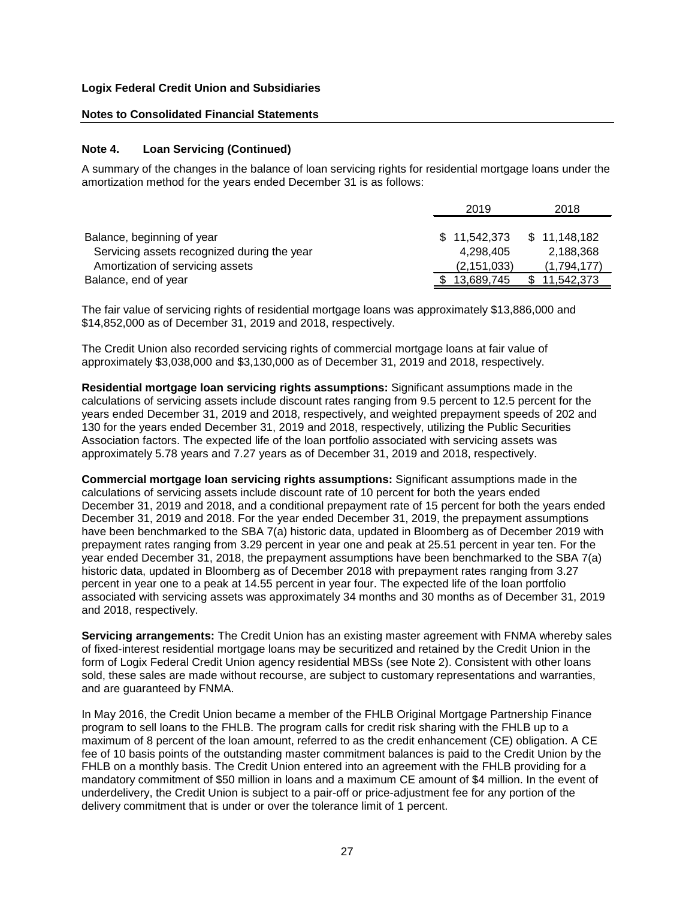**Logix Federal Credit Union and Subsidiaries**

**Notes to Consolidated Financial Statements**

### Note 4. Loan Servicing (Continued)

A summary of the changes in the balance of loan servicing rights for residential mortgage loans under the amortization method for the years ended December 31 is as follows:

| | 2019 | 2018 |
|---|---|---|
| Balance, beginning of year | $ 11,542,373 | $ 11,148,182 |
| Servicing assets recognized during the year | 4,298,405 | 2,188,368 |
| Amortization of servicing assets | (2,151,033) | (1,794,177) |
| Balance, end of year | $ 13,689,745 | $ 11,542,373 |

The fair value of servicing rights of residential mortgage loans was approximately $13,886,000 and $14,852,000 as of December 31, 2019 and 2018, respectively.

The Credit Union also recorded servicing rights of commercial mortgage loans at fair value of approximately $3,038,000 and $3,130,000 as of December 31, 2019 and 2018, respectively.

**Residential mortgage loan servicing rights assumptions:** Significant assumptions made in the calculations of servicing assets include discount rates ranging from 9.5 percent to 12.5 percent for the years ended December 31, 2019 and 2018, respectively, and weighted prepayment speeds of 202 and 130 for the years ended December 31, 2019 and 2018, respectively, utilizing the Public Securities Association factors. The expected life of the loan portfolio associated with servicing assets was approximately 5.78 years and 7.27 years as of December 31, 2019 and 2018, respectively.

**Commercial mortgage loan servicing rights assumptions:** Significant assumptions made in the calculations of servicing assets include discount rate of 10 percent for both the years ended December 31, 2019 and 2018, and a conditional prepayment rate of 15 percent for both the years ended December 31, 2019 and 2018. For the year ended December 31, 2019, the prepayment assumptions have been benchmarked to the SBA 7(a) historic data, updated in Bloomberg as of December 2019 with prepayment rates ranging from 3.29 percent in year one and peak at 25.51 percent in year ten. For the year ended December 31, 2018, the prepayment assumptions have been benchmarked to the SBA 7(a) historic data, updated in Bloomberg as of December 2018 with prepayment rates ranging from 3.27 percent in year one to a peak at 14.55 percent in year four. The expected life of the loan portfolio associated with servicing assets was approximately 34 months and 30 months as of December 31, 2019 and 2018, respectively.

**Servicing arrangements:** The Credit Union has an existing master agreement with FNMA whereby sales of fixed-interest residential mortgage loans may be securitized and retained by the Credit Union in the form of Logix Federal Credit Union agency residential MBSs (see Note 2). Consistent with other loans sold, these sales are made without recourse, are subject to customary representations and warranties, and are guaranteed by FNMA.

In May 2016, the Credit Union became a member of the FHLB Original Mortgage Partnership Finance program to sell loans to the FHLB. The program calls for credit risk sharing with the FHLB up to a maximum of 8 percent of the loan amount, referred to as the credit enhancement (CE) obligation. A CE fee of 10 basis points of the outstanding master commitment balances is paid to the Credit Union by the FHLB on a monthly basis. The Credit Union entered into an agreement with the FHLB providing for a mandatory commitment of $50 million in loans and a maximum CE amount of $4 million. In the event of underdelivery, the Credit Union is subject to a pair-off or price-adjustment fee for any portion of the delivery commitment that is under or over the tolerance limit of 1 percent.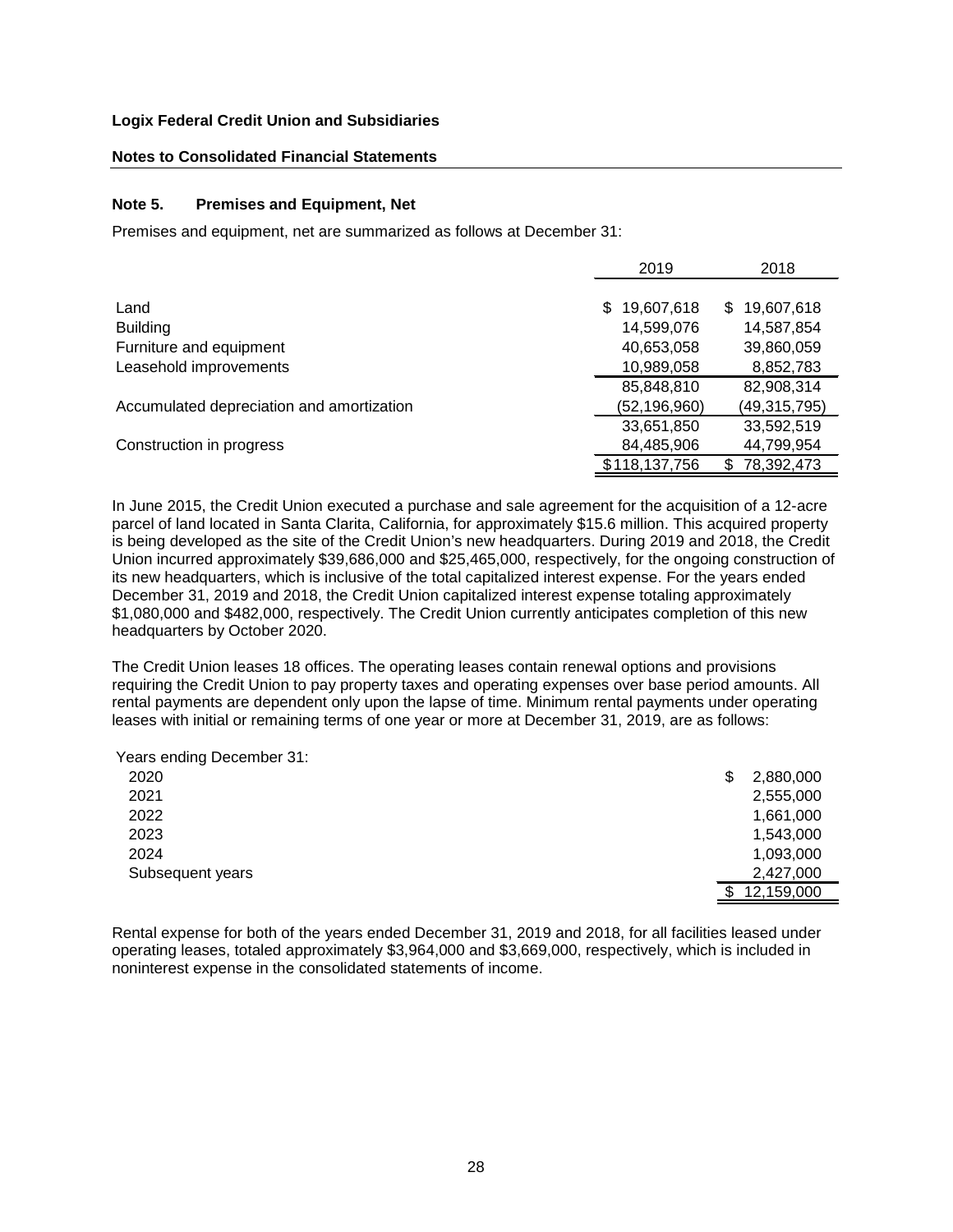**Logix Federal Credit Union and Subsidiaries**

**Notes to Consolidated Financial Statements**

### Note 5. Premises and Equipment, Net

Premises and equipment, net are summarized as follows at December 31:

| | 2019 | 2018 |
|---|---|---|
| Land | $ 19,607,618 | $ 19,607,618 |
| Building | 14,599,076 | 14,587,854 |
| Furniture and equipment | 40,653,058 | 39,860,059 |
| Leasehold improvements | 10,989,058 | 8,852,783 |
| | 85,848,810 | 82,908,314 |
| Accumulated depreciation and amortization | (52,196,960) | (49,315,795) |
| | 33,651,850 | 33,592,519 |
| Construction in progress | 84,485,906 | 44,799,954 |
| | $118,137,756 | $ 78,392,473 |

In June 2015, the Credit Union executed a purchase and sale agreement for the acquisition of a 12-acre parcel of land located in Santa Clarita, California, for approximately $15.6 million. This acquired property is being developed as the site of the Credit Union's new headquarters. During 2019 and 2018, the Credit Union incurred approximately $39,686,000 and $25,465,000, respectively, for the ongoing construction of its new headquarters, which is inclusive of the total capitalized interest expense. For the years ended December 31, 2019 and 2018, the Credit Union capitalized interest expense totaling approximately $1,080,000 and $482,000, respectively. The Credit Union currently anticipates completion of this new headquarters by October 2020.

The Credit Union leases 18 offices. The operating leases contain renewal options and provisions requiring the Credit Union to pay property taxes and operating expenses over base period amounts. All rental payments are dependent only upon the lapse of time. Minimum rental payments under operating leases with initial or remaining terms of one year or more at December 31, 2019, are as follows:

| Years ending December 31: | |
|---|---|
| 2020 | $ 2,880,000 |
| 2021 | 2,555,000 |
| 2022 | 1,661,000 |
| 2023 | 1,543,000 |
| 2024 | 1,093,000 |
| Subsequent years | 2,427,000 |
| | $ 12,159,000 |

Rental expense for both of the years ended December 31, 2019 and 2018, for all facilities leased under operating leases, totaled approximately $3,964,000 and $3,669,000, respectively, which is included in noninterest expense in the consolidated statements of income.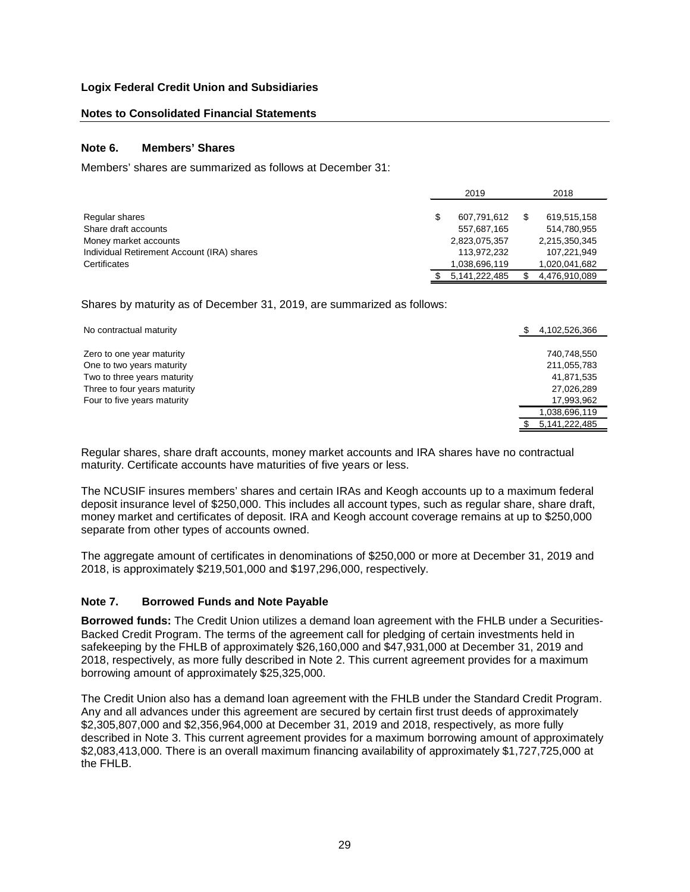**Logix Federal Credit Union and Subsidiaries**

**Notes to Consolidated Financial Statements**

## Note 6. Members' Shares

Members' shares are summarized as follows at December 31:

| | 2019 | 2018 |
|---|---|---|
| Regular shares | $ 607,791,612 | $ 619,515,158 |
| Share draft accounts | 557,687,165 | 514,780,955 |
| Money market accounts | 2,823,075,357 | 2,215,350,345 |
| Individual Retirement Account (IRA) shares | 113,972,232 | 107,221,949 |
| Certificates | 1,038,696,119 | 1,020,041,682 |
| | $ 5,141,222,485 | $ 4,476,910,089 |

Shares by maturity as of December 31, 2019, are summarized as follows:

| | |
|---|---|
| No contractual maturity | $ 4,102,526,366 |
| Zero to one year maturity | 740,748,550 |
| One to two years maturity | 211,055,783 |
| Two to three years maturity | 41,871,535 |
| Three to four years maturity | 27,026,289 |
| Four to five years maturity | 17,993,962 |
| | 1,038,696,119 |
| | $ 5,141,222,485 |

Regular shares, share draft accounts, money market accounts and IRA shares have no contractual maturity. Certificate accounts have maturities of five years or less.

The NCUSIF insures members' shares and certain IRAs and Keogh accounts up to a maximum federal deposit insurance level of $250,000. This includes all account types, such as regular share, share draft, money market and certificates of deposit. IRA and Keogh account coverage remains at up to $250,000 separate from other types of accounts owned.

The aggregate amount of certificates in denominations of $250,000 or more at December 31, 2019 and 2018, is approximately $219,501,000 and $197,296,000, respectively.

## Note 7. Borrowed Funds and Note Payable

**Borrowed funds:** The Credit Union utilizes a demand loan agreement with the FHLB under a Securities-Backed Credit Program. The terms of the agreement call for pledging of certain investments held in safekeeping by the FHLB of approximately $26,160,000 and $47,931,000 at December 31, 2019 and 2018, respectively, as more fully described in Note 2. This current agreement provides for a maximum borrowing amount of approximately $25,325,000.

The Credit Union also has a demand loan agreement with the FHLB under the Standard Credit Program. Any and all advances under this agreement are secured by certain first trust deeds of approximately $2,305,807,000 and $2,356,964,000 at December 31, 2019 and 2018, respectively, as more fully described in Note 3. This current agreement provides for a maximum borrowing amount of approximately $2,083,413,000. There is an overall maximum financing availability of approximately $1,727,725,000 at the FHLB.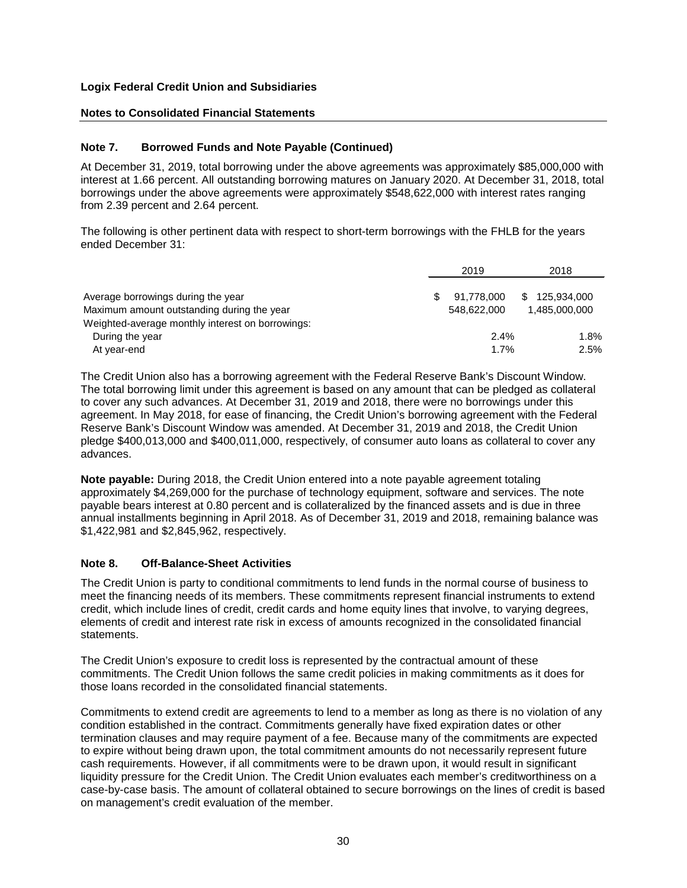**Logix Federal Credit Union and Subsidiaries**

**Notes to Consolidated Financial Statements**

## Note 7. Borrowed Funds and Note Payable (Continued)

At December 31, 2019, total borrowing under the above agreements was approximately $85,000,000 with interest at 1.66 percent. All outstanding borrowing matures on January 2020. At December 31, 2018, total borrowings under the above agreements were approximately $548,622,000 with interest rates ranging from 2.39 percent and 2.64 percent.

The following is other pertinent data with respect to short-term borrowings with the FHLB for the years ended December 31:

| | 2019 | 2018 |
|---|---|---|
| Average borrowings during the year | $ 91,778,000 | $ 125,934,000 |
| Maximum amount outstanding during the year | 548,622,000 | 1,485,000,000 |
| Weighted-average monthly interest on borrowings: | | |
| During the year | 2.4% | 1.8% |
| At year-end | 1.7% | 2.5% |

The Credit Union also has a borrowing agreement with the Federal Reserve Bank's Discount Window. The total borrowing limit under this agreement is based on any amount that can be pledged as collateral to cover any such advances. At December 31, 2019 and 2018, there were no borrowings under this agreement. In May 2018, for ease of financing, the Credit Union's borrowing agreement with the Federal Reserve Bank's Discount Window was amended. At December 31, 2019 and 2018, the Credit Union pledge $400,013,000 and $400,011,000, respectively, of consumer auto loans as collateral to cover any advances.

**Note payable:** During 2018, the Credit Union entered into a note payable agreement totaling approximately $4,269,000 for the purchase of technology equipment, software and services. The note payable bears interest at 0.80 percent and is collateralized by the financed assets and is due in three annual installments beginning in April 2018. As of December 31, 2019 and 2018, remaining balance was $1,422,981 and $2,845,962, respectively.

## Note 8. Off-Balance-Sheet Activities

The Credit Union is party to conditional commitments to lend funds in the normal course of business to meet the financing needs of its members. These commitments represent financial instruments to extend credit, which include lines of credit, credit cards and home equity lines that involve, to varying degrees, elements of credit and interest rate risk in excess of amounts recognized in the consolidated financial statements.

The Credit Union's exposure to credit loss is represented by the contractual amount of these commitments. The Credit Union follows the same credit policies in making commitments as it does for those loans recorded in the consolidated financial statements.

Commitments to extend credit are agreements to lend to a member as long as there is no violation of any condition established in the contract. Commitments generally have fixed expiration dates or other termination clauses and may require payment of a fee. Because many of the commitments are expected to expire without being drawn upon, the total commitment amounts do not necessarily represent future cash requirements. However, if all commitments were to be drawn upon, it would result in significant liquidity pressure for the Credit Union. The Credit Union evaluates each member's creditworthiness on a case-by-case basis. The amount of collateral obtained to secure borrowings on the lines of credit is based on management's credit evaluation of the member.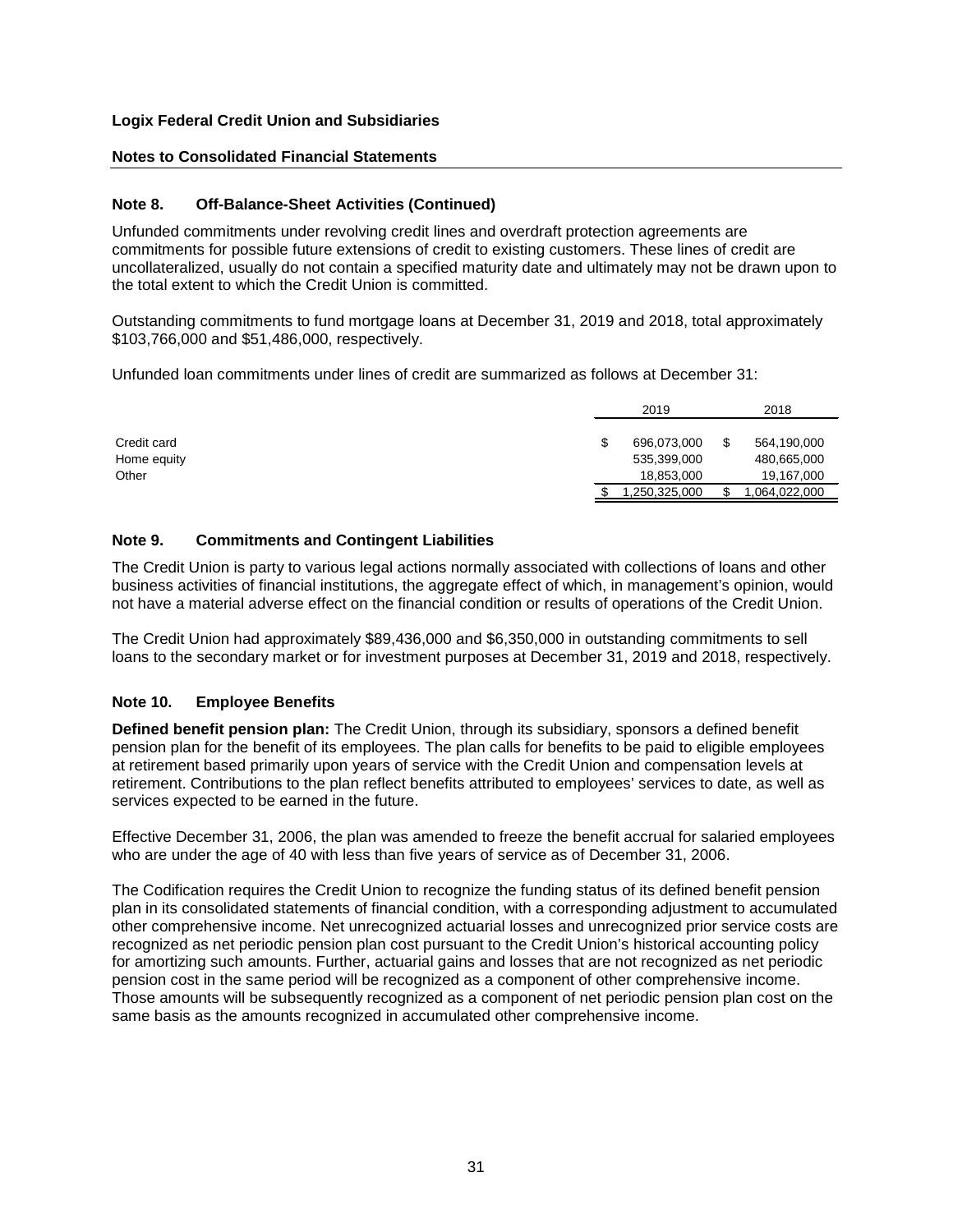**Logix Federal Credit Union and Subsidiaries**

**Notes to Consolidated Financial Statements**

### Note 8. Off-Balance-Sheet Activities (Continued)

Unfunded commitments under revolving credit lines and overdraft protection agreements are commitments for possible future extensions of credit to existing customers. These lines of credit are uncollateralized, usually do not contain a specified maturity date and ultimately may not be drawn upon to the total extent to which the Credit Union is committed.

Outstanding commitments to fund mortgage loans at December 31, 2019 and 2018, total approximately $103,766,000 and $51,486,000, respectively.

Unfunded loan commitments under lines of credit are summarized as follows at December 31:

| | 2019 | 2018 |
|---|---|---|
| Credit card | $ 696,073,000 | $ 564,190,000 |
| Home equity | 535,399,000 | 480,665,000 |
| Other | 18,853,000 | 19,167,000 |
| | $ 1,250,325,000 | $ 1,064,022,000 |

### Note 9. Commitments and Contingent Liabilities

The Credit Union is party to various legal actions normally associated with collections of loans and other business activities of financial institutions, the aggregate effect of which, in management's opinion, would not have a material adverse effect on the financial condition or results of operations of the Credit Union.

The Credit Union had approximately $89,436,000 and $6,350,000 in outstanding commitments to sell loans to the secondary market or for investment purposes at December 31, 2019 and 2018, respectively.

### Note 10. Employee Benefits

**Defined benefit pension plan:** The Credit Union, through its subsidiary, sponsors a defined benefit pension plan for the benefit of its employees. The plan calls for benefits to be paid to eligible employees at retirement based primarily upon years of service with the Credit Union and compensation levels at retirement. Contributions to the plan reflect benefits attributed to employees' services to date, as well as services expected to be earned in the future.

Effective December 31, 2006, the plan was amended to freeze the benefit accrual for salaried employees who are under the age of 40 with less than five years of service as of December 31, 2006.

The Codification requires the Credit Union to recognize the funding status of its defined benefit pension plan in its consolidated statements of financial condition, with a corresponding adjustment to accumulated other comprehensive income. Net unrecognized actuarial losses and unrecognized prior service costs are recognized as net periodic pension plan cost pursuant to the Credit Union's historical accounting policy for amortizing such amounts. Further, actuarial gains and losses that are not recognized as net periodic pension cost in the same period will be recognized as a component of other comprehensive income. Those amounts will be subsequently recognized as a component of net periodic pension plan cost on the same basis as the amounts recognized in accumulated other comprehensive income.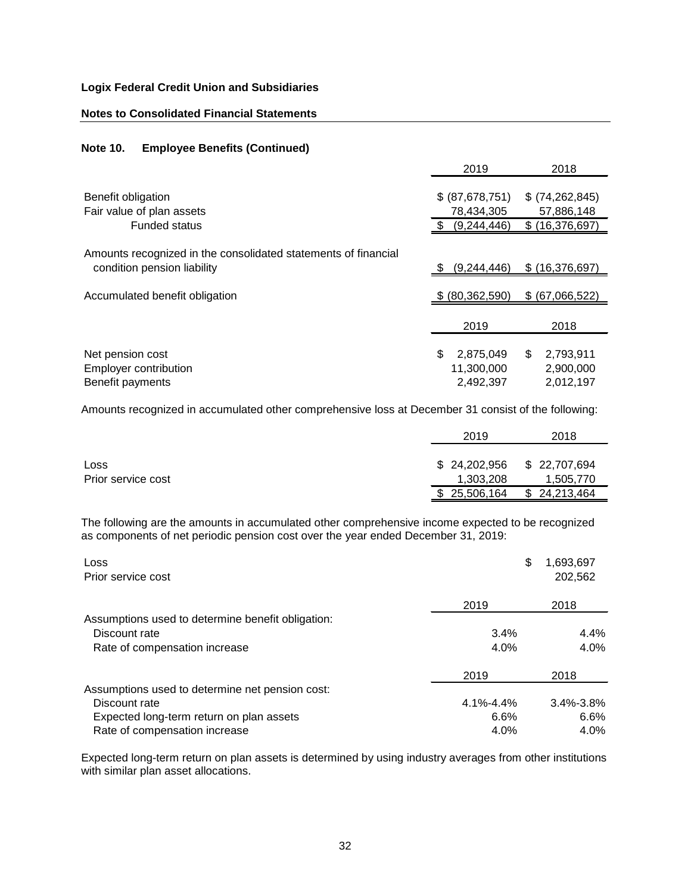**Logix Federal Credit Union and Subsidiaries**

**Notes to Consolidated Financial Statements**

## Note 10. Employee Benefits (Continued)

| | 2019 | 2018 |
|---|---|---|
| Benefit obligation | $ (87,678,751) | $ (74,262,845) |
| Fair value of plan assets | 78,434,305 | 57,886,148 |
| Funded status | $ (9,244,446) | $ (16,376,697) |
| Amounts recognized in the consolidated statements of financial condition pension liability | $ (9,244,446) | $ (16,376,697) |
| Accumulated benefit obligation | $ (80,362,590) | $ (67,066,522) |

| | 2019 | 2018 |
|---|---|---|
| Net pension cost | $ 2,875,049 | $ 2,793,911 |
| Employer contribution | 11,300,000 | 2,900,000 |
| Benefit payments | 2,492,397 | 2,012,197 |

Amounts recognized in accumulated other comprehensive loss at December 31 consist of the following:

| | 2019 | 2018 |
|---|---|---|
| Loss | $ 24,202,956 | $ 22,707,694 |
| Prior service cost | 1,303,208 | 1,505,770 |
| | $ 25,506,164 | $ 24,213,464 |

The following are the amounts in accumulated other comprehensive income expected to be recognized as components of net periodic pension cost over the year ended December 31, 2019:

| | |
|---|---|
| Loss | $ 1,693,697 |
| Prior service cost | 202,562 |

| | 2019 | 2018 |
|---|---|---|
| Assumptions used to determine benefit obligation: | | |
| Discount rate | 3.4% | 4.4% |
| Rate of compensation increase | 4.0% | 4.0% |

| | 2019 | 2018 |
|---|---|---|
| Assumptions used to determine net pension cost: | | |
| Discount rate | 4.1%-4.4% | 3.4%-3.8% |
| Expected long-term return on plan assets | 6.6% | 6.6% |
| Rate of compensation increase | 4.0% | 4.0% |

Expected long-term return on plan assets is determined by using industry averages from other institutions with similar plan asset allocations.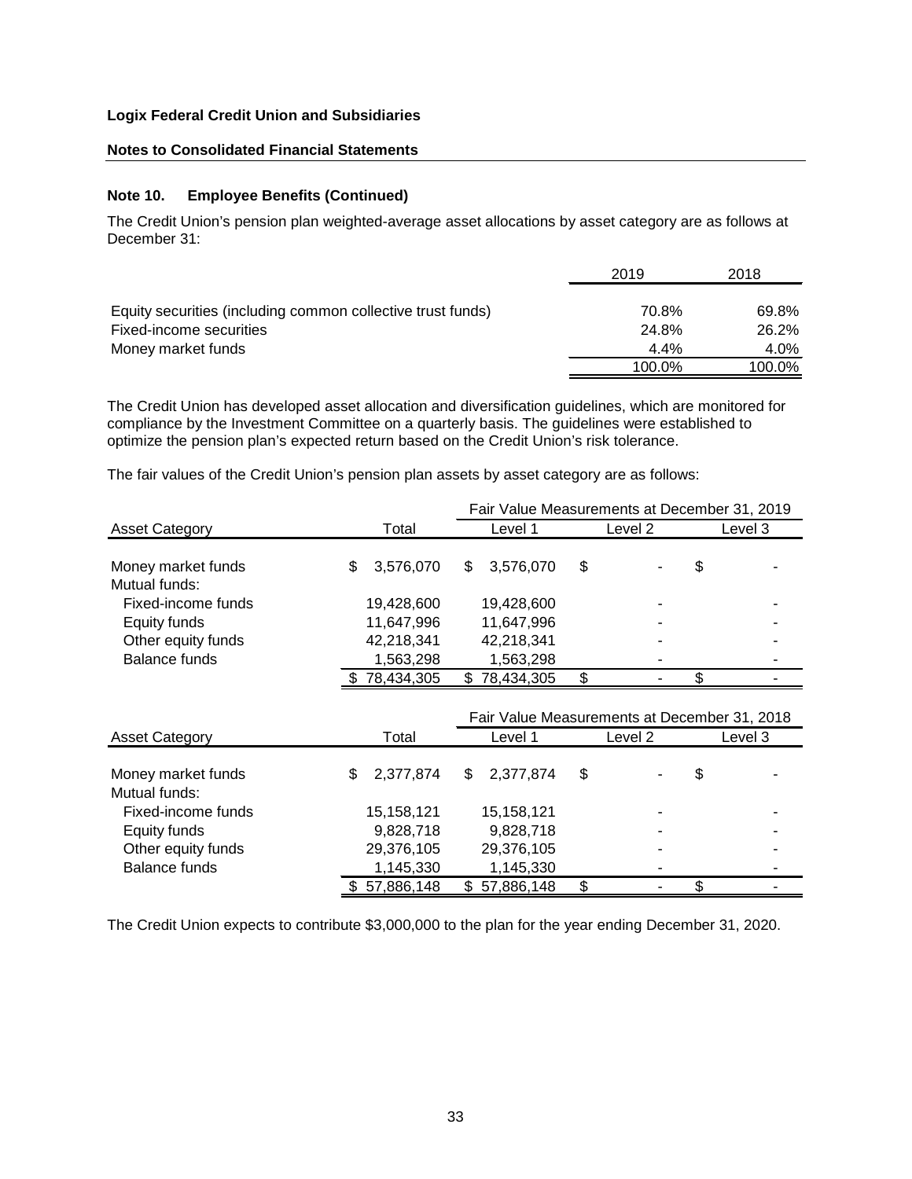**Logix Federal Credit Union and Subsidiaries**

**Notes to Consolidated Financial Statements**

### Note 10. Employee Benefits (Continued)

The Credit Union's pension plan weighted-average asset allocations by asset category are as follows at December 31:

| | 2019 | 2018 |
|---|---|---|
| Equity securities (including common collective trust funds) | 70.8% | 69.8% |
| Fixed-income securities | 24.8% | 26.2% |
| Money market funds | 4.4% | 4.0% |
| | 100.0% | 100.0% |

The Credit Union has developed asset allocation and diversification guidelines, which are monitored for compliance by the Investment Committee on a quarterly basis. The guidelines were established to optimize the pension plan's expected return based on the Credit Union's risk tolerance.

The fair values of the Credit Union's pension plan assets by asset category are as follows:

| | | Fair Value Measurements at December 31, 2019 | | |
|---|---|---|---|---|
| Asset Category | Total | Level 1 | Level 2 | Level 3 |
| Money market funds | $ 3,576,070 | $ 3,576,070 | $ - | $ - |
| Mutual funds: | | | | |
| Fixed-income funds | 19,428,600 | 19,428,600 | - | - |
| Equity funds | 11,647,996 | 11,647,996 | - | - |
| Other equity funds | 42,218,341 | 42,218,341 | - | - |
| Balance funds | 1,563,298 | 1,563,298 | - | - |
| | $ 78,434,305 | $ 78,434,305 | $ - | $ - |

| | | Fair Value Measurements at December 31, 2018 | | |
|---|---|---|---|---|
| Asset Category | Total | Level 1 | Level 2 | Level 3 |
| Money market funds | $ 2,377,874 | $ 2,377,874 | $ - | $ - |
| Mutual funds: | | | | |
| Fixed-income funds | 15,158,121 | 15,158,121 | - | - |
| Equity funds | 9,828,718 | 9,828,718 | - | - |
| Other equity funds | 29,376,105 | 29,376,105 | - | - |
| Balance funds | 1,145,330 | 1,145,330 | - | - |
| | $ 57,886,148 | $ 57,886,148 | $ - | $ - |

The Credit Union expects to contribute $3,000,000 to the plan for the year ending December 31, 2020.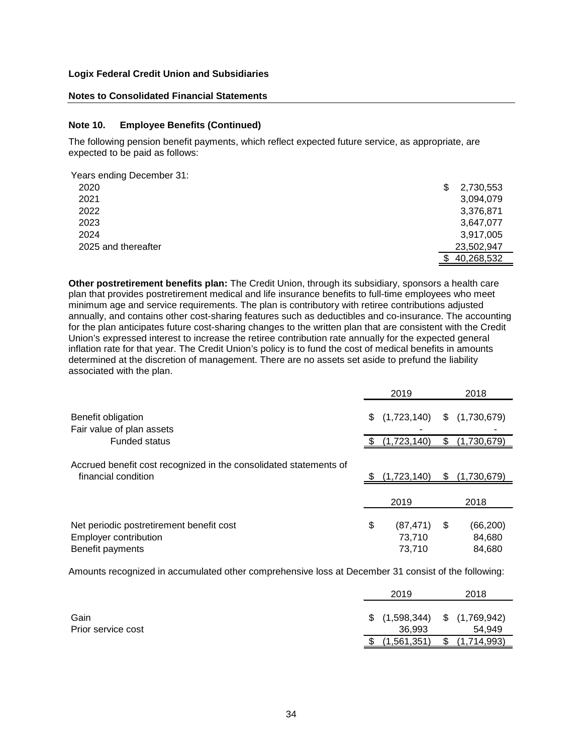**Logix Federal Credit Union and Subsidiaries**

**Notes to Consolidated Financial Statements**

### Note 10. Employee Benefits (Continued)

The following pension benefit payments, which reflect expected future service, as appropriate, are expected to be paid as follows:

| Years ending December 31: | |
|---|---|
| 2020 | $ 2,730,553 |
| 2021 | 3,094,079 |
| 2022 | 3,376,871 |
| 2023 | 3,647,077 |
| 2024 | 3,917,005 |
| 2025 and thereafter | 23,502,947 |
| | $ 40,268,532 |

**Other postretirement benefits plan:** The Credit Union, through its subsidiary, sponsors a health care plan that provides postretirement medical and life insurance benefits to full-time employees who meet minimum age and service requirements. The plan is contributory with retiree contributions adjusted annually, and contains other cost-sharing features such as deductibles and co-insurance. The accounting for the plan anticipates future cost-sharing changes to the written plan that are consistent with the Credit Union's expressed interest to increase the retiree contribution rate annually for the expected general inflation rate for that year. The Credit Union's policy is to fund the cost of medical benefits in amounts determined at the discretion of management. There are no assets set aside to prefund the liability associated with the plan.

| | 2019 | 2018 |
|---|---|---|
| Benefit obligation | $ (1,723,140) | $ (1,730,679) |
| Fair value of plan assets | - | - |
| Funded status | $ (1,723,140) | $ (1,730,679) |
| Accrued benefit cost recognized in the consolidated statements of financial condition | $ (1,723,140) | $ (1,730,679) |

| | 2019 | 2018 |
|---|---|---|
| Net periodic postretirement benefit cost | $ (87,471) | $ (66,200) |
| Employer contribution | 73,710 | 84,680 |
| Benefit payments | 73,710 | 84,680 |

Amounts recognized in accumulated other comprehensive loss at December 31 consist of the following:

| | 2019 | 2018 |
|---|---|---|
| Gain | $ (1,598,344) | $ (1,769,942) |
| Prior service cost | 36,993 | 54,949 |
| | $ (1,561,351) | $ (1,714,993) |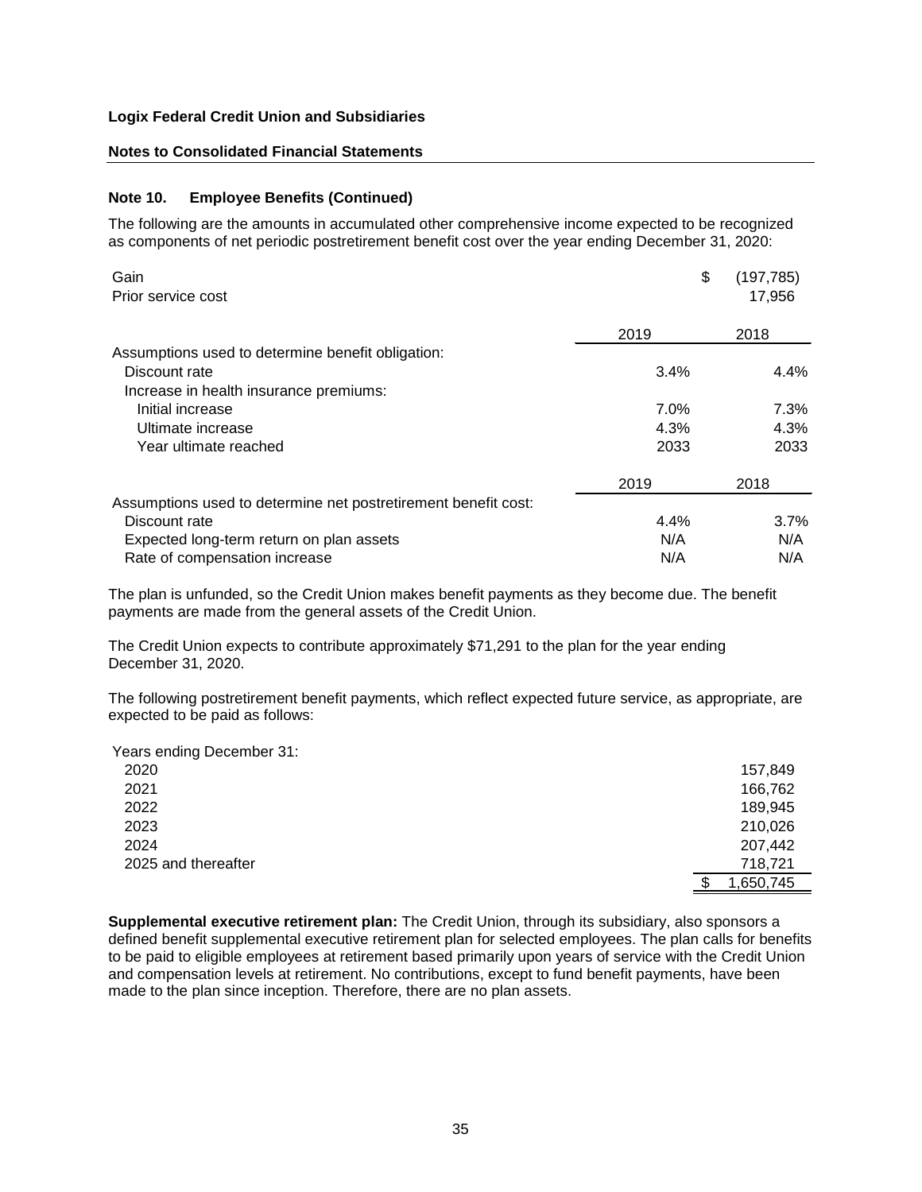**Logix Federal Credit Union and Subsidiaries**

**Notes to Consolidated Financial Statements**

**Note 10. Employee Benefits (Continued)**

The following are the amounts in accumulated other comprehensive income expected to be recognized as components of net periodic postretirement benefit cost over the year ending December 31, 2020:

| | |
|---|---|
| Gain | $ (197,785) |
| Prior service cost | 17,956 |

| | 2019 | 2018 |
|---|---|---|
| Assumptions used to determine benefit obligation: | | |
| Discount rate | 3.4% | 4.4% |
| Increase in health insurance premiums: | | |
| Initial increase | 7.0% | 7.3% |
| Ultimate increase | 4.3% | 4.3% |
| Year ultimate reached | 2033 | 2033 |

| | 2019 | 2018 |
|---|---|---|
| Assumptions used to determine net postretirement benefit cost: | | |
| Discount rate | 4.4% | 3.7% |
| Expected long-term return on plan assets | N/A | N/A |
| Rate of compensation increase | N/A | N/A |

The plan is unfunded, so the Credit Union makes benefit payments as they become due. The benefit payments are made from the general assets of the Credit Union.

The Credit Union expects to contribute approximately $71,291 to the plan for the year ending December 31, 2020.

The following postretirement benefit payments, which reflect expected future service, as appropriate, are expected to be paid as follows:

| Years ending December 31: | |
|---|---|
| 2020 | 157,849 |
| 2021 | 166,762 |
| 2022 | 189,945 |
| 2023 | 210,026 |
| 2024 | 207,442 |
| 2025 and thereafter | 718,721 |
| | $ 1,650,745 |

**Supplemental executive retirement plan:** The Credit Union, through its subsidiary, also sponsors a defined benefit supplemental executive retirement plan for selected employees. The plan calls for benefits to be paid to eligible employees at retirement based primarily upon years of service with the Credit Union and compensation levels at retirement. No contributions, except to fund benefit payments, have been made to the plan since inception. Therefore, there are no plan assets.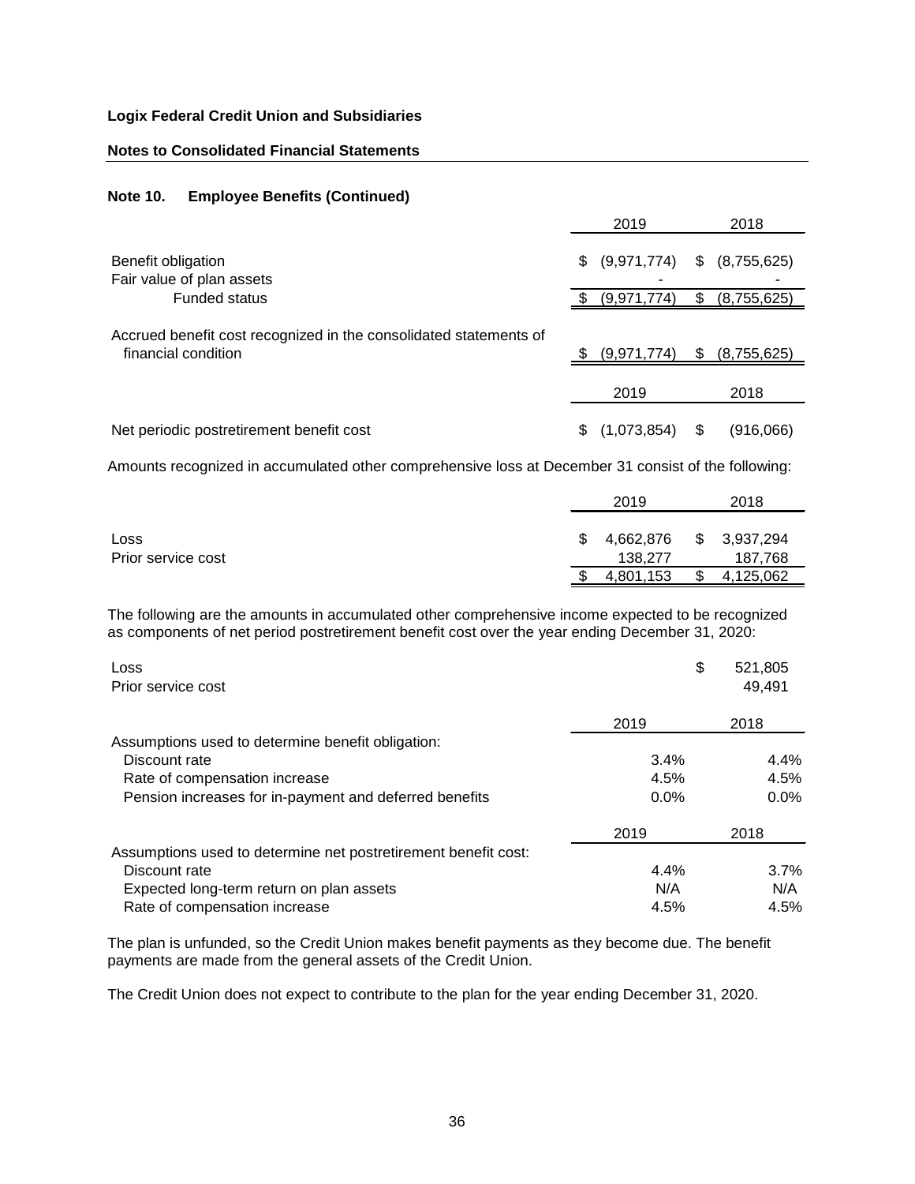**Logix Federal Credit Union and Subsidiaries**

**Notes to Consolidated Financial Statements**

### Note 10. Employee Benefits (Continued)

| | 2019 | 2018 |
|---|---|---|
| Benefit obligation | $ (9,971,774) | $ (8,755,625) |
| Fair value of plan assets | - | - |
| Funded status | $ (9,971,774) | $ (8,755,625) |
| Accrued benefit cost recognized in the consolidated statements of financial condition | $ (9,971,774) | $ (8,755,625) |

| | 2019 | 2018 |
|---|---|---|
| Net periodic postretirement benefit cost | $ (1,073,854) | $ (916,066) |

Amounts recognized in accumulated other comprehensive loss at December 31 consist of the following:

| | 2019 | 2018 |
|---|---|---|
| Loss | $ 4,662,876 | $ 3,937,294 |
| Prior service cost | 138,277 | 187,768 |
| | $ 4,801,153 | $ 4,125,062 |

The following are the amounts in accumulated other comprehensive income expected to be recognized as components of net period postretirement benefit cost over the year ending December 31, 2020:

| | |
|---|---|
| Loss | $ 521,805 |
| Prior service cost | 49,491 |

| | 2019 | 2018 |
|---|---|---|
| Assumptions used to determine benefit obligation: | | |
| Discount rate | 3.4% | 4.4% |
| Rate of compensation increase | 4.5% | 4.5% |
| Pension increases for in-payment and deferred benefits | 0.0% | 0.0% |

| | 2019 | 2018 |
|---|---|---|
| Assumptions used to determine net postretirement benefit cost: | | |
| Discount rate | 4.4% | 3.7% |
| Expected long-term return on plan assets | N/A | N/A |
| Rate of compensation increase | 4.5% | 4.5% |

The plan is unfunded, so the Credit Union makes benefit payments as they become due. The benefit payments are made from the general assets of the Credit Union.

The Credit Union does not expect to contribute to the plan for the year ending December 31, 2020.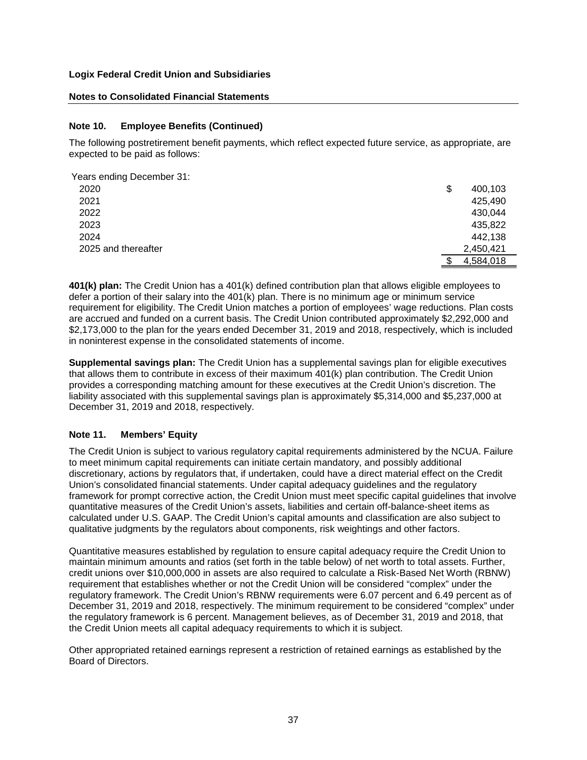**Logix Federal Credit Union and Subsidiaries**

**Notes to Consolidated Financial Statements**

## Note 10. Employee Benefits (Continued)

The following postretirement benefit payments, which reflect expected future service, as appropriate, are expected to be paid as follows:

| Years ending December 31: | |
|---|---|
| 2020 | $ 400,103 |
| 2021 | 425,490 |
| 2022 | 430,044 |
| 2023 | 435,822 |
| 2024 | 442,138 |
| 2025 and thereafter | 2,450,421 |
| | $ 4,584,018 |

**401(k) plan:** The Credit Union has a 401(k) defined contribution plan that allows eligible employees to defer a portion of their salary into the 401(k) plan. There is no minimum age or minimum service requirement for eligibility. The Credit Union matches a portion of employees' wage reductions. Plan costs are accrued and funded on a current basis. The Credit Union contributed approximately $2,292,000 and $2,173,000 to the plan for the years ended December 31, 2019 and 2018, respectively, which is included in noninterest expense in the consolidated statements of income.

**Supplemental savings plan:** The Credit Union has a supplemental savings plan for eligible executives that allows them to contribute in excess of their maximum 401(k) plan contribution. The Credit Union provides a corresponding matching amount for these executives at the Credit Union's discretion. The liability associated with this supplemental savings plan is approximately $5,314,000 and $5,237,000 at December 31, 2019 and 2018, respectively.

## Note 11. Members' Equity

The Credit Union is subject to various regulatory capital requirements administered by the NCUA. Failure to meet minimum capital requirements can initiate certain mandatory, and possibly additional discretionary, actions by regulators that, if undertaken, could have a direct material effect on the Credit Union's consolidated financial statements. Under capital adequacy guidelines and the regulatory framework for prompt corrective action, the Credit Union must meet specific capital guidelines that involve quantitative measures of the Credit Union's assets, liabilities and certain off-balance-sheet items as calculated under U.S. GAAP. The Credit Union's capital amounts and classification are also subject to qualitative judgments by the regulators about components, risk weightings and other factors.

Quantitative measures established by regulation to ensure capital adequacy require the Credit Union to maintain minimum amounts and ratios (set forth in the table below) of net worth to total assets. Further, credit unions over $10,000,000 in assets are also required to calculate a Risk-Based Net Worth (RBNW) requirement that establishes whether or not the Credit Union will be considered "complex" under the regulatory framework. The Credit Union's RBNW requirements were 6.07 percent and 6.49 percent as of December 31, 2019 and 2018, respectively. The minimum requirement to be considered "complex" under the regulatory framework is 6 percent. Management believes, as of December 31, 2019 and 2018, that the Credit Union meets all capital adequacy requirements to which it is subject.

Other appropriated retained earnings represent a restriction of retained earnings as established by the Board of Directors.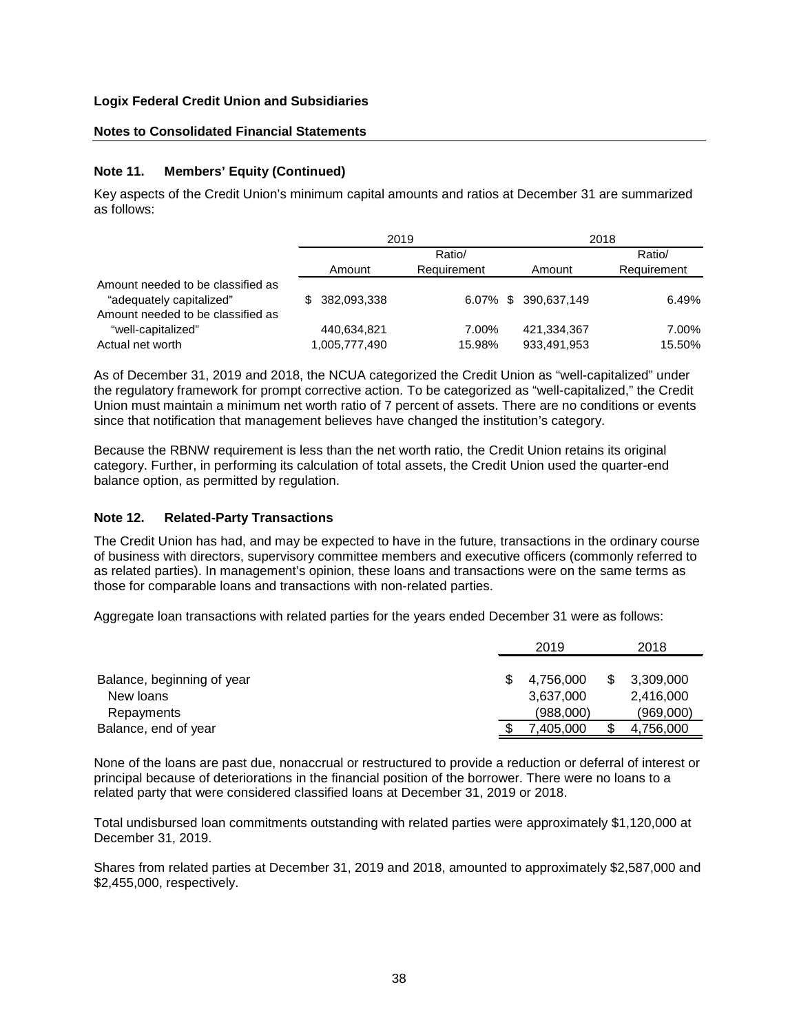**Logix Federal Credit Union and Subsidiaries**

**Notes to Consolidated Financial Statements**

### Note 11. Members' Equity (Continued)

Key aspects of the Credit Union's minimum capital amounts and ratios at December 31 are summarized as follows:

| | 2019 | | 2018 | |
|---|---|---|---|---|
| | Amount | Ratio/ Requirement | Amount | Ratio/ Requirement |
| Amount needed to be classified as "adequately capitalized" | $ 382,093,338 | 6.07% | $ 390,637,149 | 6.49% |
| Amount needed to be classified as "well-capitalized" | 440,634,821 | 7.00% | 421,334,367 | 7.00% |
| Actual net worth | 1,005,777,490 | 15.98% | 933,491,953 | 15.50% |

As of December 31, 2019 and 2018, the NCUA categorized the Credit Union as "well-capitalized" under the regulatory framework for prompt corrective action. To be categorized as "well-capitalized," the Credit Union must maintain a minimum net worth ratio of 7 percent of assets. There are no conditions or events since that notification that management believes have changed the institution's category.

Because the RBNW requirement is less than the net worth ratio, the Credit Union retains its original category. Further, in performing its calculation of total assets, the Credit Union used the quarter-end balance option, as permitted by regulation.

### Note 12. Related-Party Transactions

The Credit Union has had, and may be expected to have in the future, transactions in the ordinary course of business with directors, supervisory committee members and executive officers (commonly referred to as related parties). In management's opinion, these loans and transactions were on the same terms as those for comparable loans and transactions with non-related parties.

Aggregate loan transactions with related parties for the years ended December 31 were as follows:

| | 2019 | 2018 |
|---|---|---|
| Balance, beginning of year | $ 4,756,000 | $ 3,309,000 |
| New loans | 3,637,000 | 2,416,000 |
| Repayments | (988,000) | (969,000) |
| Balance, end of year | $ 7,405,000 | $ 4,756,000 |

None of the loans are past due, nonaccrual or restructured to provide a reduction or deferral of interest or principal because of deteriorations in the financial position of the borrower. There were no loans to a related party that were considered classified loans at December 31, 2019 or 2018.

Total undisbursed loan commitments outstanding with related parties were approximately $1,120,000 at December 31, 2019.

Shares from related parties at December 31, 2019 and 2018, amounted to approximately $2,587,000 and $2,455,000, respectively.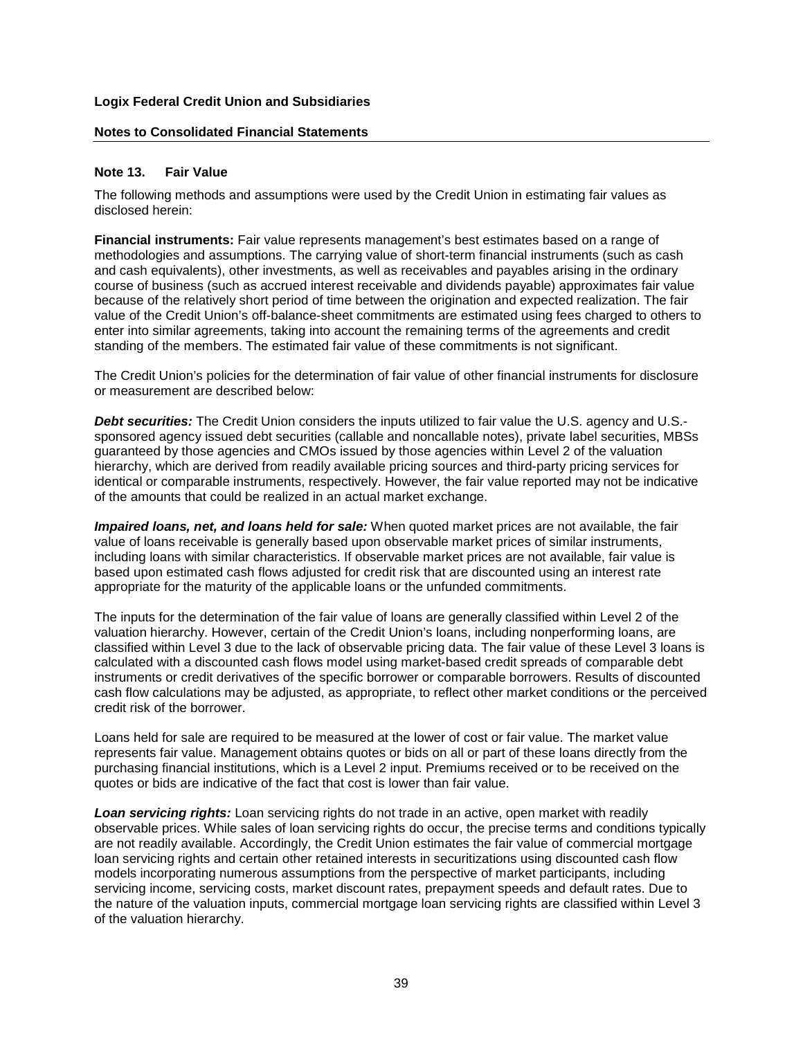## Note 13. Fair Value

The following methods and assumptions were used by the Credit Union in estimating fair values as disclosed herein:

**Financial instruments:** Fair value represents management's best estimates based on a range of methodologies and assumptions. The carrying value of short-term financial instruments (such as cash and cash equivalents), other investments, as well as receivables and payables arising in the ordinary course of business (such as accrued interest receivable and dividends payable) approximates fair value because of the relatively short period of time between the origination and expected realization. The fair value of the Credit Union's off-balance-sheet commitments are estimated using fees charged to others to enter into similar agreements, taking into account the remaining terms of the agreements and credit standing of the members. The estimated fair value of these commitments is not significant.

The Credit Union's policies for the determination of fair value of other financial instruments for disclosure or measurement are described below:

***Debt securities:*** The Credit Union considers the inputs utilized to fair value the U.S. agency and U.S.-sponsored agency issued debt securities (callable and noncallable notes), private label securities, MBSs guaranteed by those agencies and CMOs issued by those agencies within Level 2 of the valuation hierarchy, which are derived from readily available pricing sources and third-party pricing services for identical or comparable instruments, respectively. However, the fair value reported may not be indicative of the amounts that could be realized in an actual market exchange.

***Impaired loans, net, and loans held for sale:*** When quoted market prices are not available, the fair value of loans receivable is generally based upon observable market prices of similar instruments, including loans with similar characteristics. If observable market prices are not available, fair value is based upon estimated cash flows adjusted for credit risk that are discounted using an interest rate appropriate for the maturity of the applicable loans or the unfunded commitments.

The inputs for the determination of the fair value of loans are generally classified within Level 2 of the valuation hierarchy. However, certain of the Credit Union's loans, including nonperforming loans, are classified within Level 3 due to the lack of observable pricing data. The fair value of these Level 3 loans is calculated with a discounted cash flows model using market-based credit spreads of comparable debt instruments or credit derivatives of the specific borrower or comparable borrowers. Results of discounted cash flow calculations may be adjusted, as appropriate, to reflect other market conditions or the perceived credit risk of the borrower.

Loans held for sale are required to be measured at the lower of cost or fair value. The market value represents fair value. Management obtains quotes or bids on all or part of these loans directly from the purchasing financial institutions, which is a Level 2 input. Premiums received or to be received on the quotes or bids are indicative of the fact that cost is lower than fair value.

***Loan servicing rights:*** Loan servicing rights do not trade in an active, open market with readily observable prices. While sales of loan servicing rights do occur, the precise terms and conditions typically are not readily available. Accordingly, the Credit Union estimates the fair value of commercial mortgage loan servicing rights and certain other retained interests in securitizations using discounted cash flow models incorporating numerous assumptions from the perspective of market participants, including servicing income, servicing costs, market discount rates, prepayment speeds and default rates. Due to the nature of the valuation inputs, commercial mortgage loan servicing rights are classified within Level 3 of the valuation hierarchy.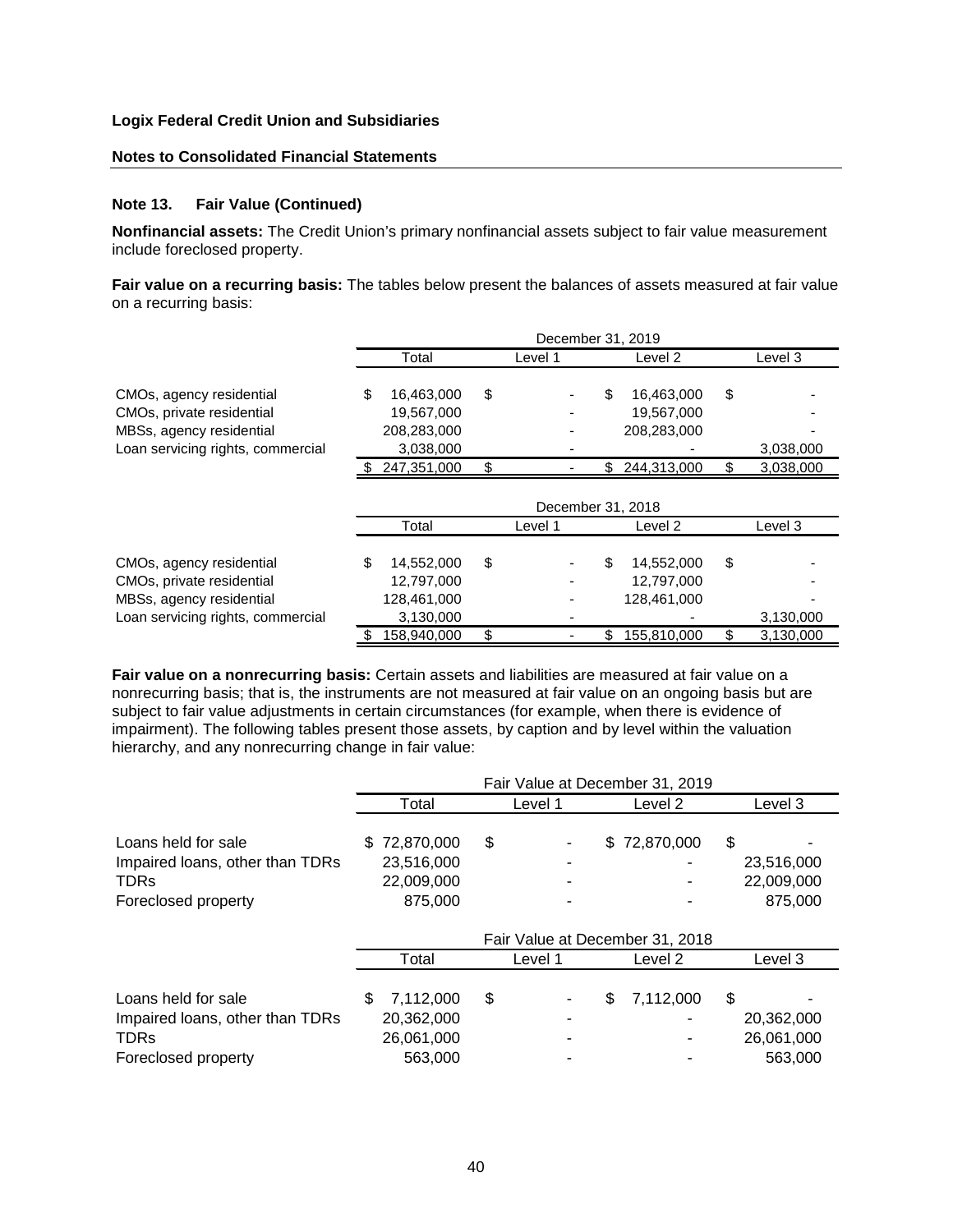**Logix Federal Credit Union and Subsidiaries**

**Notes to Consolidated Financial Statements**

**Note 13. Fair Value (Continued)**

**Nonfinancial assets:** The Credit Union's primary nonfinancial assets subject to fair value measurement include foreclosed property.

**Fair value on a recurring basis:** The tables below present the balances of assets measured at fair value on a recurring basis:

| | December 31, 2019 | | | |
|---|---|---|---|---|
| | Total | Level 1 | Level 2 | Level 3 |
| CMOs, agency residential | $ 16,463,000 | $ - | $ 16,463,000 | $ - |
| CMOs, private residential | 19,567,000 | - | 19,567,000 | - |
| MBSs, agency residential | 208,283,000 | - | 208,283,000 | - |
| Loan servicing rights, commercial | 3,038,000 | - | - | 3,038,000 |
| | $ 247,351,000 | $ - | $ 244,313,000 | $ 3,038,000 |

| | December 31, 2018 | | | |
|---|---|---|---|---|
| | Total | Level 1 | Level 2 | Level 3 |
| CMOs, agency residential | $ 14,552,000 | $ - | $ 14,552,000 | $ - |
| CMOs, private residential | 12,797,000 | - | 12,797,000 | - |
| MBSs, agency residential | 128,461,000 | - | 128,461,000 | - |
| Loan servicing rights, commercial | 3,130,000 | - | - | 3,130,000 |
| | $ 158,940,000 | $ - | $ 155,810,000 | $ 3,130,000 |

**Fair value on a nonrecurring basis:** Certain assets and liabilities are measured at fair value on a nonrecurring basis; that is, the instruments are not measured at fair value on an ongoing basis but are subject to fair value adjustments in certain circumstances (for example, when there is evidence of impairment). The following tables present those assets, by caption and by level within the valuation hierarchy, and any nonrecurring change in fair value:

| | Fair Value at December 31, 2019 | | | |
|---|---|---|---|---|
| | Total | Level 1 | Level 2 | Level 3 |
| Loans held for sale | $ 72,870,000 | $ - | $ 72,870,000 | $ - |
| Impaired loans, other than TDRs | 23,516,000 | - | - | 23,516,000 |
| TDRs | 22,009,000 | - | - | 22,009,000 |
| Foreclosed property | 875,000 | - | - | 875,000 |

| | Fair Value at December 31, 2018 | | | |
|---|---|---|---|---|
| | Total | Level 1 | Level 2 | Level 3 |
| Loans held for sale | $ 7,112,000 | $ - | $ 7,112,000 | $ - |
| Impaired loans, other than TDRs | 20,362,000 | - | - | 20,362,000 |
| TDRs | 26,061,000 | - | - | 26,061,000 |
| Foreclosed property | 563,000 | - | - | 563,000 |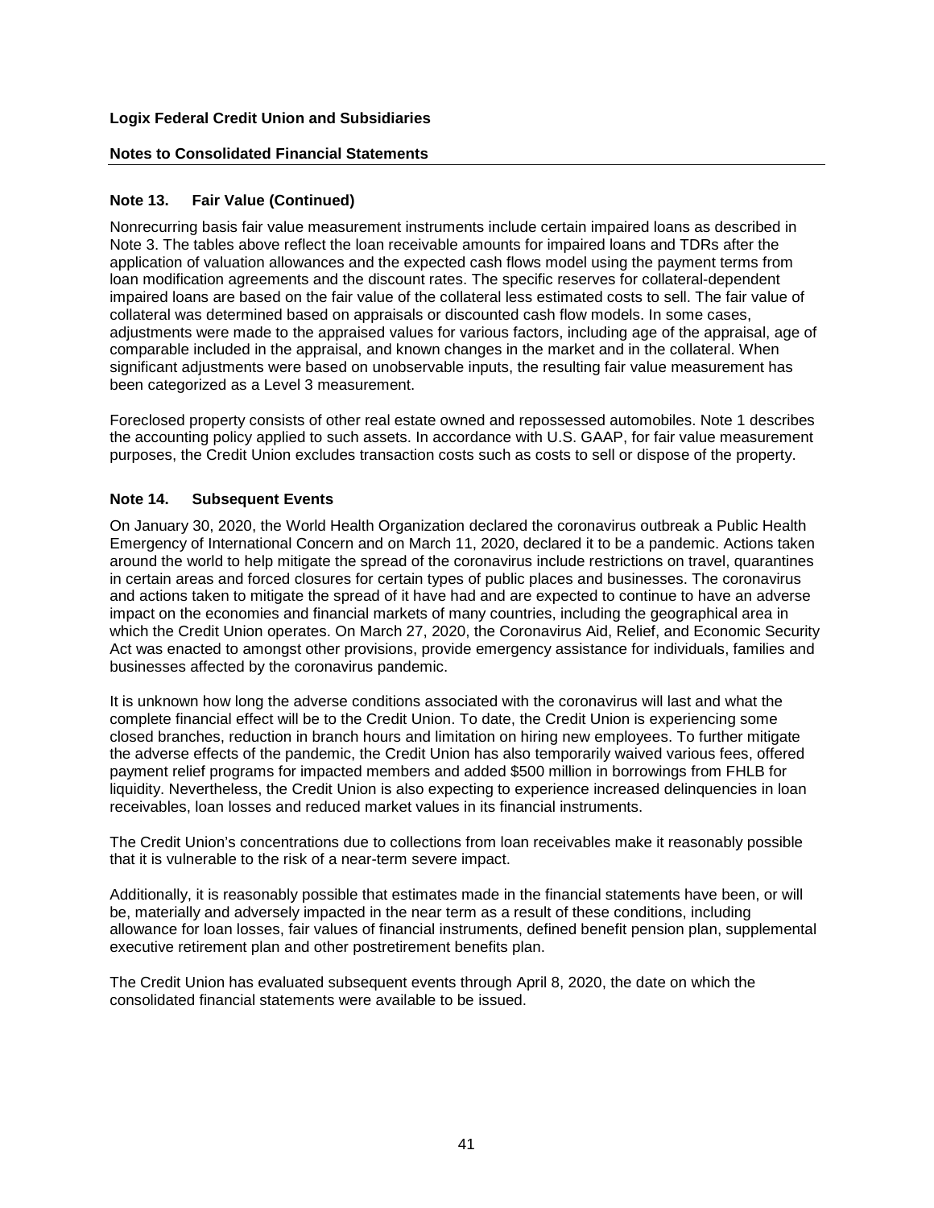**Logix Federal Credit Union and Subsidiaries**

**Notes to Consolidated Financial Statements**

### Note 13. Fair Value (Continued)

Nonrecurring basis fair value measurement instruments include certain impaired loans as described in Note 3. The tables above reflect the loan receivable amounts for impaired loans and TDRs after the application of valuation allowances and the expected cash flows model using the payment terms from loan modification agreements and the discount rates. The specific reserves for collateral-dependent impaired loans are based on the fair value of the collateral less estimated costs to sell. The fair value of collateral was determined based on appraisals or discounted cash flow models. In some cases, adjustments were made to the appraised values for various factors, including age of the appraisal, age of comparable included in the appraisal, and known changes in the market and in the collateral. When significant adjustments were based on unobservable inputs, the resulting fair value measurement has been categorized as a Level 3 measurement.

Foreclosed property consists of other real estate owned and repossessed automobiles. Note 1 describes the accounting policy applied to such assets. In accordance with U.S. GAAP, for fair value measurement purposes, the Credit Union excludes transaction costs such as costs to sell or dispose of the property.

### Note 14. Subsequent Events

On January 30, 2020, the World Health Organization declared the coronavirus outbreak a Public Health Emergency of International Concern and on March 11, 2020, declared it to be a pandemic. Actions taken around the world to help mitigate the spread of the coronavirus include restrictions on travel, quarantines in certain areas and forced closures for certain types of public places and businesses. The coronavirus and actions taken to mitigate the spread of it have had and are expected to continue to have an adverse impact on the economies and financial markets of many countries, including the geographical area in which the Credit Union operates. On March 27, 2020, the Coronavirus Aid, Relief, and Economic Security Act was enacted to amongst other provisions, provide emergency assistance for individuals, families and businesses affected by the coronavirus pandemic.

It is unknown how long the adverse conditions associated with the coronavirus will last and what the complete financial effect will be to the Credit Union. To date, the Credit Union is experiencing some closed branches, reduction in branch hours and limitation on hiring new employees. To further mitigate the adverse effects of the pandemic, the Credit Union has also temporarily waived various fees, offered payment relief programs for impacted members and added $500 million in borrowings from FHLB for liquidity. Nevertheless, the Credit Union is also expecting to experience increased delinquencies in loan receivables, loan losses and reduced market values in its financial instruments.

The Credit Union's concentrations due to collections from loan receivables make it reasonably possible that it is vulnerable to the risk of a near-term severe impact.

Additionally, it is reasonably possible that estimates made in the financial statements have been, or will be, materially and adversely impacted in the near term as a result of these conditions, including allowance for loan losses, fair values of financial instruments, defined benefit pension plan, supplemental executive retirement plan and other postretirement benefits plan.

The Credit Union has evaluated subsequent events through April 8, 2020, the date on which the consolidated financial statements were available to be issued.